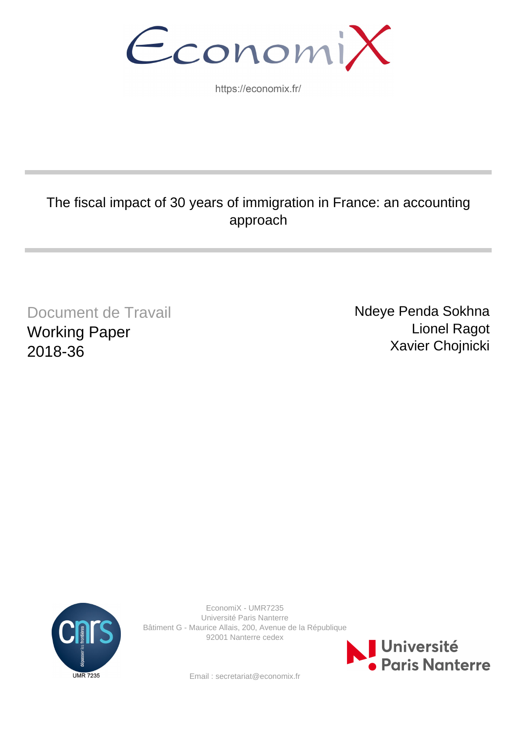EconomiX

https://economix.fr/

# The fiscal impact of 30 years of immigration in France: an accounting approach

Document de Travail
Working Paper
2018-36

Ndeye Penda Sokhna
Lionel Ragot
Xavier Chojnicki

EconomiX - UMR7235
Université Paris Nanterre
Bâtiment G - Maurice Allais, 200, Avenue de la République
92001 Nanterre cedex

Email : secretariat@economix.fr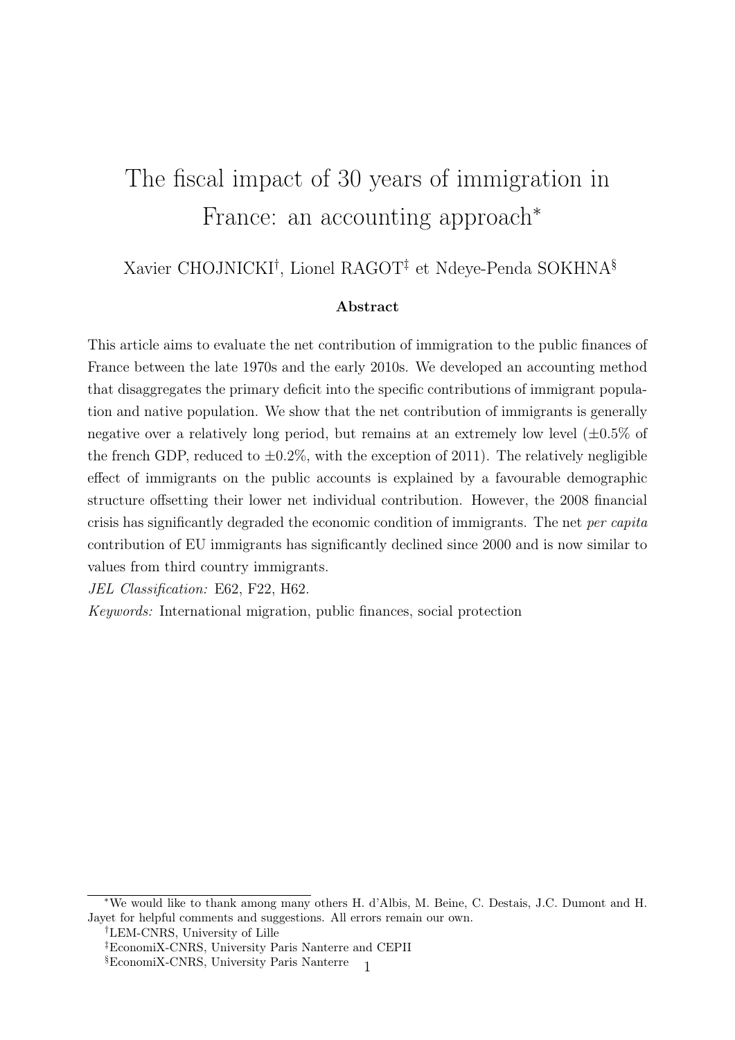# The fiscal impact of 30 years of immigration in France: an accounting approach*

Xavier CHOJNICKI[†], Lionel RAGOT[‡] et Ndeye-Penda SOKHNA[§]

**Abstract**

This article aims to evaluate the net contribution of immigration to the public finances of France between the late 1970s and the early 2010s. We developed an accounting method that disaggregates the primary deficit into the specific contributions of immigrant population and native population. We show that the net contribution of immigrants is generally negative over a relatively long period, but remains at an extremely low level (±0.5% of the french GDP, reduced to ±0.2%, with the exception of 2011). The relatively negligible effect of immigrants on the public accounts is explained by a favourable demographic structure offsetting their lower net individual contribution. However, the 2008 financial crisis has significantly degraded the economic condition of immigrants. The net *per capita* contribution of EU immigrants has significantly declined since 2000 and is now similar to values from third country immigrants.

*JEL Classification:* E62, F22, H62.

*Keywords:* International migration, public finances, social protection

---

*We would like to thank among many others H. d'Albis, M. Beine, C. Destais, J.C. Dumont and H. Jayet for helpful comments and suggestions. All errors remain our own.

[†]LEM-CNRS, University of Lille

[‡]EconomiX-CNRS, University Paris Nanterre and CEPII

[§]EconomiX-CNRS, University Paris Nanterre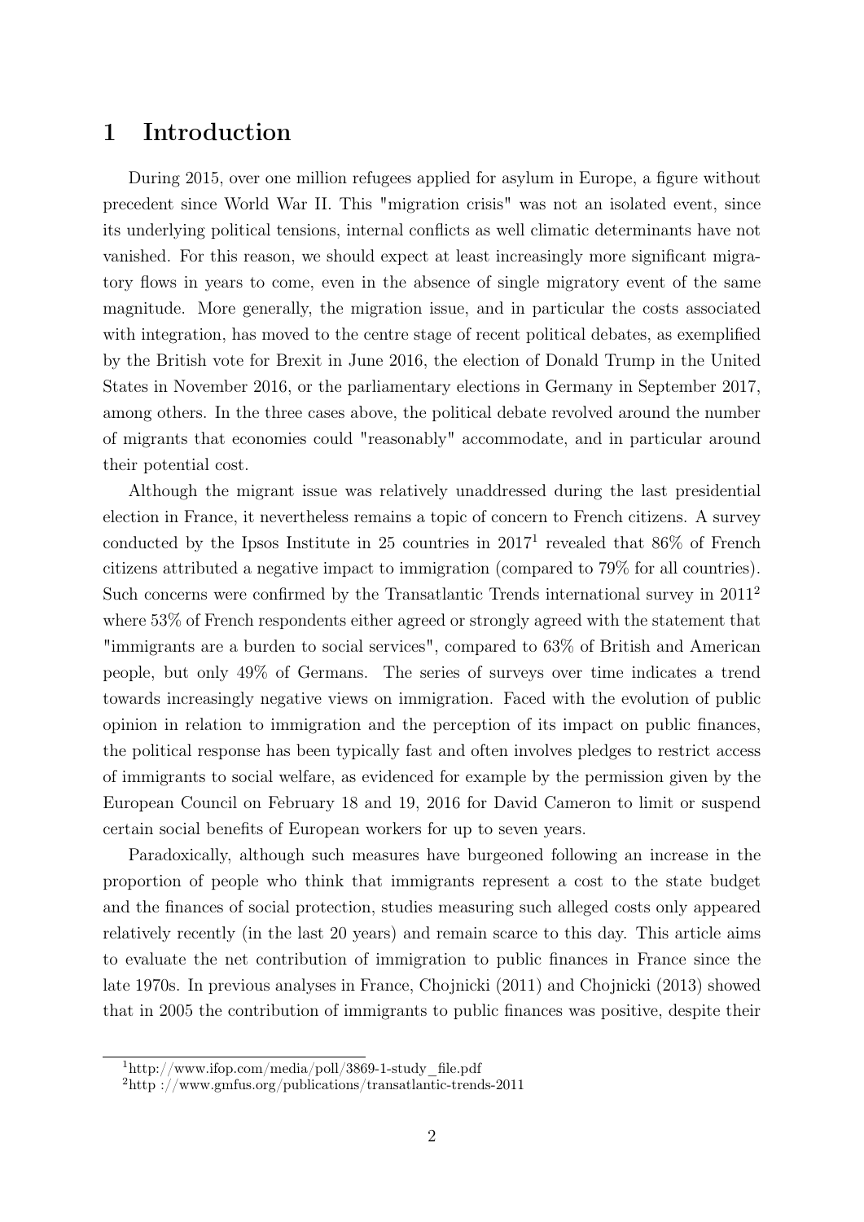# 1 Introduction

During 2015, over one million refugees applied for asylum in Europe, a figure without precedent since World War II. This "migration crisis" was not an isolated event, since its underlying political tensions, internal conflicts as well climatic determinants have not vanished. For this reason, we should expect at least increasingly more significant migratory flows in years to come, even in the absence of single migratory event of the same magnitude. More generally, the migration issue, and in particular the costs associated with integration, has moved to the centre stage of recent political debates, as exemplified by the British vote for Brexit in June 2016, the election of Donald Trump in the United States in November 2016, or the parliamentary elections in Germany in September 2017, among others. In the three cases above, the political debate revolved around the number of migrants that economies could "reasonably" accommodate, and in particular around their potential cost.

Although the migrant issue was relatively unaddressed during the last presidential election in France, it nevertheless remains a topic of concern to French citizens. A survey conducted by the Ipsos Institute in 25 countries in 2017[1] revealed that 86% of French citizens attributed a negative impact to immigration (compared to 79% for all countries). Such concerns were confirmed by the Transatlantic Trends international survey in 2011[2] where 53% of French respondents either agreed or strongly agreed with the statement that "immigrants are a burden to social services", compared to 63% of British and American people, but only 49% of Germans. The series of surveys over time indicates a trend towards increasingly negative views on immigration. Faced with the evolution of public opinion in relation to immigration and the perception of its impact on public finances, the political response has been typically fast and often involves pledges to restrict access of immigrants to social welfare, as evidenced for example by the permission given by the European Council on February 18 and 19, 2016 for David Cameron to limit or suspend certain social benefits of European workers for up to seven years.

Paradoxically, although such measures have burgeoned following an increase in the proportion of people who think that immigrants represent a cost to the state budget and the finances of social protection, studies measuring such alleged costs only appeared relatively recently (in the last 20 years) and remain scarce to this day. This article aims to evaluate the net contribution of immigration to public finances in France since the late 1970s. In previous analyses in France, Chojnicki (2011) and Chojnicki (2013) showed that in 2005 the contribution of immigrants to public finances was positive, despite their

[1] http://www.ifop.com/media/poll/3869-1-study_file.pdf

[2] http ://www.gmfus.org/publications/transatlantic-trends-2011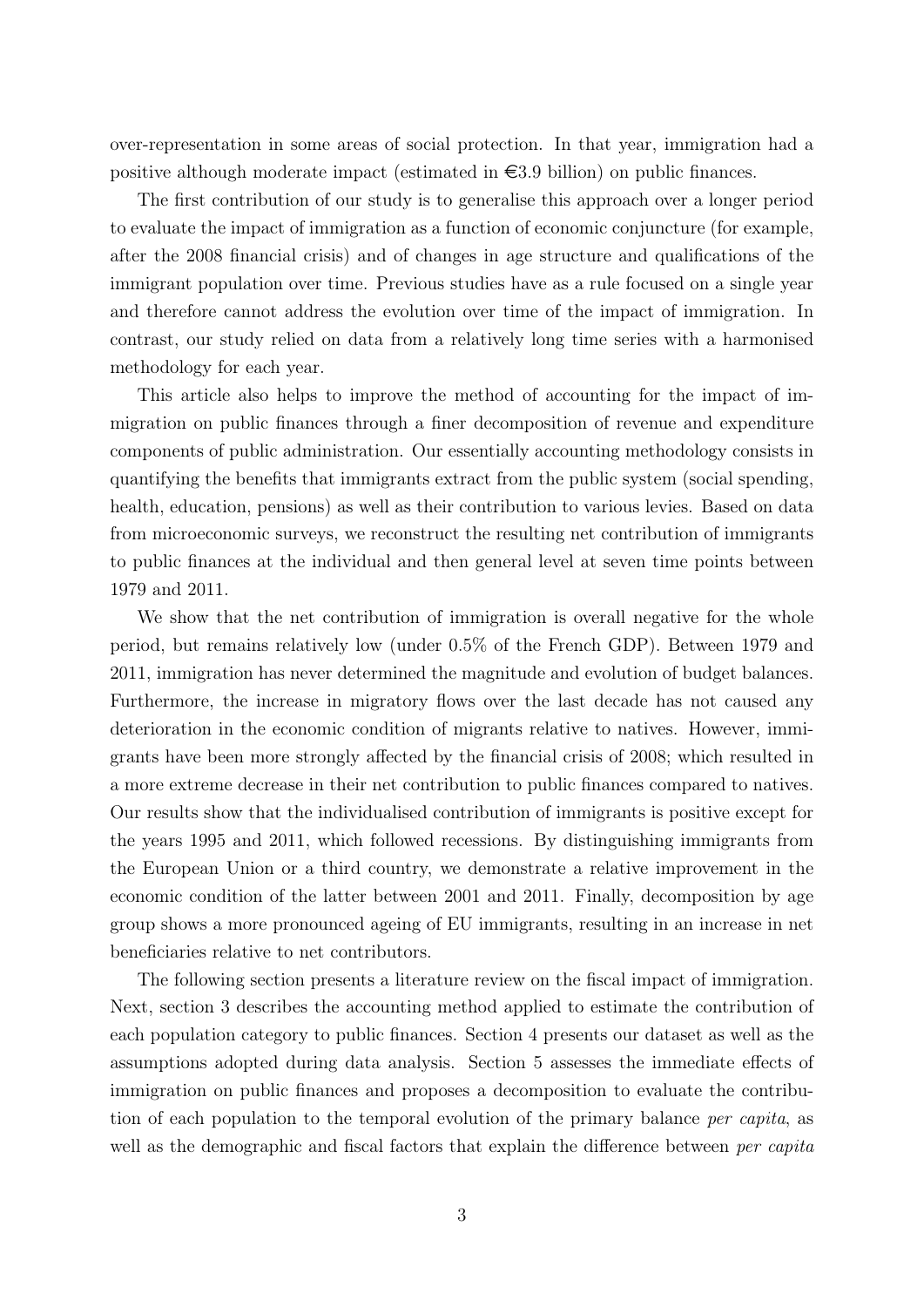over-representation in some areas of social protection. In that year, immigration had a positive although moderate impact (estimated in €3.9 billion) on public finances.

The first contribution of our study is to generalise this approach over a longer period to evaluate the impact of immigration as a function of economic conjuncture (for example, after the 2008 financial crisis) and of changes in age structure and qualifications of the immigrant population over time. Previous studies have as a rule focused on a single year and therefore cannot address the evolution over time of the impact of immigration. In contrast, our study relied on data from a relatively long time series with a harmonised methodology for each year.

This article also helps to improve the method of accounting for the impact of immigration on public finances through a finer decomposition of revenue and expenditure components of public administration. Our essentially accounting methodology consists in quantifying the benefits that immigrants extract from the public system (social spending, health, education, pensions) as well as their contribution to various levies. Based on data from microeconomic surveys, we reconstruct the resulting net contribution of immigrants to public finances at the individual and then general level at seven time points between 1979 and 2011.

We show that the net contribution of immigration is overall negative for the whole period, but remains relatively low (under 0.5% of the French GDP). Between 1979 and 2011, immigration has never determined the magnitude and evolution of budget balances. Furthermore, the increase in migratory flows over the last decade has not caused any deterioration in the economic condition of migrants relative to natives. However, immigrants have been more strongly affected by the financial crisis of 2008; which resulted in a more extreme decrease in their net contribution to public finances compared to natives. Our results show that the individualised contribution of immigrants is positive except for the years 1995 and 2011, which followed recessions. By distinguishing immigrants from the European Union or a third country, we demonstrate a relative improvement in the economic condition of the latter between 2001 and 2011. Finally, decomposition by age group shows a more pronounced ageing of EU immigrants, resulting in an increase in net beneficiaries relative to net contributors.

The following section presents a literature review on the fiscal impact of immigration. Next, section 3 describes the accounting method applied to estimate the contribution of each population category to public finances. Section 4 presents our dataset as well as the assumptions adopted during data analysis. Section 5 assesses the immediate effects of immigration on public finances and proposes a decomposition to evaluate the contribution of each population to the temporal evolution of the primary balance *per capita*, as well as the demographic and fiscal factors that explain the difference between *per capita*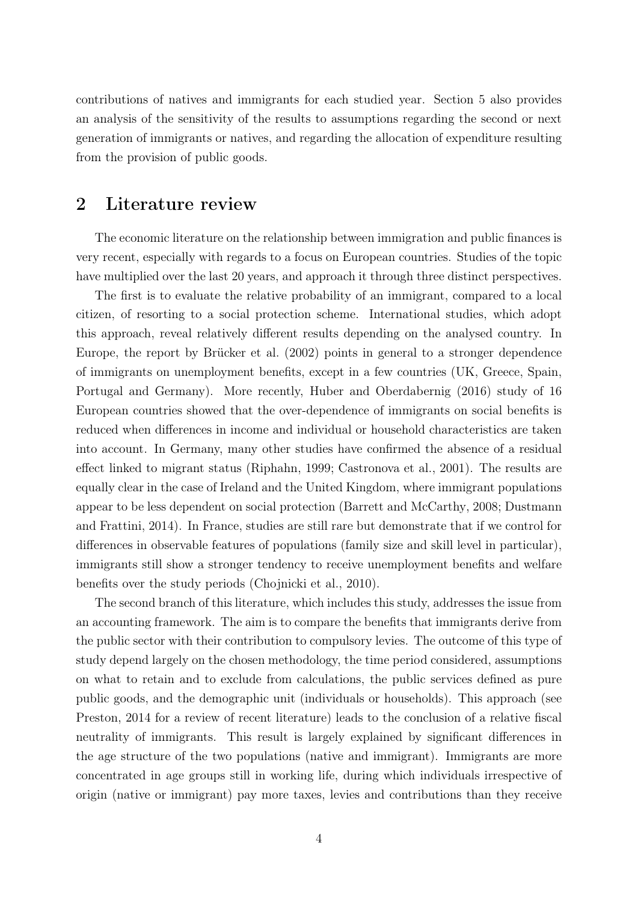contributions of natives and immigrants for each studied year. Section 5 also provides an analysis of the sensitivity of the results to assumptions regarding the second or next generation of immigrants or natives, and regarding the allocation of expenditure resulting from the provision of public goods.

## 2 Literature review

The economic literature on the relationship between immigration and public finances is very recent, especially with regards to a focus on European countries. Studies of the topic have multiplied over the last 20 years, and approach it through three distinct perspectives.

The first is to evaluate the relative probability of an immigrant, compared to a local citizen, of resorting to a social protection scheme. International studies, which adopt this approach, reveal relatively different results depending on the analysed country. In Europe, the report by Brücker et al. (2002) points in general to a stronger dependence of immigrants on unemployment benefits, except in a few countries (UK, Greece, Spain, Portugal and Germany). More recently, Huber and Oberdabernig (2016) study of 16 European countries showed that the over-dependence of immigrants on social benefits is reduced when differences in income and individual or household characteristics are taken into account. In Germany, many other studies have confirmed the absence of a residual effect linked to migrant status (Riphahn, 1999; Castronova et al., 2001). The results are equally clear in the case of Ireland and the United Kingdom, where immigrant populations appear to be less dependent on social protection (Barrett and McCarthy, 2008; Dustmann and Frattini, 2014). In France, studies are still rare but demonstrate that if we control for differences in observable features of populations (family size and skill level in particular), immigrants still show a stronger tendency to receive unemployment benefits and welfare benefits over the study periods (Chojnicki et al., 2010).

The second branch of this literature, which includes this study, addresses the issue from an accounting framework. The aim is to compare the benefits that immigrants derive from the public sector with their contribution to compulsory levies. The outcome of this type of study depend largely on the chosen methodology, the time period considered, assumptions on what to retain and to exclude from calculations, the public services defined as pure public goods, and the demographic unit (individuals or households). This approach (see Preston, 2014 for a review of recent literature) leads to the conclusion of a relative fiscal neutrality of immigrants. This result is largely explained by significant differences in the age structure of the two populations (native and immigrant). Immigrants are more concentrated in age groups still in working life, during which individuals irrespective of origin (native or immigrant) pay more taxes, levies and contributions than they receive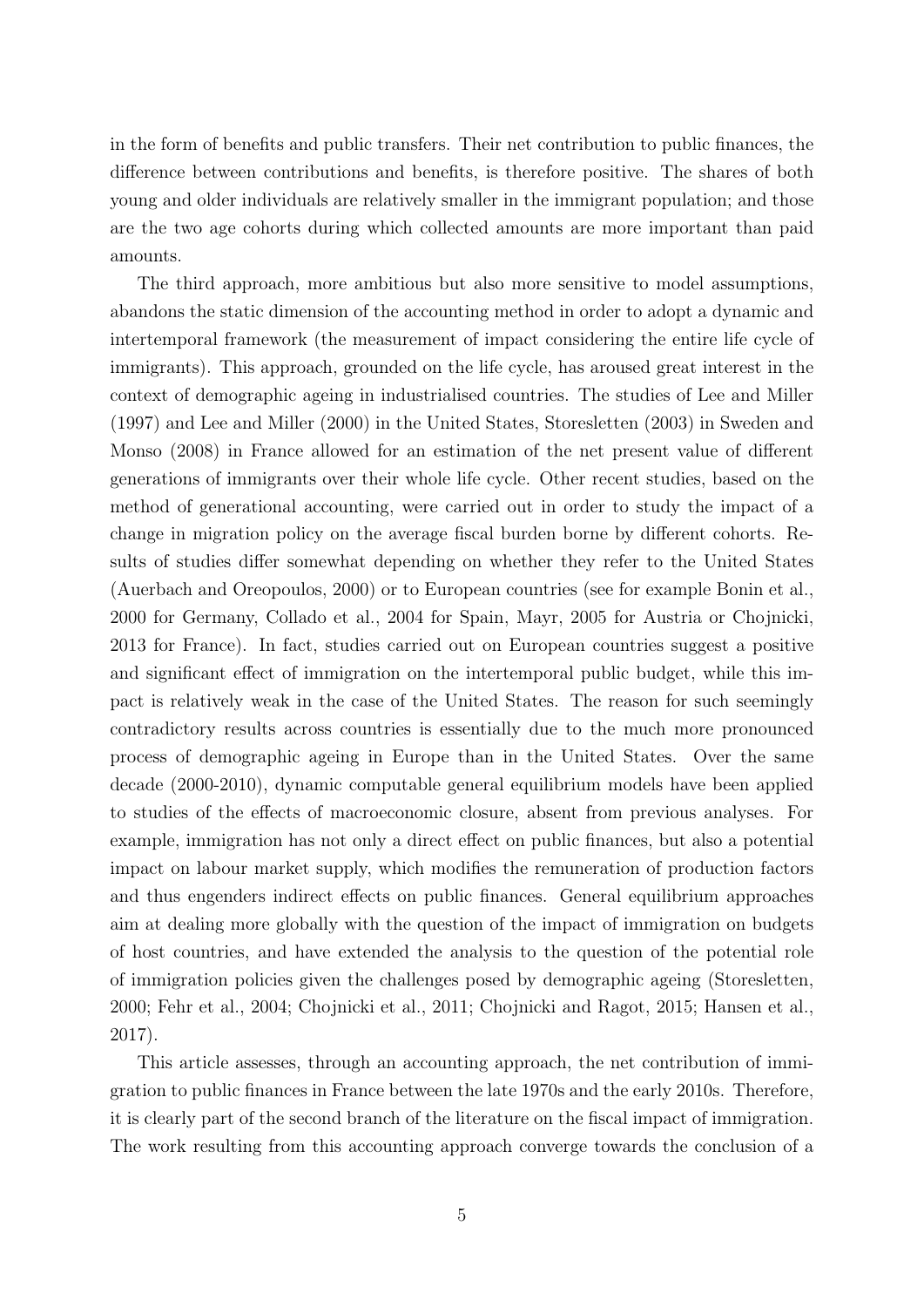in the form of benefits and public transfers. Their net contribution to public finances, the difference between contributions and benefits, is therefore positive. The shares of both young and older individuals are relatively smaller in the immigrant population; and those are the two age cohorts during which collected amounts are more important than paid amounts.

The third approach, more ambitious but also more sensitive to model assumptions, abandons the static dimension of the accounting method in order to adopt a dynamic and intertemporal framework (the measurement of impact considering the entire life cycle of immigrants). This approach, grounded on the life cycle, has aroused great interest in the context of demographic ageing in industrialised countries. The studies of Lee and Miller (1997) and Lee and Miller (2000) in the United States, Storesletten (2003) in Sweden and Monso (2008) in France allowed for an estimation of the net present value of different generations of immigrants over their whole life cycle. Other recent studies, based on the method of generational accounting, were carried out in order to study the impact of a change in migration policy on the average fiscal burden borne by different cohorts. Results of studies differ somewhat depending on whether they refer to the United States (Auerbach and Oreopoulos, 2000) or to European countries (see for example Bonin et al., 2000 for Germany, Collado et al., 2004 for Spain, Mayr, 2005 for Austria or Chojnicki, 2013 for France). In fact, studies carried out on European countries suggest a positive and significant effect of immigration on the intertemporal public budget, while this impact is relatively weak in the case of the United States. The reason for such seemingly contradictory results across countries is essentially due to the much more pronounced process of demographic ageing in Europe than in the United States. Over the same decade (2000-2010), dynamic computable general equilibrium models have been applied to studies of the effects of macroeconomic closure, absent from previous analyses. For example, immigration has not only a direct effect on public finances, but also a potential impact on labour market supply, which modifies the remuneration of production factors and thus engenders indirect effects on public finances. General equilibrium approaches aim at dealing more globally with the question of the impact of immigration on budgets of host countries, and have extended the analysis to the question of the potential role of immigration policies given the challenges posed by demographic ageing (Storesletten, 2000; Fehr et al., 2004; Chojnicki et al., 2011; Chojnicki and Ragot, 2015; Hansen et al., 2017).

This article assesses, through an accounting approach, the net contribution of immigration to public finances in France between the late 1970s and the early 2010s. Therefore, it is clearly part of the second branch of the literature on the fiscal impact of immigration. The work resulting from this accounting approach converge towards the conclusion of a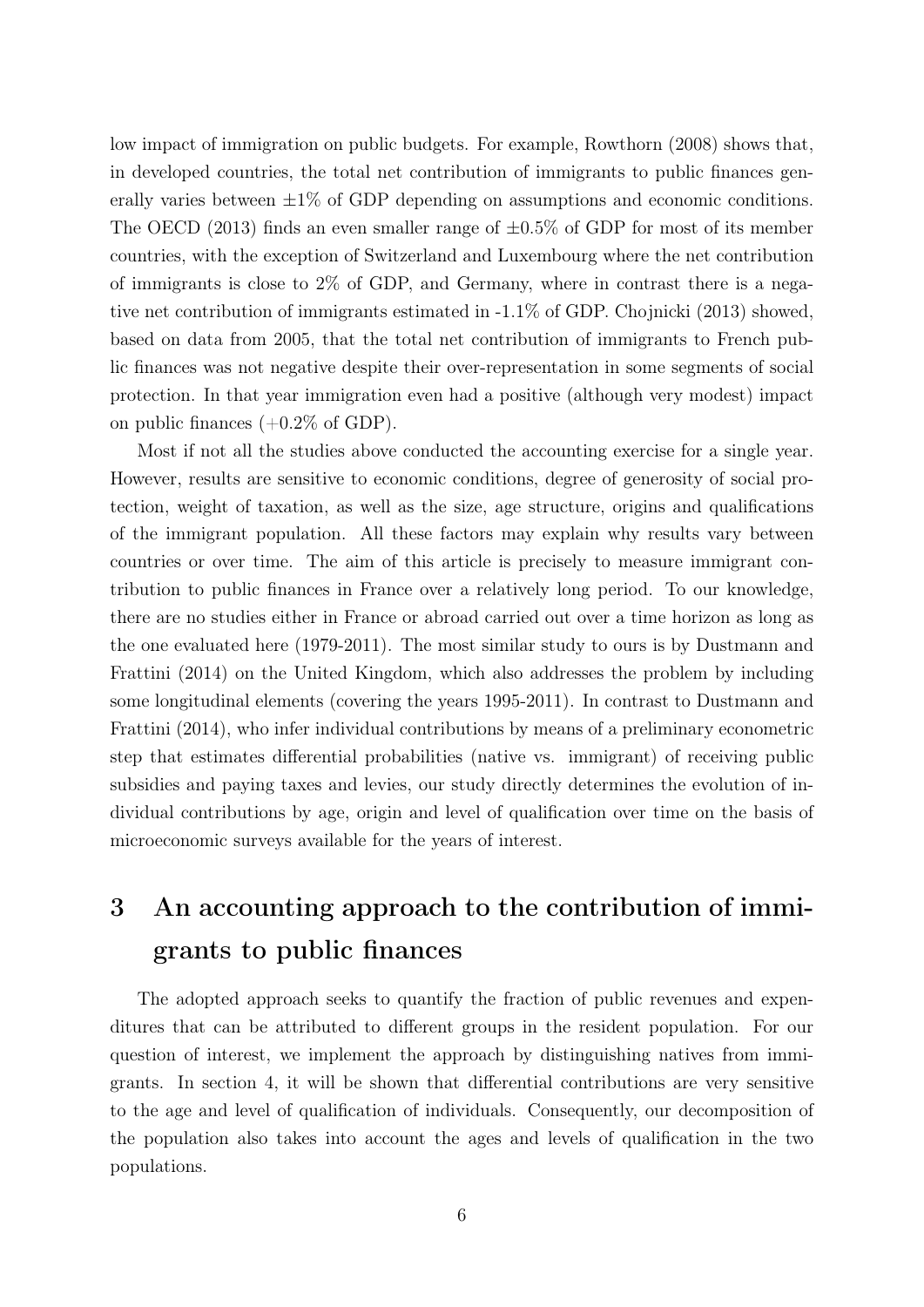low impact of immigration on public budgets. For example, Rowthorn (2008) shows that, in developed countries, the total net contribution of immigrants to public finances generally varies between $\pm 1\%$ of GDP depending on assumptions and economic conditions. The OECD (2013) finds an even smaller range of $\pm 0.5\%$ of GDP for most of its member countries, with the exception of Switzerland and Luxembourg where the net contribution of immigrants is close to 2% of GDP, and Germany, where in contrast there is a negative net contribution of immigrants estimated in -1.1% of GDP. Chojnicki (2013) showed, based on data from 2005, that the total net contribution of immigrants to French public finances was not negative despite their over-representation in some segments of social protection. In that year immigration even had a positive (although very modest) impact on public finances (+0.2% of GDP).

Most if not all the studies above conducted the accounting exercise for a single year. However, results are sensitive to economic conditions, degree of generosity of social protection, weight of taxation, as well as the size, age structure, origins and qualifications of the immigrant population. All these factors may explain why results vary between countries or over time. The aim of this article is precisely to measure immigrant contribution to public finances in France over a relatively long period. To our knowledge, there are no studies either in France or abroad carried out over a time horizon as long as the one evaluated here (1979-2011). The most similar study to ours is by Dustmann and Frattini (2014) on the United Kingdom, which also addresses the problem by including some longitudinal elements (covering the years 1995-2011). In contrast to Dustmann and Frattini (2014), who infer individual contributions by means of a preliminary econometric step that estimates differential probabilities (native vs. immigrant) of receiving public subsidies and paying taxes and levies, our study directly determines the evolution of individual contributions by age, origin and level of qualification over time on the basis of microeconomic surveys available for the years of interest.

# 3 An accounting approach to the contribution of immigrants to public finances

The adopted approach seeks to quantify the fraction of public revenues and expenditures that can be attributed to different groups in the resident population. For our question of interest, we implement the approach by distinguishing natives from immigrants. In section 4, it will be shown that differential contributions are very sensitive to the age and level of qualification of individuals. Consequently, our decomposition of the population also takes into account the ages and levels of qualification in the two populations.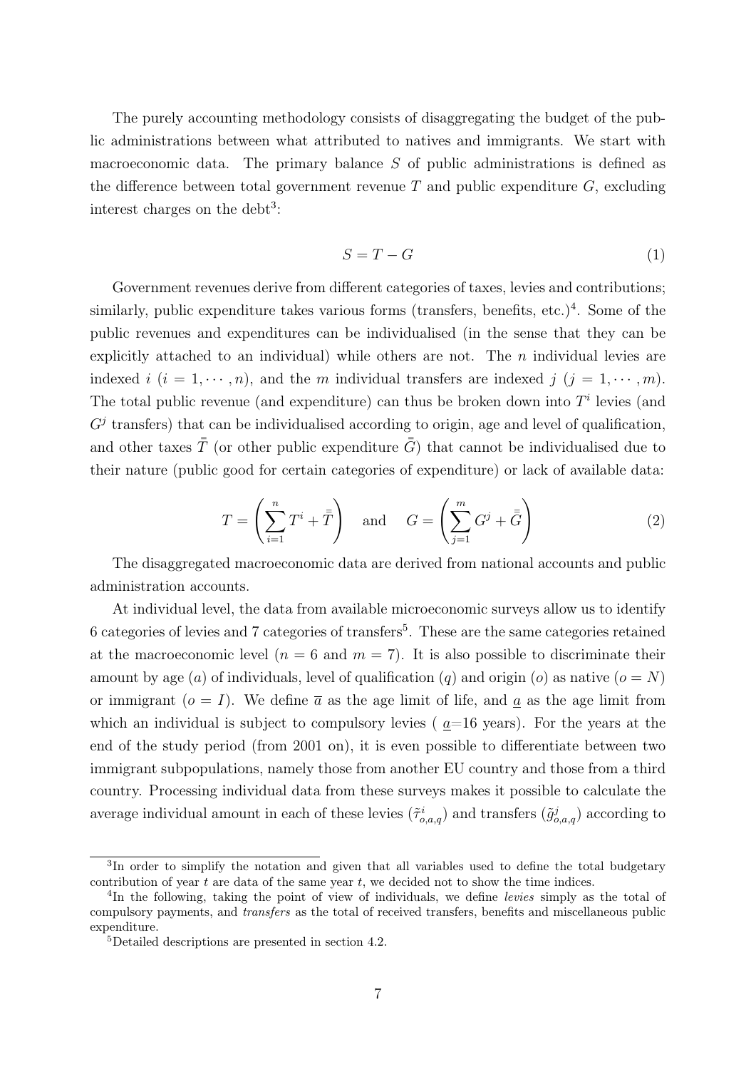The purely accounting methodology consists of disaggregating the budget of the public administrations between what attributed to natives and immigrants. We start with macroeconomic data. The primary balance $S$ of public administrations is defined as the difference between total government revenue $T$ and public expenditure $G$, excluding interest charges on the debt[3]:

$$S = T - G \tag{1}$$

Government revenues derive from different categories of taxes, levies and contributions; similarly, public expenditure takes various forms (transfers, benefits, etc.)[4]. Some of the public revenues and expenditures can be individualised (in the sense that they can be explicitly attached to an individual) while others are not. The $n$ individual levies are indexed $i$ ($i = 1, \cdots, n$), and the $m$ individual transfers are indexed $j$ ($j = 1, \cdots, m$). The total public revenue (and expenditure) can thus be broken down into $T^i$ levies (and $G^j$ transfers) that can be individualised according to origin, age and level of qualification, and other taxes $\bar{\bar{T}}$ (or other public expenditure $\bar{\bar{G}}$) that cannot be individualised due to their nature (public good for certain categories of expenditure) or lack of available data:

$$T = \left( \sum_{i=1}^{n} T^i + \bar{\bar{T}} \right) \quad \text{and} \quad G = \left( \sum_{j=1}^{m} G^j + \bar{\bar{G}} \right) \tag{2}$$

The disaggregated macroeconomic data are derived from national accounts and public administration accounts.

At individual level, the data from available microeconomic surveys allow us to identify 6 categories of levies and 7 categories of transfers[5]. These are the same categories retained at the macroeconomic level ($n = 6$ and $m = 7$). It is also possible to discriminate their amount by age ($a$) of individuals, level of qualification ($q$) and origin ($o$) as native ($o = N$) or immigrant ($o = I$). We define $\overline{a}$ as the age limit of life, and $\underline{a}$ as the age limit from which an individual is subject to compulsory levies ( $\underline{a}$=16 years). For the years at the end of the study period (from 2001 on), it is even possible to differentiate between two immigrant subpopulations, namely those from another EU country and those from a third country. Processing individual data from these surveys makes it possible to calculate the average individual amount in each of these levies ($\tilde{\tau}^i_{o,a,q}$) and transfers ($\tilde{g}^j_{o,a,q}$) according to

---

[3] In order to simplify the notation and given that all variables used to define the total budgetary contribution of year $t$ are data of the same year $t$, we decided not to show the time indices.

[4] In the following, taking the point of view of individuals, we define *levies* simply as the total of compulsory payments, and *transfers* as the total of received transfers, benefits and miscellaneous public expenditure.

[5] Detailed descriptions are presented in section 4.2.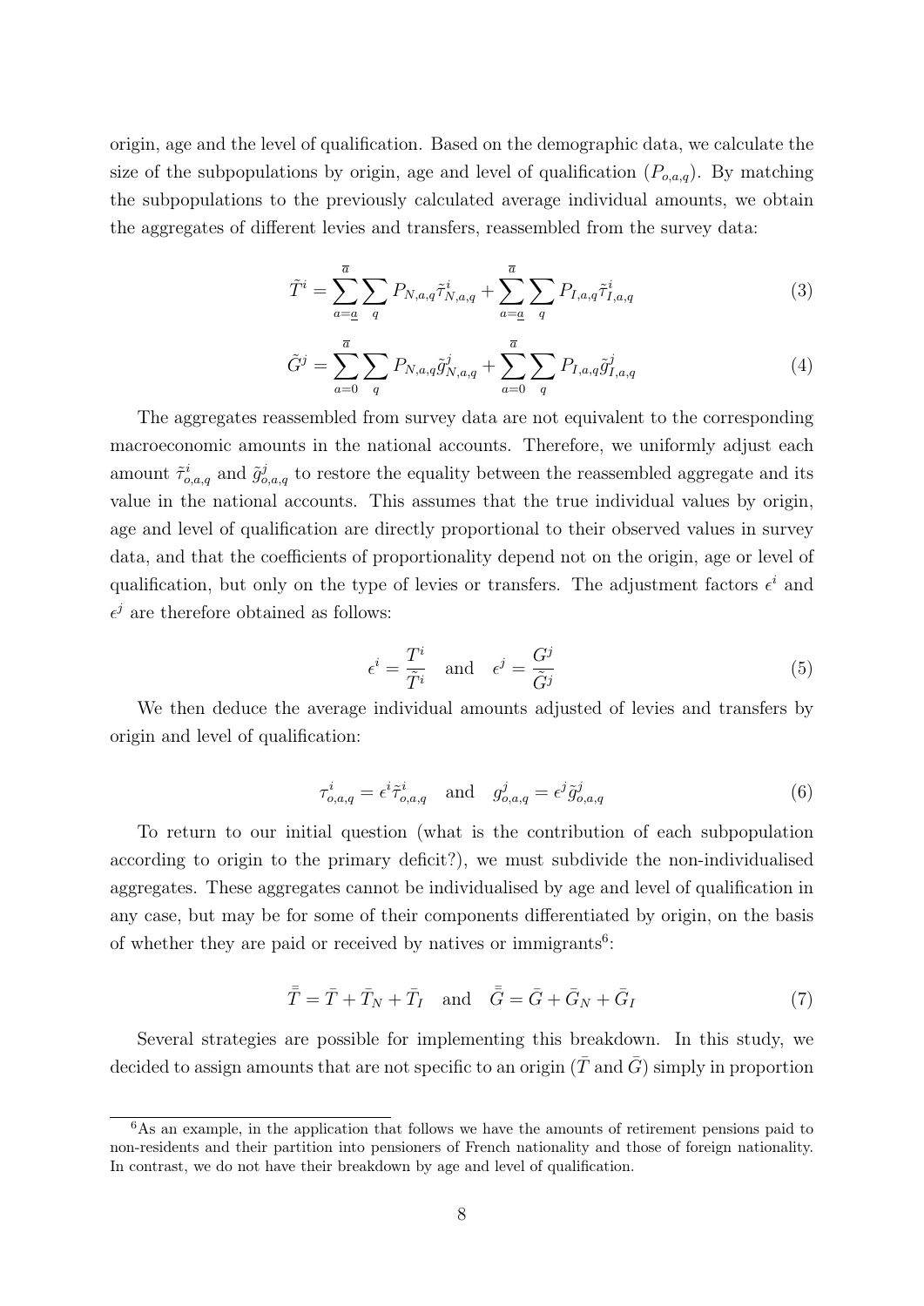origin, age and the level of qualification. Based on the demographic data, we calculate the size of the subpopulations by origin, age and level of qualification ($P_{o,a,q}$). By matching the subpopulations to the previously calculated average individual amounts, we obtain the aggregates of different levies and transfers, reassembled from the survey data:

$$\tilde{T}^i = \sum_{a=\underline{a}}^{\overline{a}} \sum_{q} P_{N,a,q} \tilde{\tau}^i_{N,a,q} + \sum_{a=\underline{a}}^{\overline{a}} \sum_{q} P_{I,a,q} \tilde{\tau}^i_{I,a,q} \tag{3}$$

$$\tilde{G}^j = \sum_{a=0}^{\overline{a}} \sum_{q} P_{N,a,q} \tilde{g}^j_{N,a,q} + \sum_{a=0}^{\overline{a}} \sum_{q} P_{I,a,q} \tilde{g}^j_{I,a,q} \tag{4}$$

The aggregates reassembled from survey data are not equivalent to the corresponding macroeconomic amounts in the national accounts. Therefore, we uniformly adjust each amount $\tilde{\tau}^i_{o,a,q}$ and $\tilde{g}^j_{o,a,q}$ to restore the equality between the reassembled aggregate and its value in the national accounts. This assumes that the true individual values by origin, age and level of qualification are directly proportional to their observed values in survey data, and that the coefficients of proportionality depend not on the origin, age or level of qualification, but only on the type of levies or transfers. The adjustment factors $\epsilon^i$ and $\epsilon^j$ are therefore obtained as follows:

$$\epsilon^i = \frac{T^i}{\tilde{T}^i} \quad \text{and} \quad \epsilon^j = \frac{G^j}{\tilde{G}^j} \tag{5}$$

We then deduce the average individual amounts adjusted of levies and transfers by origin and level of qualification:

$$\tau^i_{o,a,q} = \epsilon^i \tilde{\tau}^i_{o,a,q} \quad \text{and} \quad g^j_{o,a,q} = \epsilon^j \tilde{g}^j_{o,a,q} \tag{6}$$

To return to our initial question (what is the contribution of each subpopulation according to origin to the primary deficit?), we must subdivide the non-individualised aggregates. These aggregates cannot be individualised by age and level of qualification in any case, but may be for some of their components differentiated by origin, on the basis of whether they are paid or received by natives or immigrants[6]:

$$\bar{\bar{T}} = \bar{T} + \bar{T}_N + \bar{T}_I \quad \text{and} \quad \bar{\bar{G}} = \bar{G} + \bar{G}_N + \bar{G}_I \tag{7}$$

Several strategies are possible for implementing this breakdown. In this study, we decided to assign amounts that are not specific to an origin ($\bar{T}$ and $\bar{G}$) simply in proportion

[6] As an example, in the application that follows we have the amounts of retirement pensions paid to non-residents and their partition into pensioners of French nationality and those of foreign nationality. In contrast, we do not have their breakdown by age and level of qualification.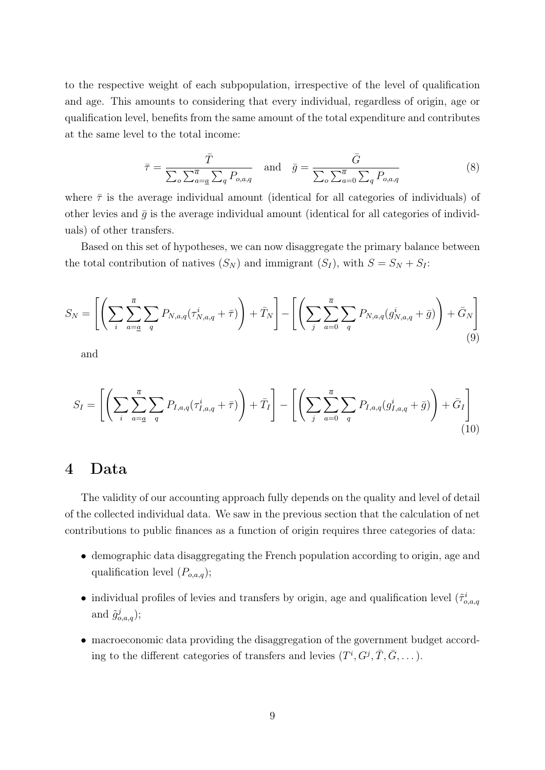to the respective weight of each subpopulation, irrespective of the level of qualification and age. This amounts to considering that every individual, regardless of origin, age or qualification level, benefits from the same amount of the total expenditure and contributes at the same level to the total income:

$$\bar{\tau} = \frac{\bar{T}}{\sum_o \sum_{a=\underline{a}}^{\overline{a}} \sum_q P_{o,a,q}} \quad \text{and} \quad \bar{g} = \frac{\bar{G}}{\sum_o \sum_{a=0}^{\overline{a}} \sum_q P_{o,a,q}} \tag{8}$$

where $\bar{\tau}$ is the average individual amount (identical for all categories of individuals) of other levies and $\bar{g}$ is the average individual amount (identical for all categories of individuals) of other transfers.

Based on this set of hypotheses, we can now disaggregate the primary balance between the total contribution of natives ($S_N$) and immigrant ($S_I$), with $S = S_N + S_I$:

$$S_N = \left[ \left( \sum_i \sum_{a=\underline{a}}^{\overline{a}} \sum_q P_{N,a,q}(\tau^i_{N,a,q} + \bar{\tau}) \right) + \bar{T}_N \right] - \left[ \left( \sum_j \sum_{a=0}^{\overline{a}} \sum_q P_{N,a,q}(g^i_{N,a,q} + \bar{g}) \right) + \bar{G}_N \right] \tag{9}$$

and

$$S_I = \left[ \left( \sum_i \sum_{a=\underline{a}}^{\overline{a}} \sum_q P_{I,a,q}(\tau^i_{I,a,q} + \bar{\tau}) \right) + \bar{T}_I \right] - \left[ \left( \sum_j \sum_{a=0}^{\overline{a}} \sum_q P_{I,a,q}(g^i_{I,a,q} + \bar{g}) \right) + \bar{G}_I \right] \tag{10}$$

# 4 Data

The validity of our accounting approach fully depends on the quality and level of detail of the collected individual data. We saw in the previous section that the calculation of net contributions to public finances as a function of origin requires three categories of data:

- demographic data disaggregating the French population according to origin, age and qualification level ($P_{o,a,q}$);
- individual profiles of levies and transfers by origin, age and qualification level ($\tilde{\tau}^i_{o,a,q}$ and $\tilde{g}^j_{o,a,q}$);
- macroeconomic data providing the disaggregation of the government budget according to the different categories of transfers and levies ($T^i, G^j, \bar{T}, \bar{G}, \dots$).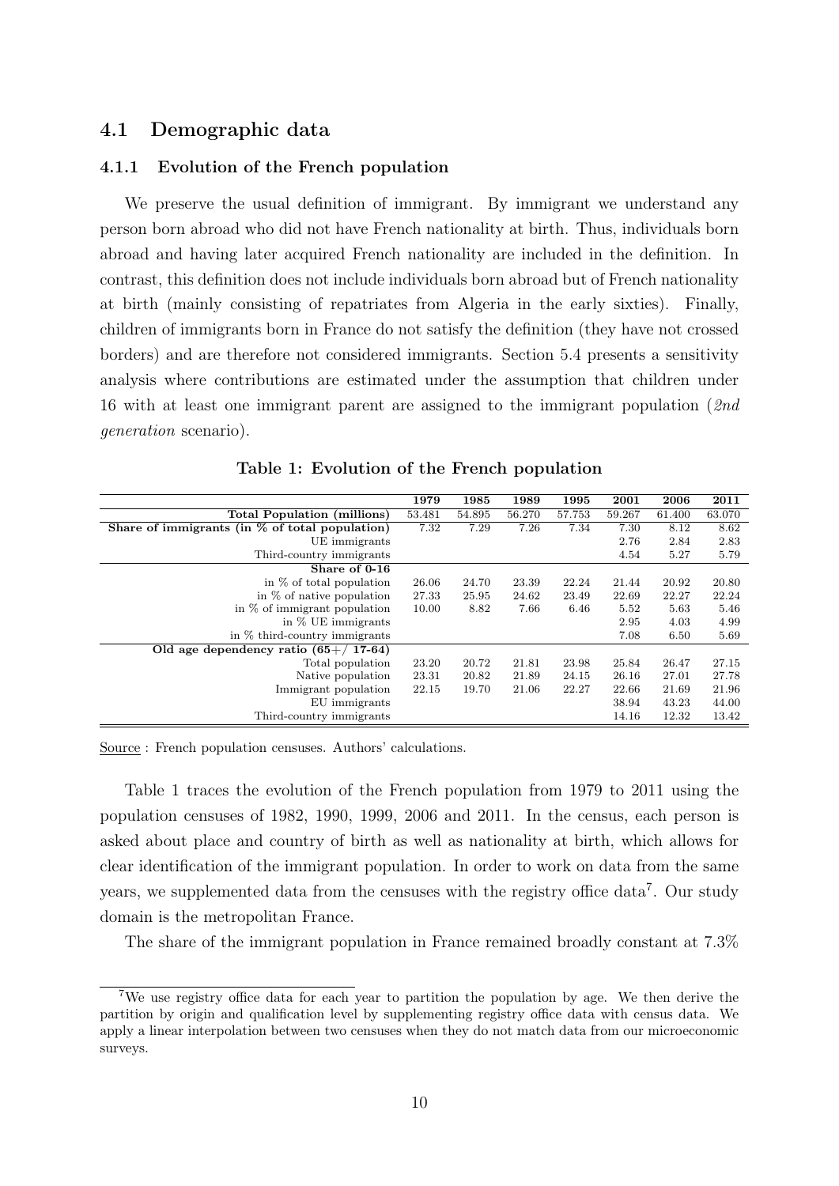## 4.1 Demographic data

### 4.1.1 Evolution of the French population

We preserve the usual definition of immigrant. By immigrant we understand any person born abroad who did not have French nationality at birth. Thus, individuals born abroad and having later acquired French nationality are included in the definition. In contrast, this definition does not include individuals born abroad but of French nationality at birth (mainly consisting of repatriates from Algeria in the early sixties). Finally, children of immigrants born in France do not satisfy the definition (they have not crossed borders) and are therefore not considered immigrants. Section 5.4 presents a sensitivity analysis where contributions are estimated under the assumption that children under 16 with at least one immigrant parent are assigned to the immigrant population (*2nd generation* scenario).

**Table 1: Evolution of the French population**

| | 1979 | 1985 | 1989 | 1995 | 2001 | 2006 | 2011 |
|---|---|---|---|---|---|---|---|
| **Total Population (millions)** | 53.481 | 54.895 | 56.270 | 57.753 | 59.267 | 61.400 | 63.070 |
| **Share of immigrants (in % of total population)** | 7.32 | 7.29 | 7.26 | 7.34 | 7.30 | 8.12 | 8.62 |
| UE immigrants | | | | | 2.76 | 2.84 | 2.83 |
| Third-country immigrants | | | | | 4.54 | 5.27 | 5.79 |
| **Share of 0-16** | | | | | | | |
| in % of total population | 26.06 | 24.70 | 23.39 | 22.24 | 21.44 | 20.92 | 20.80 |
| in % of native population | 27.33 | 25.95 | 24.62 | 23.49 | 22.69 | 22.27 | 22.24 |
| in % of immigrant population | 10.00 | 8.82 | 7.66 | 6.46 | 5.52 | 5.63 | 5.46 |
| in % UE immigrants | | | | | 2.95 | 4.03 | 4.99 |
| in % third-country immigrants | | | | | 7.08 | 6.50 | 5.69 |
| **Old age dependency ratio (65+/ 17-64)** | | | | | | | |
| Total population | 23.20 | 20.72 | 21.81 | 23.98 | 25.84 | 26.47 | 27.15 |
| Native population | 23.31 | 20.82 | 21.89 | 24.15 | 26.16 | 27.01 | 27.78 |
| Immigrant population | 22.15 | 19.70 | 21.06 | 22.27 | 22.66 | 21.69 | 21.96 |
| EU immigrants | | | | | 38.94 | 43.23 | 44.00 |
| Third-country immigrants | | | | | 14.16 | 12.32 | 13.42 |

Source : French population censuses. Authors' calculations.

Table 1 traces the evolution of the French population from 1979 to 2011 using the population censuses of 1982, 1990, 1999, 2006 and 2011. In the census, each person is asked about place and country of birth as well as nationality at birth, which allows for clear identification of the immigrant population. In order to work on data from the same years, we supplemented data from the censuses with the registry office data[7]. Our study domain is the metropolitan France.

The share of the immigrant population in France remained broadly constant at 7.3%

[7] We use registry office data for each year to partition the population by age. We then derive the partition by origin and qualification level by supplementing registry office data with census data. We apply a linear interpolation between two censuses when they do not match data from our microeconomic surveys.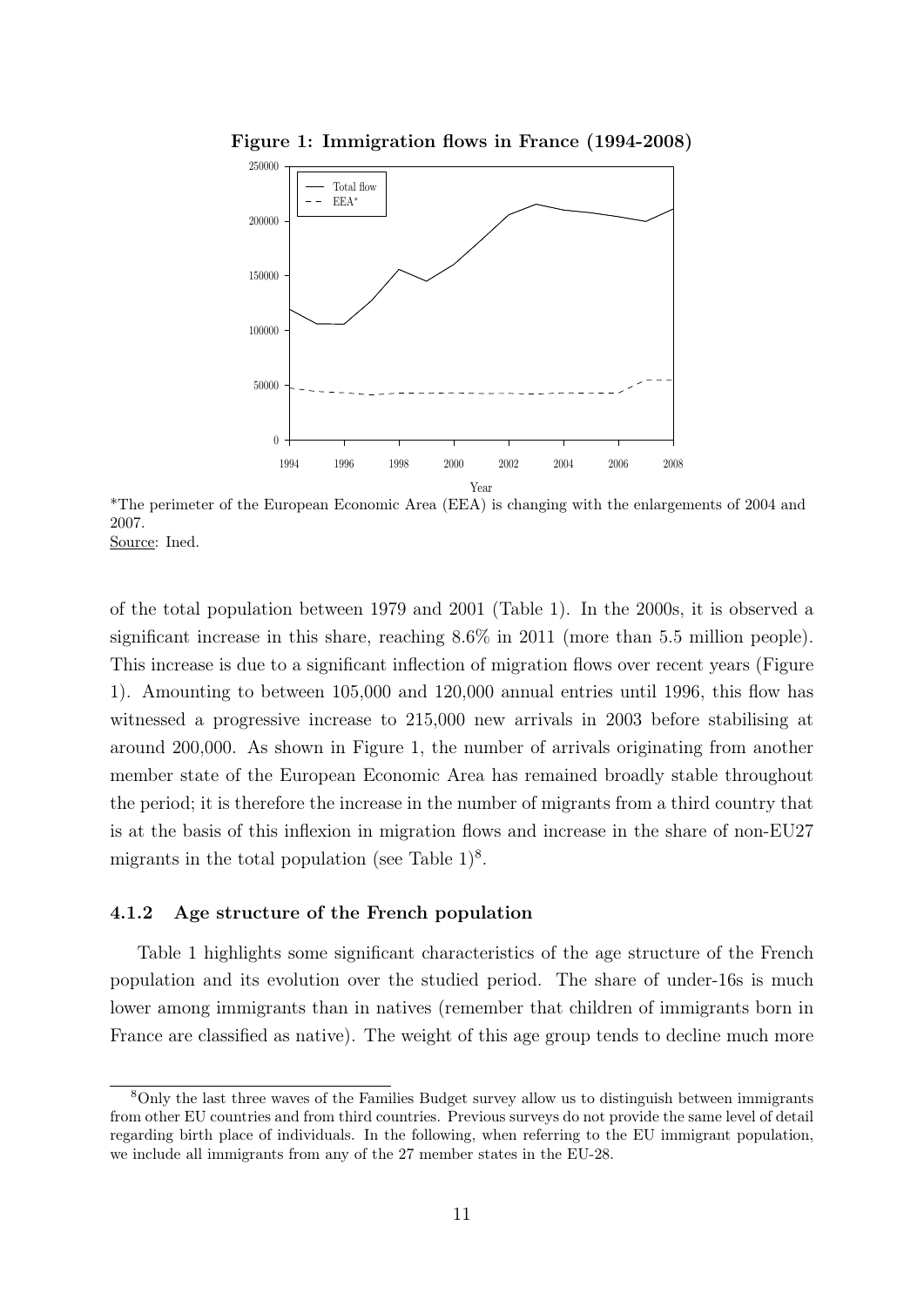**Figure 1: Immigration flows in France (1994-2008)**

*The perimeter of the European Economic Area (EEA) is changing with the enlargements of 2004 and 2007.
Source: Ined.

of the total population between 1979 and 2001 (Table 1). In the 2000s, it is observed a significant increase in this share, reaching 8.6% in 2011 (more than 5.5 million people). This increase is due to a significant inflection of migration flows over recent years (Figure 1). Amounting to between 105,000 and 120,000 annual entries until 1996, this flow has witnessed a progressive increase to 215,000 new arrivals in 2003 before stabilising at around 200,000. As shown in Figure 1, the number of arrivals originating from another member state of the European Economic Area has remained broadly stable throughout the period; it is therefore the increase in the number of migrants from a third country that is at the basis of this inflexion in migration flows and increase in the share of non-EU27 migrants in the total population (see Table 1)[8].

### 4.1.2 Age structure of the French population

Table 1 highlights some significant characteristics of the age structure of the French population and its evolution over the studied period. The share of under-16s is much lower among immigrants than in natives (remember that children of immigrants born in France are classified as native). The weight of this age group tends to decline much more

[8] Only the last three waves of the Families Budget survey allow us to distinguish between immigrants from other EU countries and from third countries. Previous surveys do not provide the same level of detail regarding birth place of individuals. In the following, when referring to the EU immigrant population, we include all immigrants from any of the 27 member states in the EU-28.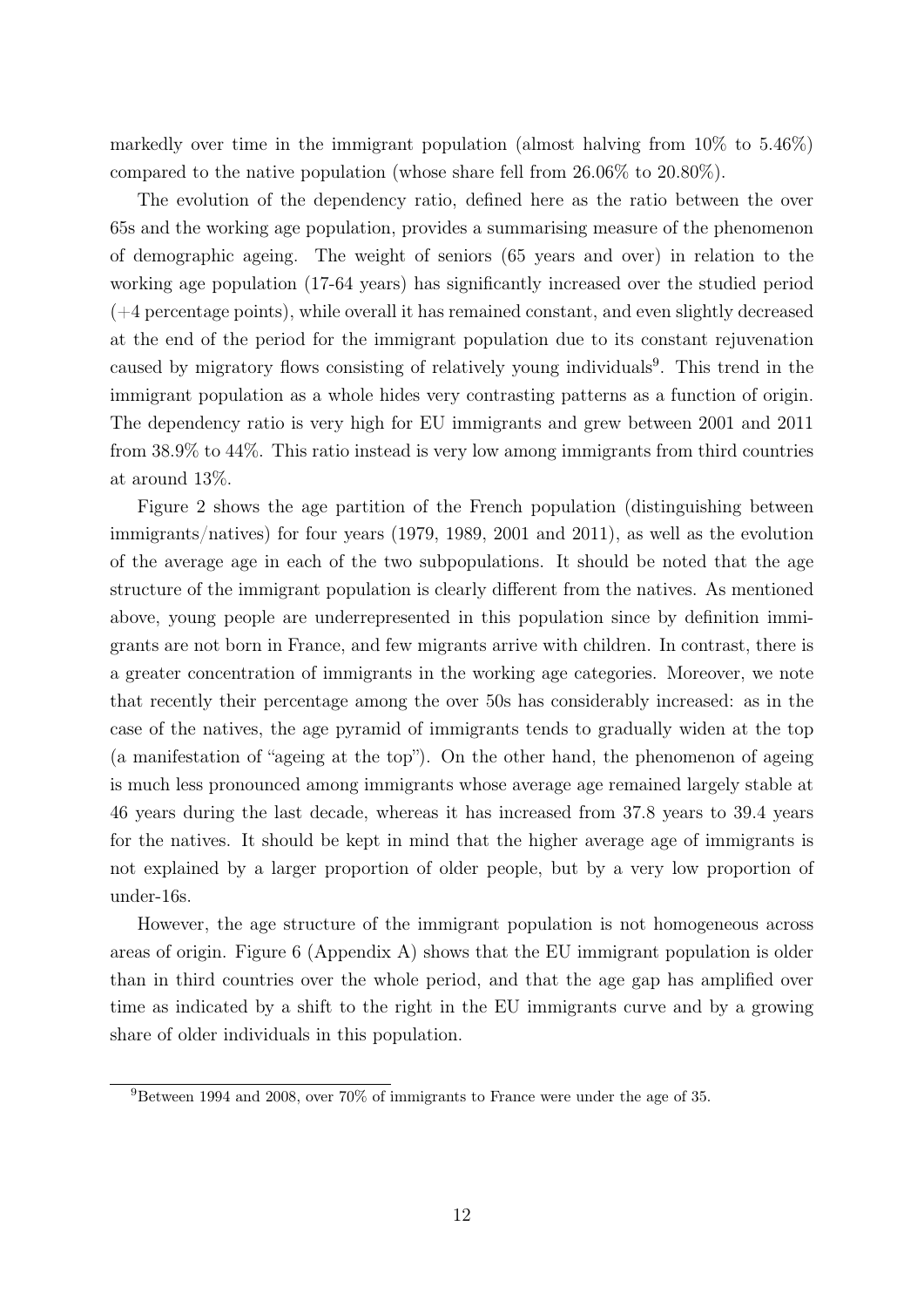markedly over time in the immigrant population (almost halving from 10% to 5.46%) compared to the native population (whose share fell from 26.06% to 20.80%).

The evolution of the dependency ratio, defined here as the ratio between the over 65s and the working age population, provides a summarising measure of the phenomenon of demographic ageing. The weight of seniors (65 years and over) in relation to the working age population (17-64 years) has significantly increased over the studied period (+4 percentage points), while overall it has remained constant, and even slightly decreased at the end of the period for the immigrant population due to its constant rejuvenation caused by migratory flows consisting of relatively young individuals[9]. This trend in the immigrant population as a whole hides very contrasting patterns as a function of origin. The dependency ratio is very high for EU immigrants and grew between 2001 and 2011 from 38.9% to 44%. This ratio instead is very low among immigrants from third countries at around 13%.

Figure 2 shows the age partition of the French population (distinguishing between immigrants/natives) for four years (1979, 1989, 2001 and 2011), as well as the evolution of the average age in each of the two subpopulations. It should be noted that the age structure of the immigrant population is clearly different from the natives. As mentioned above, young people are underrepresented in this population since by definition immigrants are not born in France, and few migrants arrive with children. In contrast, there is a greater concentration of immigrants in the working age categories. Moreover, we note that recently their percentage among the over 50s has considerably increased: as in the case of the natives, the age pyramid of immigrants tends to gradually widen at the top (a manifestation of "ageing at the top"). On the other hand, the phenomenon of ageing is much less pronounced among immigrants whose average age remained largely stable at 46 years during the last decade, whereas it has increased from 37.8 years to 39.4 years for the natives. It should be kept in mind that the higher average age of immigrants is not explained by a larger proportion of older people, but by a very low proportion of under-16s.

However, the age structure of the immigrant population is not homogeneous across areas of origin. Figure 6 (Appendix A) shows that the EU immigrant population is older than in third countries over the whole period, and that the age gap has amplified over time as indicated by a shift to the right in the EU immigrants curve and by a growing share of older individuals in this population.

[9] Between 1994 and 2008, over 70% of immigrants to France were under the age of 35.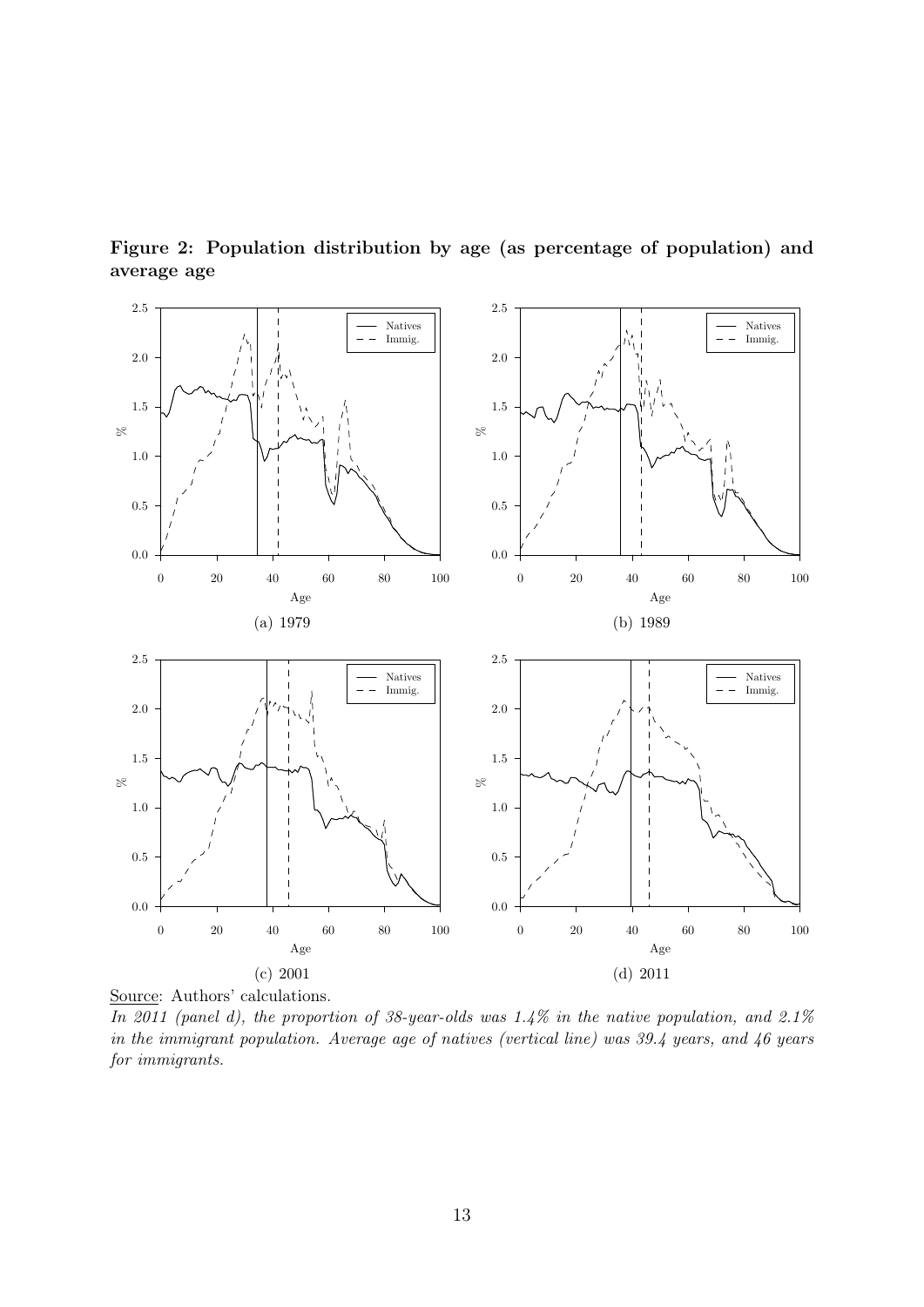**Figure 2: Population distribution by age (as percentage of population) and average age**

(a) 1979

(b) 1989

(c) 2001

(d) 2011

Source: Authors' calculations.

*In 2011 (panel d), the proportion of 38-year-olds was 1.4% in the native population, and 2.1% in the immigrant population. Average age of natives (vertical line) was 39.4 years, and 46 years for immigrants.*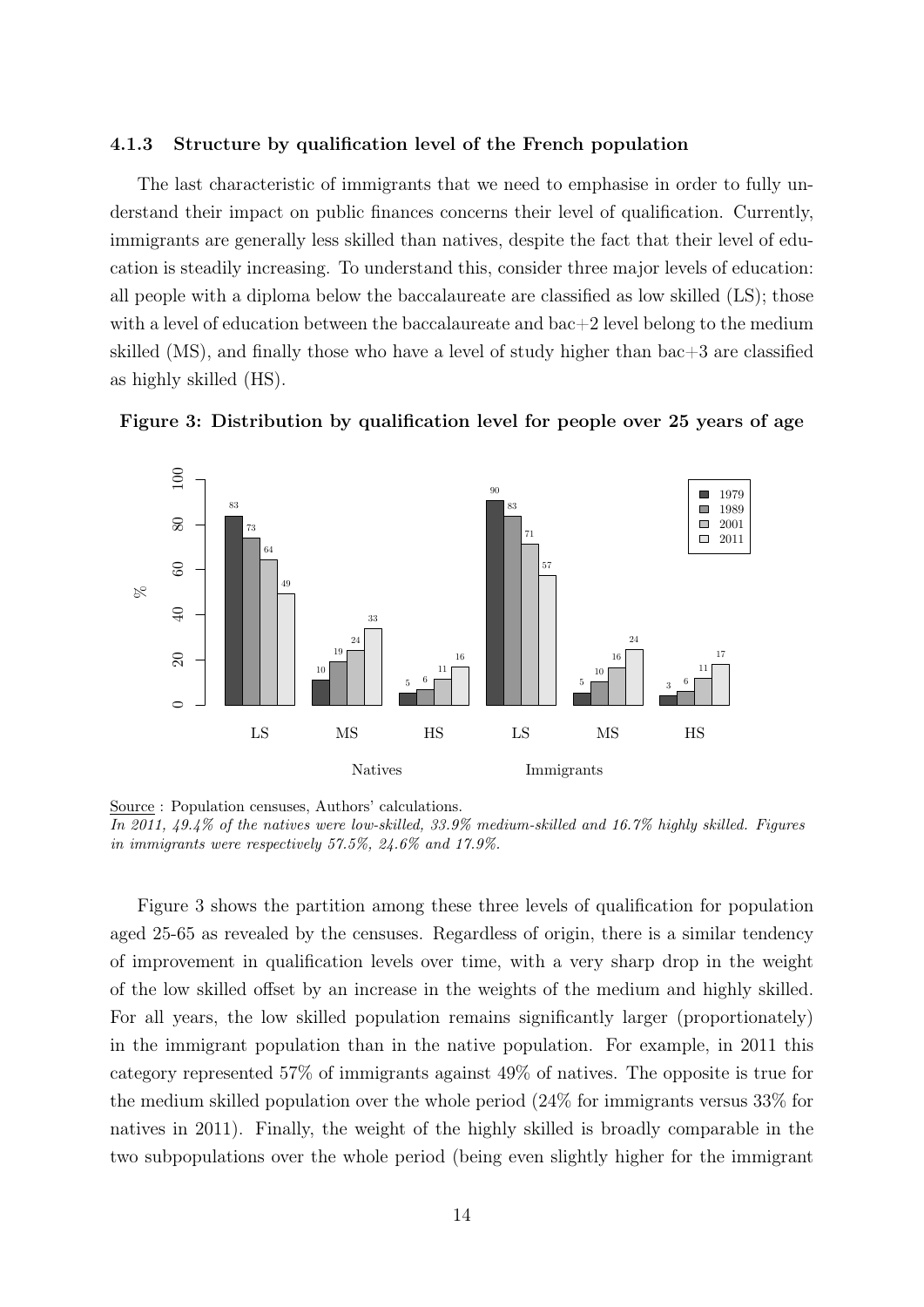### 4.1.3 Structure by qualification level of the French population

The last characteristic of immigrants that we need to emphasise in order to fully understand their impact on public finances concerns their level of qualification. Currently, immigrants are generally less skilled than natives, despite the fact that their level of education is steadily increasing. To understand this, consider three major levels of education: all people with a diploma below the baccalaureate are classified as low skilled (LS); those with a level of education between the baccalaureate and bac+2 level belong to the medium skilled (MS), and finally those who have a level of study higher than bac+3 are classified as highly skilled (HS).

**Figure 3: Distribution by qualification level for people over 25 years of age**

| | Natives LS | Natives MS | Natives HS | Immigrants LS | Immigrants MS | Immigrants HS |
|---|---|---|---|---|---|---|
| 1979 | 83 | 10 | 5 | 90 | 5 | 3 |
| 1989 | 73 | 19 | 6 | 83 | 10 | 6 |
| 2001 | 64 | 24 | 11 | 71 | 16 | 11 |
| 2011 | 49 | 33 | 16 | 57 | 24 | 17 |

Source : Population censuses, Authors' calculations.
*In 2011, 49.4% of the natives were low-skilled, 33.9% medium-skilled and 16.7% highly skilled. Figures in immigrants were respectively 57.5%, 24.6% and 17.9%.*

Figure 3 shows the partition among these three levels of qualification for population aged 25-65 as revealed by the censuses. Regardless of origin, there is a similar tendency of improvement in qualification levels over time, with a very sharp drop in the weight of the low skilled offset by an increase in the weights of the medium and highly skilled. For all years, the low skilled population remains significantly larger (proportionately) in the immigrant population than in the native population. For example, in 2011 this category represented 57% of immigrants against 49% of natives. The opposite is true for the medium skilled population over the whole period (24% for immigrants versus 33% for natives in 2011). Finally, the weight of the highly skilled is broadly comparable in the two subpopulations over the whole period (being even slightly higher for the immigrant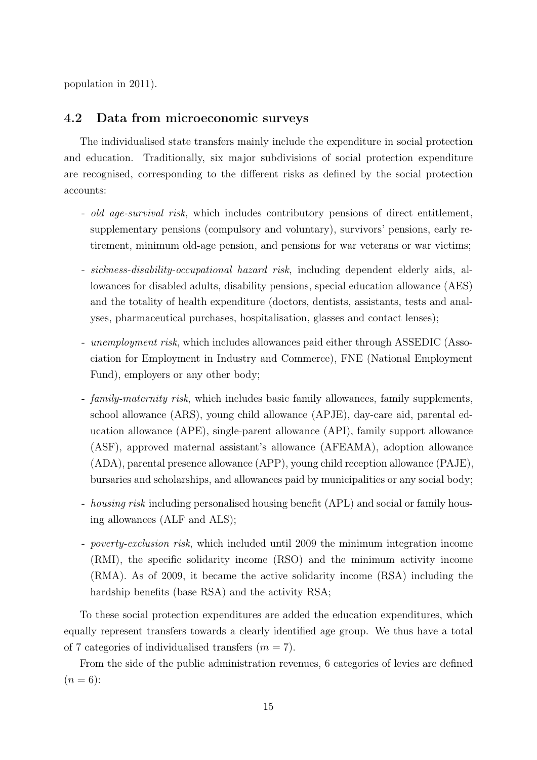population in 2011).

## 4.2 Data from microeconomic surveys

The individualised state transfers mainly include the expenditure in social protection and education. Traditionally, six major subdivisions of social protection expenditure are recognised, corresponding to the different risks as defined by the social protection accounts:

- *old age-survival risk*, which includes contributory pensions of direct entitlement, supplementary pensions (compulsory and voluntary), survivors' pensions, early retirement, minimum old-age pension, and pensions for war veterans or war victims;

- *sickness-disability-occupational hazard risk*, including dependent elderly aids, allowances for disabled adults, disability pensions, special education allowance (AES) and the totality of health expenditure (doctors, dentists, assistants, tests and analyses, pharmaceutical purchases, hospitalisation, glasses and contact lenses);

- *unemployment risk*, which includes allowances paid either through ASSEDIC (Association for Employment in Industry and Commerce), FNE (National Employment Fund), employers or any other body;

- *family-maternity risk*, which includes basic family allowances, family supplements, school allowance (ARS), young child allowance (APJE), day-care aid, parental education allowance (APE), single-parent allowance (API), family support allowance (ASF), approved maternal assistant's allowance (AFEAMA), adoption allowance (ADA), parental presence allowance (APP), young child reception allowance (PAJE), bursaries and scholarships, and allowances paid by municipalities or any social body;

- *housing risk* including personalised housing benefit (APL) and social or family housing allowances (ALF and ALS);

- *poverty-exclusion risk*, which included until 2009 the minimum integration income (RMI), the specific solidarity income (RSO) and the minimum activity income (RMA). As of 2009, it became the active solidarity income (RSA) including the hardship benefits (base RSA) and the activity RSA;

To these social protection expenditures are added the education expenditures, which equally represent transfers towards a clearly identified age group. We thus have a total of 7 categories of individualised transfers ($m = 7$).

From the side of the public administration revenues, 6 categories of levies are defined ($n = 6$):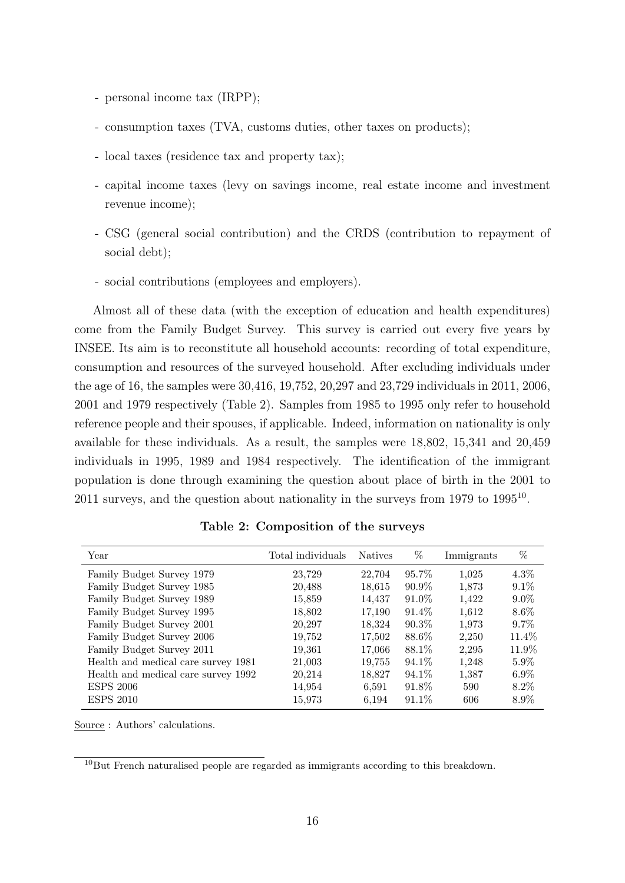- personal income tax (IRPP);
- consumption taxes (TVA, customs duties, other taxes on products);
- local taxes (residence tax and property tax);
- capital income taxes (levy on savings income, real estate income and investment revenue income);
- CSG (general social contribution) and the CRDS (contribution to repayment of social debt);
- social contributions (employees and employers).

Almost all of these data (with the exception of education and health expenditures) come from the Family Budget Survey. This survey is carried out every five years by INSEE. Its aim is to reconstitute all household accounts: recording of total expenditure, consumption and resources of the surveyed household. After excluding individuals under the age of 16, the samples were 30,416, 19,752, 20,297 and 23,729 individuals in 2011, 2006, 2001 and 1979 respectively (Table 2). Samples from 1985 to 1995 only refer to household reference people and their spouses, if applicable. Indeed, information on nationality is only available for these individuals. As a result, the samples were 18,802, 15,341 and 20,459 individuals in 1995, 1989 and 1984 respectively. The identification of the immigrant population is done through examining the question about place of birth in the 2001 to 2011 surveys, and the question about nationality in the surveys from 1979 to 1995[10].

**Table 2: Composition of the surveys**

| Year | Total individuals | Natives | % | Immigrants | % |
|---|---|---|---|---|---|
| Family Budget Survey 1979 | 23,729 | 22,704 | 95.7% | 1,025 | 4.3% |
| Family Budget Survey 1985 | 20,488 | 18,615 | 90.9% | 1,873 | 9.1% |
| Family Budget Survey 1989 | 15,859 | 14,437 | 91.0% | 1,422 | 9.0% |
| Family Budget Survey 1995 | 18,802 | 17,190 | 91.4% | 1,612 | 8.6% |
| Family Budget Survey 2001 | 20,297 | 18,324 | 90.3% | 1,973 | 9.7% |
| Family Budget Survey 2006 | 19,752 | 17,502 | 88.6% | 2,250 | 11.4% |
| Family Budget Survey 2011 | 19,361 | 17,066 | 88.1% | 2,295 | 11.9% |
| Health and medical care survey 1981 | 21,003 | 19,755 | 94.1% | 1,248 | 5.9% |
| Health and medical care survey 1992 | 20,214 | 18,827 | 94.1% | 1,387 | 6.9% |
| ESPS 2006 | 14,954 | 6,591 | 91.8% | 590 | 8.2% |
| ESPS 2010 | 15,973 | 6,194 | 91.1% | 606 | 8.9% |

Source : Authors' calculations.

[10] But French naturalised people are regarded as immigrants according to this breakdown.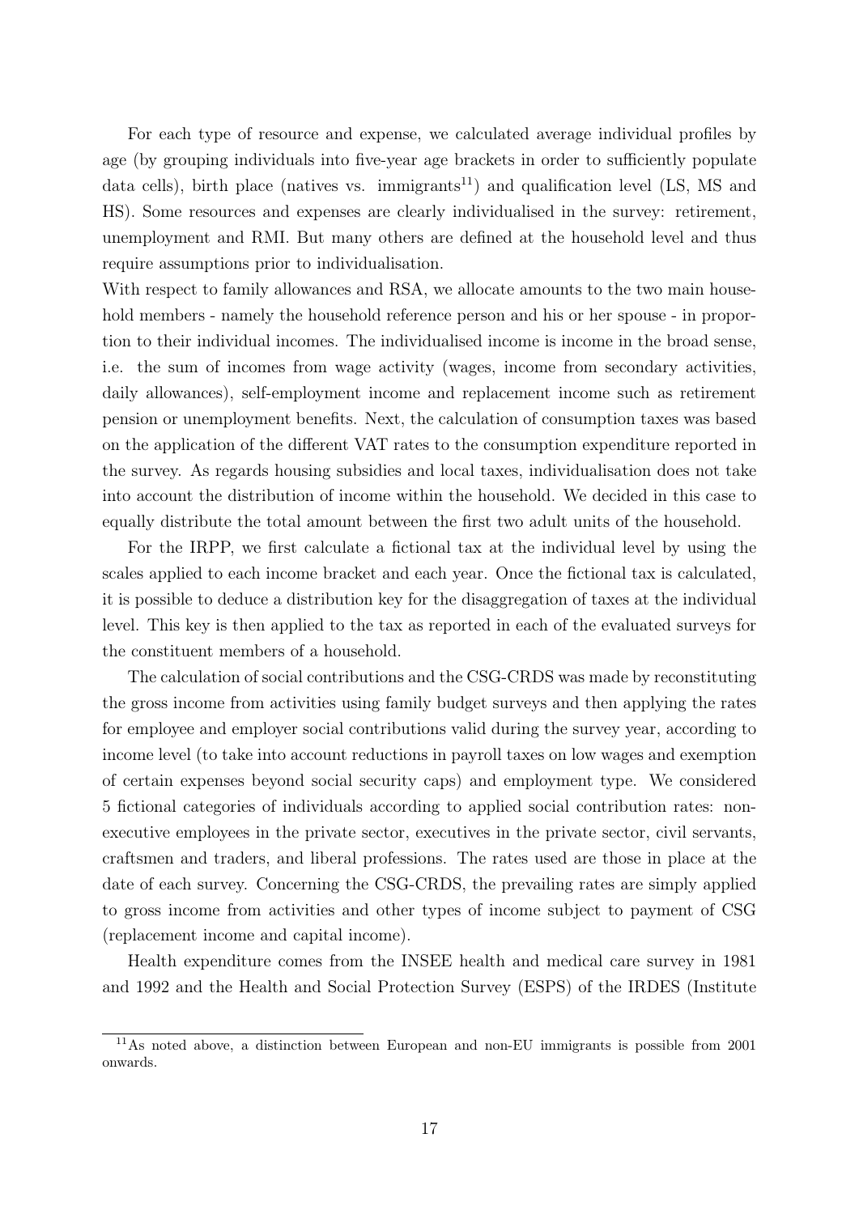For each type of resource and expense, we calculated average individual profiles by age (by grouping individuals into five-year age brackets in order to sufficiently populate data cells), birth place (natives vs. immigrants[11]) and qualification level (LS, MS and HS). Some resources and expenses are clearly individualised in the survey: retirement, unemployment and RMI. But many others are defined at the household level and thus require assumptions prior to individualisation.

With respect to family allowances and RSA, we allocate amounts to the two main household members - namely the household reference person and his or her spouse - in proportion to their individual incomes. The individualised income is income in the broad sense, i.e. the sum of incomes from wage activity (wages, income from secondary activities, daily allowances), self-employment income and replacement income such as retirement pension or unemployment benefits. Next, the calculation of consumption taxes was based on the application of the different VAT rates to the consumption expenditure reported in the survey. As regards housing subsidies and local taxes, individualisation does not take into account the distribution of income within the household. We decided in this case to equally distribute the total amount between the first two adult units of the household.

For the IRPP, we first calculate a fictional tax at the individual level by using the scales applied to each income bracket and each year. Once the fictional tax is calculated, it is possible to deduce a distribution key for the disaggregation of taxes at the individual level. This key is then applied to the tax as reported in each of the evaluated surveys for the constituent members of a household.

The calculation of social contributions and the CSG-CRDS was made by reconstituting the gross income from activities using family budget surveys and then applying the rates for employee and employer social contributions valid during the survey year, according to income level (to take into account reductions in payroll taxes on low wages and exemption of certain expenses beyond social security caps) and employment type. We considered 5 fictional categories of individuals according to applied social contribution rates: non-executive employees in the private sector, executives in the private sector, civil servants, craftsmen and traders, and liberal professions. The rates used are those in place at the date of each survey. Concerning the CSG-CRDS, the prevailing rates are simply applied to gross income from activities and other types of income subject to payment of CSG (replacement income and capital income).

Health expenditure comes from the INSEE health and medical care survey in 1981 and 1992 and the Health and Social Protection Survey (ESPS) of the IRDES (Institute

[11] As noted above, a distinction between European and non-EU immigrants is possible from 2001 onwards.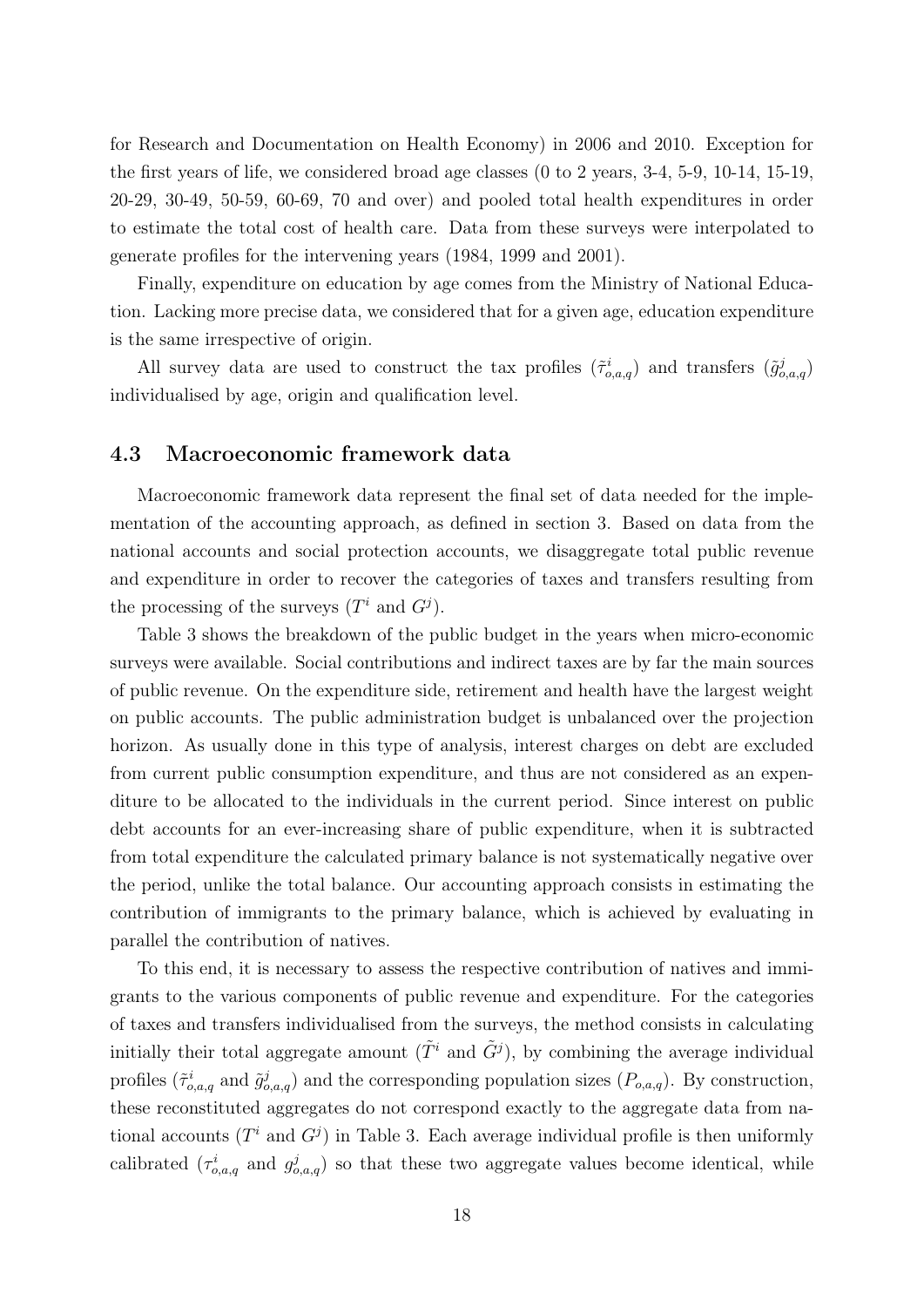for Research and Documentation on Health Economy) in 2006 and 2010. Exception for the first years of life, we considered broad age classes (0 to 2 years, 3-4, 5-9, 10-14, 15-19, 20-29, 30-49, 50-59, 60-69, 70 and over) and pooled total health expenditures in order to estimate the total cost of health care. Data from these surveys were interpolated to generate profiles for the intervening years (1984, 1999 and 2001).

Finally, expenditure on education by age comes from the Ministry of National Education. Lacking more precise data, we considered that for a given age, education expenditure is the same irrespective of origin.

All survey data are used to construct the tax profiles ($\tilde{\tau}^i_{o,a,q}$) and transfers ($\tilde{g}^j_{o,a,q}$) individualised by age, origin and qualification level.

### 4.3 Macroeconomic framework data

Macroeconomic framework data represent the final set of data needed for the implementation of the accounting approach, as defined in section 3. Based on data from the national accounts and social protection accounts, we disaggregate total public revenue and expenditure in order to recover the categories of taxes and transfers resulting from the processing of the surveys ($T^i$ and $G^j$).

Table 3 shows the breakdown of the public budget in the years when micro-economic surveys were available. Social contributions and indirect taxes are by far the main sources of public revenue. On the expenditure side, retirement and health have the largest weight on public accounts. The public administration budget is unbalanced over the projection horizon. As usually done in this type of analysis, interest charges on debt are excluded from current public consumption expenditure, and thus are not considered as an expenditure to be allocated to the individuals in the current period. Since interest on public debt accounts for an ever-increasing share of public expenditure, when it is subtracted from total expenditure the calculated primary balance is not systematically negative over the period, unlike the total balance. Our accounting approach consists in estimating the contribution of immigrants to the primary balance, which is achieved by evaluating in parallel the contribution of natives.

To this end, it is necessary to assess the respective contribution of natives and immigrants to the various components of public revenue and expenditure. For the categories of taxes and transfers individualised from the surveys, the method consists in calculating initially their total aggregate amount ($\tilde{T}^i$ and $\tilde{G}^j$), by combining the average individual profiles ($\tilde{\tau}^i_{o,a,q}$ and $\tilde{g}^j_{o,a,q}$) and the corresponding population sizes ($P_{o,a,q}$). By construction, these reconstituted aggregates do not correspond exactly to the aggregate data from national accounts ($T^i$ and $G^j$) in Table 3. Each average individual profile is then uniformly calibrated ($\tau^i_{o,a,q}$ and $g^j_{o,a,q}$) so that these two aggregate values become identical, while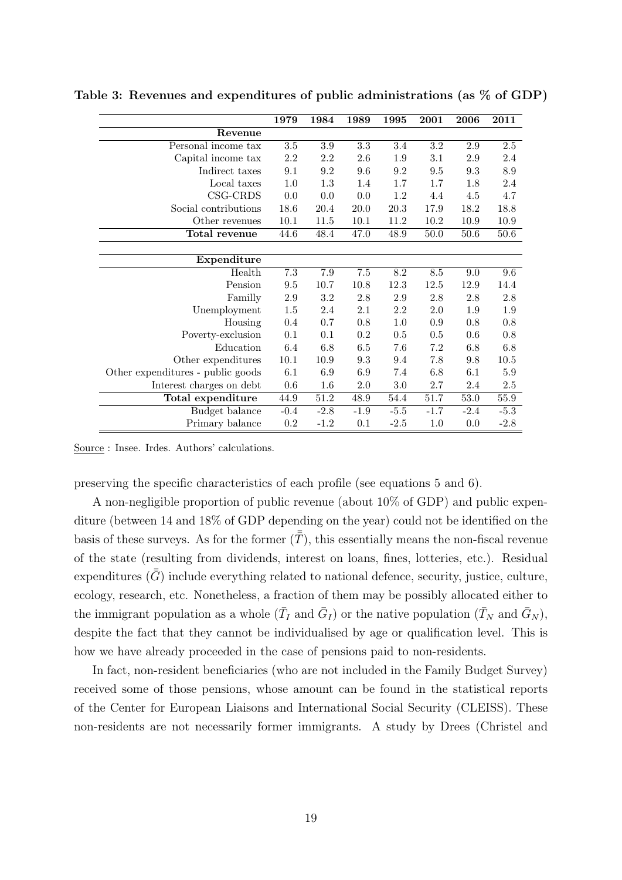**Table 3: Revenues and expenditures of public administrations (as % of GDP)**

| | 1979 | 1984 | 1989 | 1995 | 2001 | 2006 | 2011 |
|---|---|---|---|---|---|---|---|
| **Revenue** | | | | | | | |
| Personal income tax | 3.5 | 3.9 | 3.3 | 3.4 | 3.2 | 2.9 | 2.5 |
| Capital income tax | 2.2 | 2.2 | 2.6 | 1.9 | 3.1 | 2.9 | 2.4 |
| Indirect taxes | 9.1 | 9.2 | 9.6 | 9.2 | 9.5 | 9.3 | 8.9 |
| Local taxes | 1.0 | 1.3 | 1.4 | 1.7 | 1.7 | 1.8 | 2.4 |
| CSG-CRDS | 0.0 | 0.0 | 0.0 | 1.2 | 4.4 | 4.5 | 4.7 |
| Social contributions | 18.6 | 20.4 | 20.0 | 20.3 | 17.9 | 18.2 | 18.8 |
| Other revenues | 10.1 | 11.5 | 10.1 | 11.2 | 10.2 | 10.9 | 10.9 |
| **Total revenue** | 44.6 | 48.4 | 47.0 | 48.9 | 50.0 | 50.6 | 50.6 |
| **Expenditure** | | | | | | | |
| Health | 7.3 | 7.9 | 7.5 | 8.2 | 8.5 | 9.0 | 9.6 |
| Pension | 9.5 | 10.7 | 10.8 | 12.3 | 12.5 | 12.9 | 14.4 |
| Familly | 2.9 | 3.2 | 2.8 | 2.9 | 2.8 | 2.8 | 2.8 |
| Unemployment | 1.5 | 2.4 | 2.1 | 2.2 | 2.0 | 1.9 | 1.9 |
| Housing | 0.4 | 0.7 | 0.8 | 1.0 | 0.9 | 0.8 | 0.8 |
| Poverty-exclusion | 0.1 | 0.1 | 0.2 | 0.5 | 0.5 | 0.6 | 0.8 |
| Education | 6.4 | 6.8 | 6.5 | 7.6 | 7.2 | 6.8 | 6.8 |
| Other expenditures | 10.1 | 10.9 | 9.3 | 9.4 | 7.8 | 9.8 | 10.5 |
| Other expenditures - public goods | 6.1 | 6.9 | 6.9 | 7.4 | 6.8 | 6.1 | 5.9 |
| Interest charges on debt | 0.6 | 1.6 | 2.0 | 3.0 | 2.7 | 2.4 | 2.5 |
| **Total expenditure** | 44.9 | 51.2 | 48.9 | 54.4 | 51.7 | 53.0 | 55.9 |
| Budget balance | -0.4 | -2.8 | -1.9 | -5.5 | -1.7 | -2.4 | -5.3 |
| Primary balance | 0.2 | -1.2 | 0.1 | -2.5 | 1.0 | 0.0 | -2.8 |

Source : Insee. Irdes. Authors' calculations.

preserving the specific characteristics of each profile (see equations 5 and 6).

A non-negligible proportion of public revenue (about 10% of GDP) and public expenditure (between 14 and 18% of GDP depending on the year) could not be identified on the basis of these surveys. As for the former ($\bar{\bar{T}}$), this essentially means the non-fiscal revenue of the state (resulting from dividends, interest on loans, fines, lotteries, etc.). Residual expenditures ($\bar{\bar{G}}$) include everything related to national defence, security, justice, culture, ecology, research, etc. Nonetheless, a fraction of them may be possibly allocated either to the immigrant population as a whole ($\bar{T}_I$ and $\bar{G}_I$) or the native population ($\bar{T}_N$ and $\bar{G}_N$), despite the fact that they cannot be individualised by age or qualification level. This is how we have already proceeded in the case of pensions paid to non-residents.

In fact, non-resident beneficiaries (who are not included in the Family Budget Survey) received some of those pensions, whose amount can be found in the statistical reports of the Center for European Liaisons and International Social Security (CLEISS). These non-residents are not necessarily former immigrants. A study by Drees (Christel and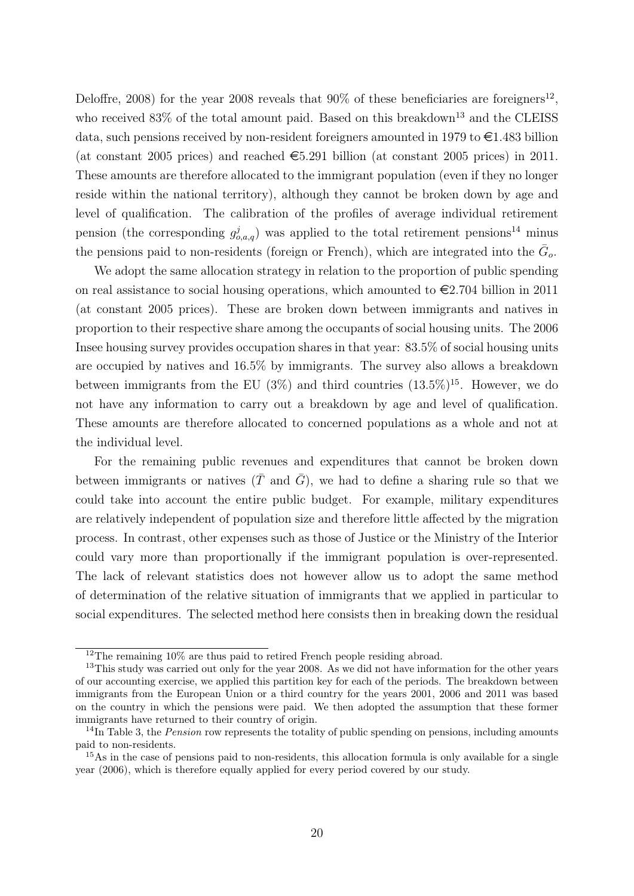Deloffre, 2008) for the year 2008 reveals that 90% of these beneficiaries are foreigners[12], who received 83% of the total amount paid. Based on this breakdown[13] and the CLEISS data, such pensions received by non-resident foreigners amounted in 1979 to €1.483 billion (at constant 2005 prices) and reached €5.291 billion (at constant 2005 prices) in 2011. These amounts are therefore allocated to the immigrant population (even if they no longer reside within the national territory), although they cannot be broken down by age and level of qualification. The calibration of the profiles of average individual retirement pension (the corresponding $g^j_{o,a,q}$) was applied to the total retirement pensions[14] minus the pensions paid to non-residents (foreign or French), which are integrated into the $\bar{G}_o$.

We adopt the same allocation strategy in relation to the proportion of public spending on real assistance to social housing operations, which amounted to €2.704 billion in 2011 (at constant 2005 prices). These are broken down between immigrants and natives in proportion to their respective share among the occupants of social housing units. The 2006 Insee housing survey provides occupation shares in that year: 83.5% of social housing units are occupied by natives and 16.5% by immigrants. The survey also allows a breakdown between immigrants from the EU (3%) and third countries (13.5%)[15]. However, we do not have any information to carry out a breakdown by age and level of qualification. These amounts are therefore allocated to concerned populations as a whole and not at the individual level.

For the remaining public revenues and expenditures that cannot be broken down between immigrants or natives ($\bar{T}$ and $\bar{G}$), we had to define a sharing rule so that we could take into account the entire public budget. For example, military expenditures are relatively independent of population size and therefore little affected by the migration process. In contrast, other expenses such as those of Justice or the Ministry of the Interior could vary more than proportionally if the immigrant population is over-represented. The lack of relevant statistics does not however allow us to adopt the same method of determination of the relative situation of immigrants that we applied in particular to social expenditures. The selected method here consists then in breaking down the residual

[12] The remaining 10% are thus paid to retired French people residing abroad.

[13] This study was carried out only for the year 2008. As we did not have information for the other years of our accounting exercise, we applied this partition key for each of the periods. The breakdown between immigrants from the European Union or a third country for the years 2001, 2006 and 2011 was based on the country in which the pensions were paid. We then adopted the assumption that these former immigrants have returned to their country of origin.

[14] In Table 3, the *Pension* row represents the totality of public spending on pensions, including amounts paid to non-residents.

[15] As in the case of pensions paid to non-residents, this allocation formula is only available for a single year (2006), which is therefore equally applied for every period covered by our study.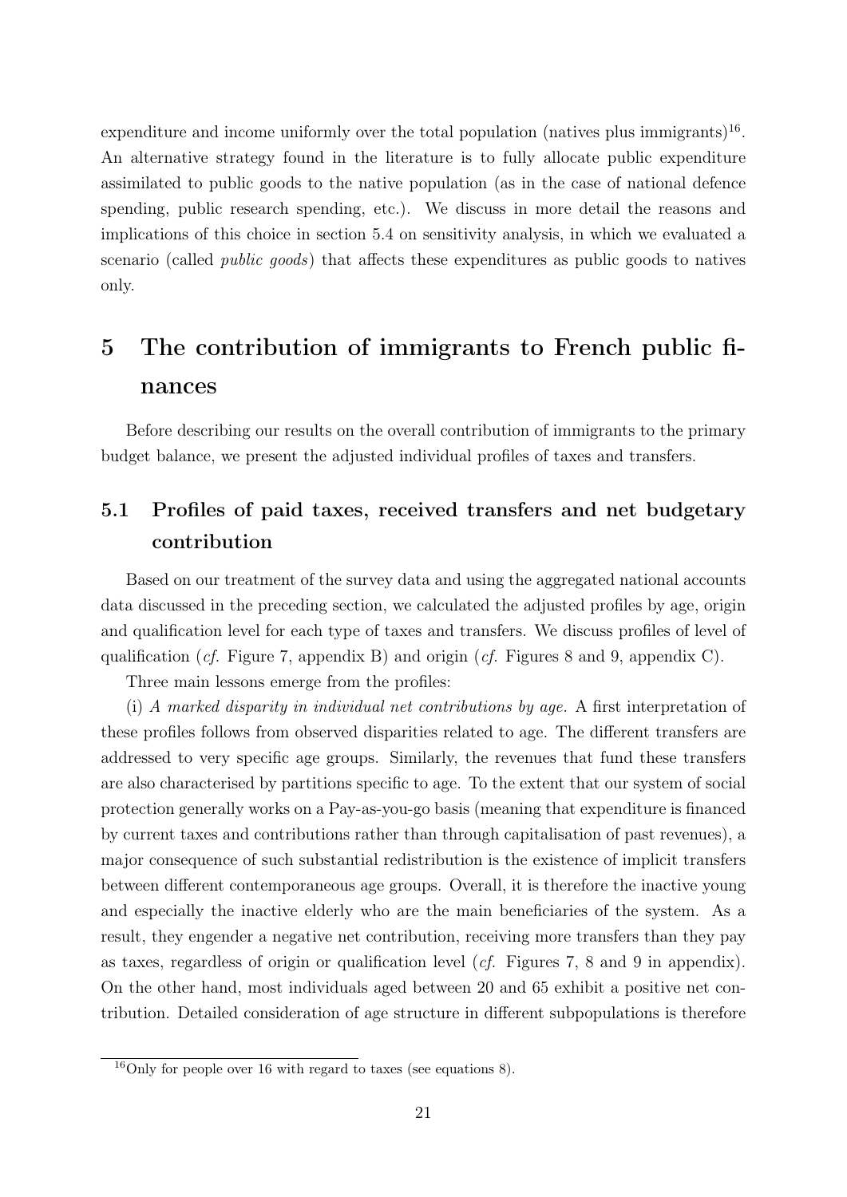expenditure and income uniformly over the total population (natives plus immigrants)[16]. An alternative strategy found in the literature is to fully allocate public expenditure assimilated to public goods to the native population (as in the case of national defence spending, public research spending, etc.). We discuss in more detail the reasons and implications of this choice in section 5.4 on sensitivity analysis, in which we evaluated a scenario (called *public goods*) that affects these expenditures as public goods to natives only.

# 5 The contribution of immigrants to French public finances

Before describing our results on the overall contribution of immigrants to the primary budget balance, we present the adjusted individual profiles of taxes and transfers.

## 5.1 Profiles of paid taxes, received transfers and net budgetary contribution

Based on our treatment of the survey data and using the aggregated national accounts data discussed in the preceding section, we calculated the adjusted profiles by age, origin and qualification level for each type of taxes and transfers. We discuss profiles of level of qualification (*cf.* Figure 7, appendix B) and origin (*cf.* Figures 8 and 9, appendix C).

Three main lessons emerge from the profiles:

(i) *A marked disparity in individual net contributions by age.* A first interpretation of these profiles follows from observed disparities related to age. The different transfers are addressed to very specific age groups. Similarly, the revenues that fund these transfers are also characterised by partitions specific to age. To the extent that our system of social protection generally works on a Pay-as-you-go basis (meaning that expenditure is financed by current taxes and contributions rather than through capitalisation of past revenues), a major consequence of such substantial redistribution is the existence of implicit transfers between different contemporaneous age groups. Overall, it is therefore the inactive young and especially the inactive elderly who are the main beneficiaries of the system. As a result, they engender a negative net contribution, receiving more transfers than they pay as taxes, regardless of origin or qualification level (*cf.* Figures 7, 8 and 9 in appendix). On the other hand, most individuals aged between 20 and 65 exhibit a positive net contribution. Detailed consideration of age structure in different subpopulations is therefore

[16] Only for people over 16 with regard to taxes (see equations 8).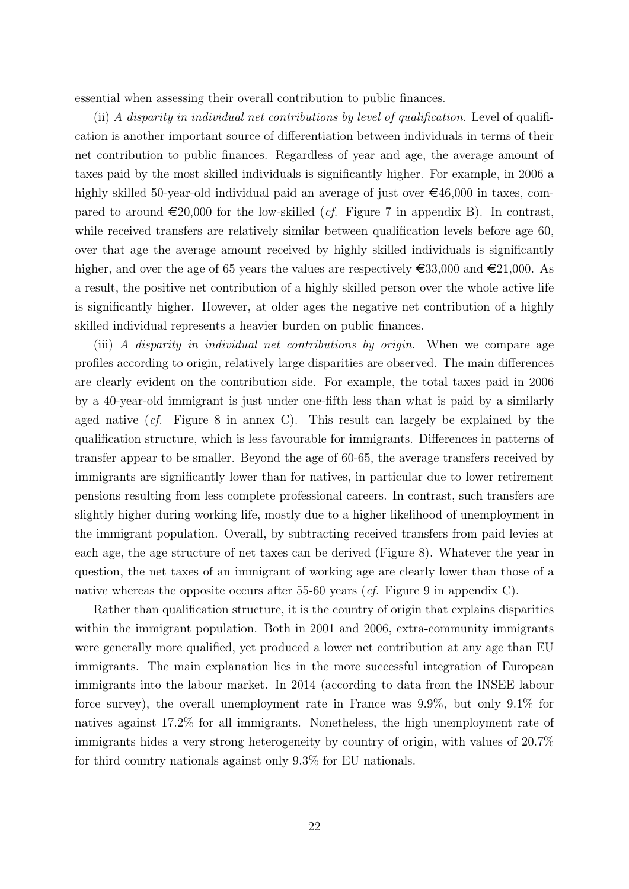essential when assessing their overall contribution to public finances.

(ii) *A disparity in individual net contributions by level of qualification*. Level of qualification is another important source of differentiation between individuals in terms of their net contribution to public finances. Regardless of year and age, the average amount of taxes paid by the most skilled individuals is significantly higher. For example, in 2006 a highly skilled 50-year-old individual paid an average of just over €46,000 in taxes, compared to around €20,000 for the low-skilled (*cf.* Figure 7 in appendix B). In contrast, while received transfers are relatively similar between qualification levels before age 60, over that age the average amount received by highly skilled individuals is significantly higher, and over the age of 65 years the values are respectively €33,000 and €21,000. As a result, the positive net contribution of a highly skilled person over the whole active life is significantly higher. However, at older ages the negative net contribution of a highly skilled individual represents a heavier burden on public finances.

(iii) *A disparity in individual net contributions by origin*. When we compare age profiles according to origin, relatively large disparities are observed. The main differences are clearly evident on the contribution side. For example, the total taxes paid in 2006 by a 40-year-old immigrant is just under one-fifth less than what is paid by a similarly aged native (*cf.* Figure 8 in annex C). This result can largely be explained by the qualification structure, which is less favourable for immigrants. Differences in patterns of transfer appear to be smaller. Beyond the age of 60-65, the average transfers received by immigrants are significantly lower than for natives, in particular due to lower retirement pensions resulting from less complete professional careers. In contrast, such transfers are slightly higher during working life, mostly due to a higher likelihood of unemployment in the immigrant population. Overall, by subtracting received transfers from paid levies at each age, the age structure of net taxes can be derived (Figure 8). Whatever the year in question, the net taxes of an immigrant of working age are clearly lower than those of a native whereas the opposite occurs after 55-60 years (*cf.* Figure 9 in appendix C).

Rather than qualification structure, it is the country of origin that explains disparities within the immigrant population. Both in 2001 and 2006, extra-community immigrants were generally more qualified, yet produced a lower net contribution at any age than EU immigrants. The main explanation lies in the more successful integration of European immigrants into the labour market. In 2014 (according to data from the INSEE labour force survey), the overall unemployment rate in France was 9.9%, but only 9.1% for natives against 17.2% for all immigrants. Nonetheless, the high unemployment rate of immigrants hides a very strong heterogeneity by country of origin, with values of 20.7% for third country nationals against only 9.3% for EU nationals.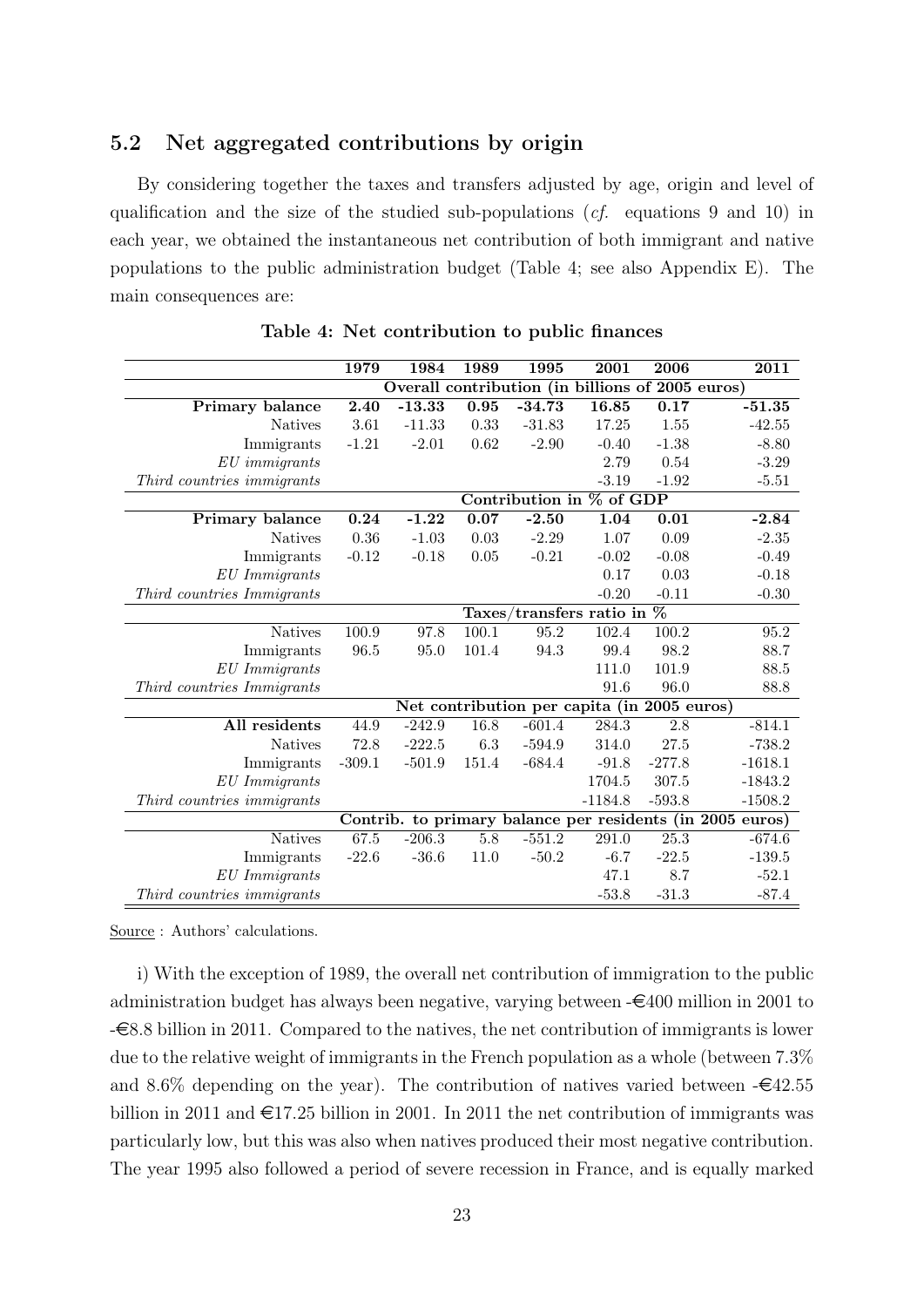## 5.2 Net aggregated contributions by origin

By considering together the taxes and transfers adjusted by age, origin and level of qualification and the size of the studied sub-populations (*cf.* equations 9 and 10) in each year, we obtained the instantaneous net contribution of both immigrant and native populations to the public administration budget (Table 4; see also Appendix E). The main consequences are:

**Table 4: Net contribution to public finances**

| | 1979 | 1984 | 1989 | 1995 | 2001 | 2006 | 2011 |
|---|---|---|---|---|---|---|---|
| | Overall contribution (in billions of 2005 euros) | | | | | | |
| **Primary balance** | **2.40** | **-13.33** | **0.95** | **-34.73** | **16.85** | **0.17** | **-51.35** |
| Natives | 3.61 | -11.33 | 0.33 | -31.83 | 17.25 | 1.55 | -42.55 |
| Immigrants | -1.21 | -2.01 | 0.62 | -2.90 | -0.40 | -1.38 | -8.80 |
| *EU immigrants* | | | | | 2.79 | 0.54 | -3.29 |
| *Third countries immigrants* | | | | | -3.19 | -1.92 | -5.51 |
| | Contribution in % of GDP | | | | | | |
| **Primary balance** | **0.24** | **-1.22** | **0.07** | **-2.50** | **1.04** | **0.01** | **-2.84** |
| Natives | 0.36 | -1.03 | 0.03 | -2.29 | 1.07 | 0.09 | -2.35 |
| Immigrants | -0.12 | -0.18 | 0.05 | -0.21 | -0.02 | -0.08 | -0.49 |
| *EU Immigrants* | | | | | 0.17 | 0.03 | -0.18 |
| *Third countries Immigrants* | | | | | -0.20 | -0.11 | -0.30 |
| | Taxes/transfers ratio in % | | | | | | |
| Natives | 100.9 | 97.8 | 100.1 | 95.2 | 102.4 | 100.2 | 95.2 |
| Immigrants | 96.5 | 95.0 | 101.4 | 94.3 | 99.4 | 98.2 | 88.7 |
| *EU Immigrants* | | | | | 111.0 | 101.9 | 88.5 |
| *Third countries Immigrants* | | | | | 91.6 | 96.0 | 88.8 |
| | Net contribution per capita (in 2005 euros) | | | | | | |
| **All residents** | 44.9 | -242.9 | 16.8 | -601.4 | 284.3 | 2.8 | -814.1 |
| Natives | 72.8 | -222.5 | 6.3 | -594.9 | 314.0 | 27.5 | -738.2 |
| Immigrants | -309.1 | -501.9 | 151.4 | -684.4 | -91.8 | -277.8 | -1618.1 |
| *EU Immigrants* | | | | | 1704.5 | 307.5 | -1843.2 |
| *Third countries immigrants* | | | | | -1184.8 | -593.8 | -1508.2 |
| | Contrib. to primary balance per residents (in 2005 euros) | | | | | | |
| Natives | 67.5 | -206.3 | 5.8 | -551.2 | 291.0 | 25.3 | -674.6 |
| Immigrants | -22.6 | -36.6 | 11.0 | -50.2 | -6.7 | -22.5 | -139.5 |
| *EU Immigrants* | | | | | 47.1 | 8.7 | -52.1 |
| *Third countries immigrants* | | | | | -53.8 | -31.3 | -87.4 |

Source : Authors' calculations.

i) With the exception of 1989, the overall net contribution of immigration to the public administration budget has always been negative, varying between -€400 million in 2001 to -€8.8 billion in 2011. Compared to the natives, the net contribution of immigrants is lower due to the relative weight of immigrants in the French population as a whole (between 7.3% and 8.6% depending on the year). The contribution of natives varied between -€42.55 billion in 2011 and €17.25 billion in 2001. In 2011 the net contribution of immigrants was particularly low, but this was also when natives produced their most negative contribution. The year 1995 also followed a period of severe recession in France, and is equally marked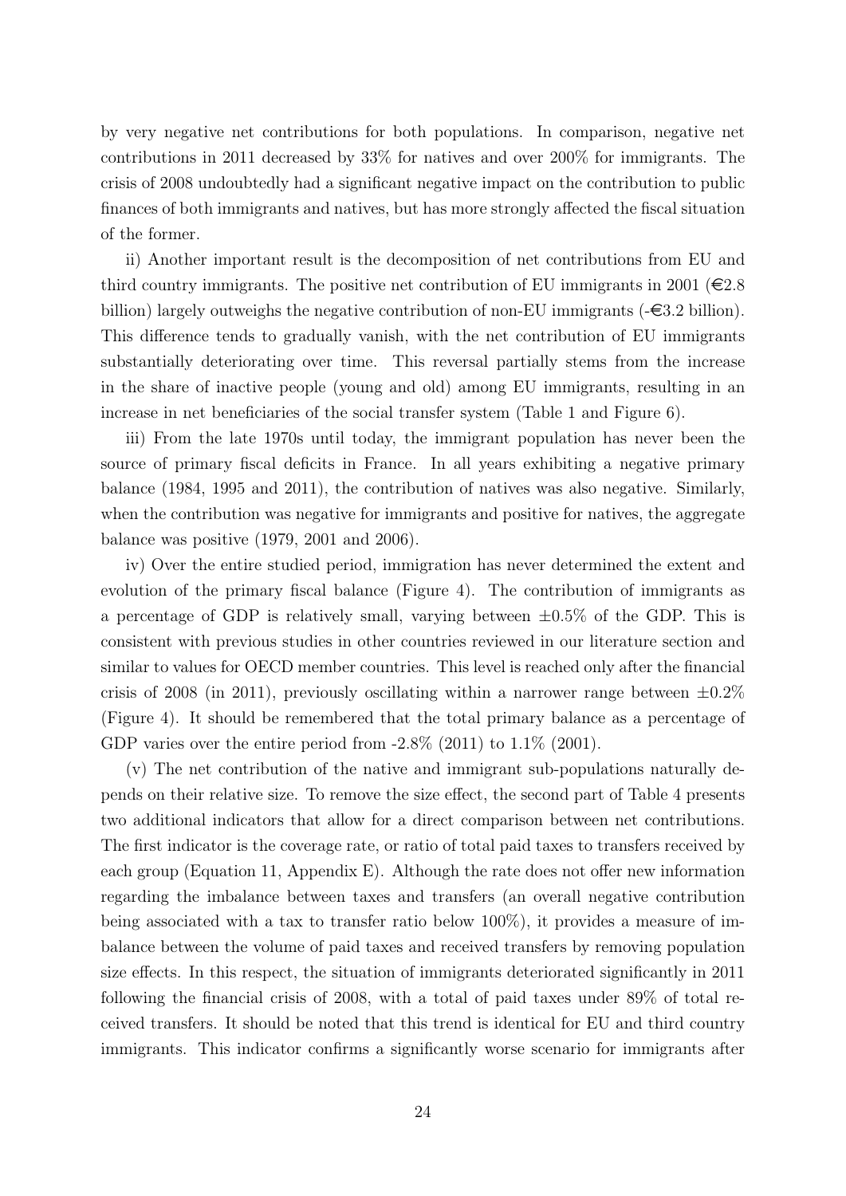by very negative net contributions for both populations. In comparison, negative net contributions in 2011 decreased by 33% for natives and over 200% for immigrants. The crisis of 2008 undoubtedly had a significant negative impact on the contribution to public finances of both immigrants and natives, but has more strongly affected the fiscal situation of the former.

ii) Another important result is the decomposition of net contributions from EU and third country immigrants. The positive net contribution of EU immigrants in 2001 (€2.8 billion) largely outweighs the negative contribution of non-EU immigrants (-€3.2 billion). This difference tends to gradually vanish, with the net contribution of EU immigrants substantially deteriorating over time. This reversal partially stems from the increase in the share of inactive people (young and old) among EU immigrants, resulting in an increase in net beneficiaries of the social transfer system (Table 1 and Figure 6).

iii) From the late 1970s until today, the immigrant population has never been the source of primary fiscal deficits in France. In all years exhibiting a negative primary balance (1984, 1995 and 2011), the contribution of natives was also negative. Similarly, when the contribution was negative for immigrants and positive for natives, the aggregate balance was positive (1979, 2001 and 2006).

iv) Over the entire studied period, immigration has never determined the extent and evolution of the primary fiscal balance (Figure 4). The contribution of immigrants as a percentage of GDP is relatively small, varying between $\pm 0.5\%$ of the GDP. This is consistent with previous studies in other countries reviewed in our literature section and similar to values for OECD member countries. This level is reached only after the financial crisis of 2008 (in 2011), previously oscillating within a narrower range between $\pm 0.2\%$ (Figure 4). It should be remembered that the total primary balance as a percentage of GDP varies over the entire period from -2.8% (2011) to 1.1% (2001).

(v) The net contribution of the native and immigrant sub-populations naturally depends on their relative size. To remove the size effect, the second part of Table 4 presents two additional indicators that allow for a direct comparison between net contributions. The first indicator is the coverage rate, or ratio of total paid taxes to transfers received by each group (Equation 11, Appendix E). Although the rate does not offer new information regarding the imbalance between taxes and transfers (an overall negative contribution being associated with a tax to transfer ratio below 100%), it provides a measure of imbalance between the volume of paid taxes and received transfers by removing population size effects. In this respect, the situation of immigrants deteriorated significantly in 2011 following the financial crisis of 2008, with a total of paid taxes under 89% of total received transfers. It should be noted that this trend is identical for EU and third country immigrants. This indicator confirms a significantly worse scenario for immigrants after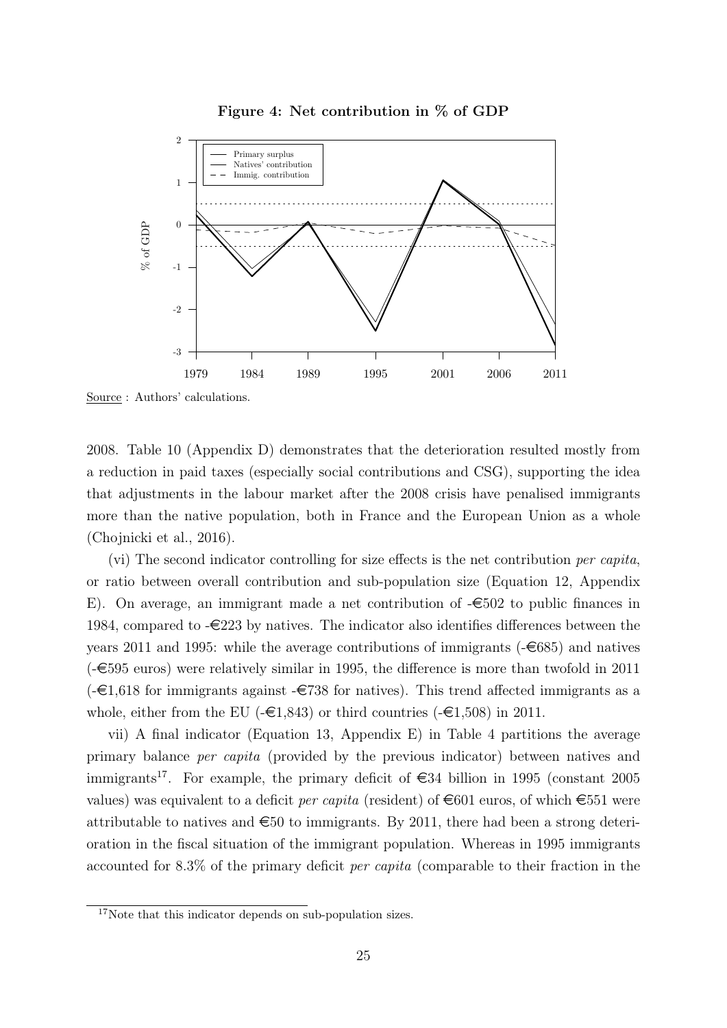**Figure 4: Net contribution in % of GDP**

Source : Authors' calculations.

2008. Table 10 (Appendix D) demonstrates that the deterioration resulted mostly from a reduction in paid taxes (especially social contributions and CSG), supporting the idea that adjustments in the labour market after the 2008 crisis have penalised immigrants more than the native population, both in France and the European Union as a whole (Chojnicki et al., 2016).

(vi) The second indicator controlling for size effects is the net contribution *per capita*, or ratio between overall contribution and sub-population size (Equation 12, Appendix E). On average, an immigrant made a net contribution of -€502 to public finances in 1984, compared to -€223 by natives. The indicator also identifies differences between the years 2011 and 1995: while the average contributions of immigrants (-€685) and natives (-€595 euros) were relatively similar in 1995, the difference is more than twofold in 2011 (-€1,618 for immigrants against -€738 for natives). This trend affected immigrants as a whole, either from the EU (-€1,843) or third countries (-€1,508) in 2011.

vii) A final indicator (Equation 13, Appendix E) in Table 4 partitions the average primary balance *per capita* (provided by the previous indicator) between natives and immigrants[17]. For example, the primary deficit of €34 billion in 1995 (constant 2005 values) was equivalent to a deficit *per capita* (resident) of €601 euros, of which €551 were attributable to natives and €50 to immigrants. By 2011, there had been a strong deterioration in the fiscal situation of the immigrant population. Whereas in 1995 immigrants accounted for 8.3% of the primary deficit *per capita* (comparable to their fraction in the

[17] Note that this indicator depends on sub-population sizes.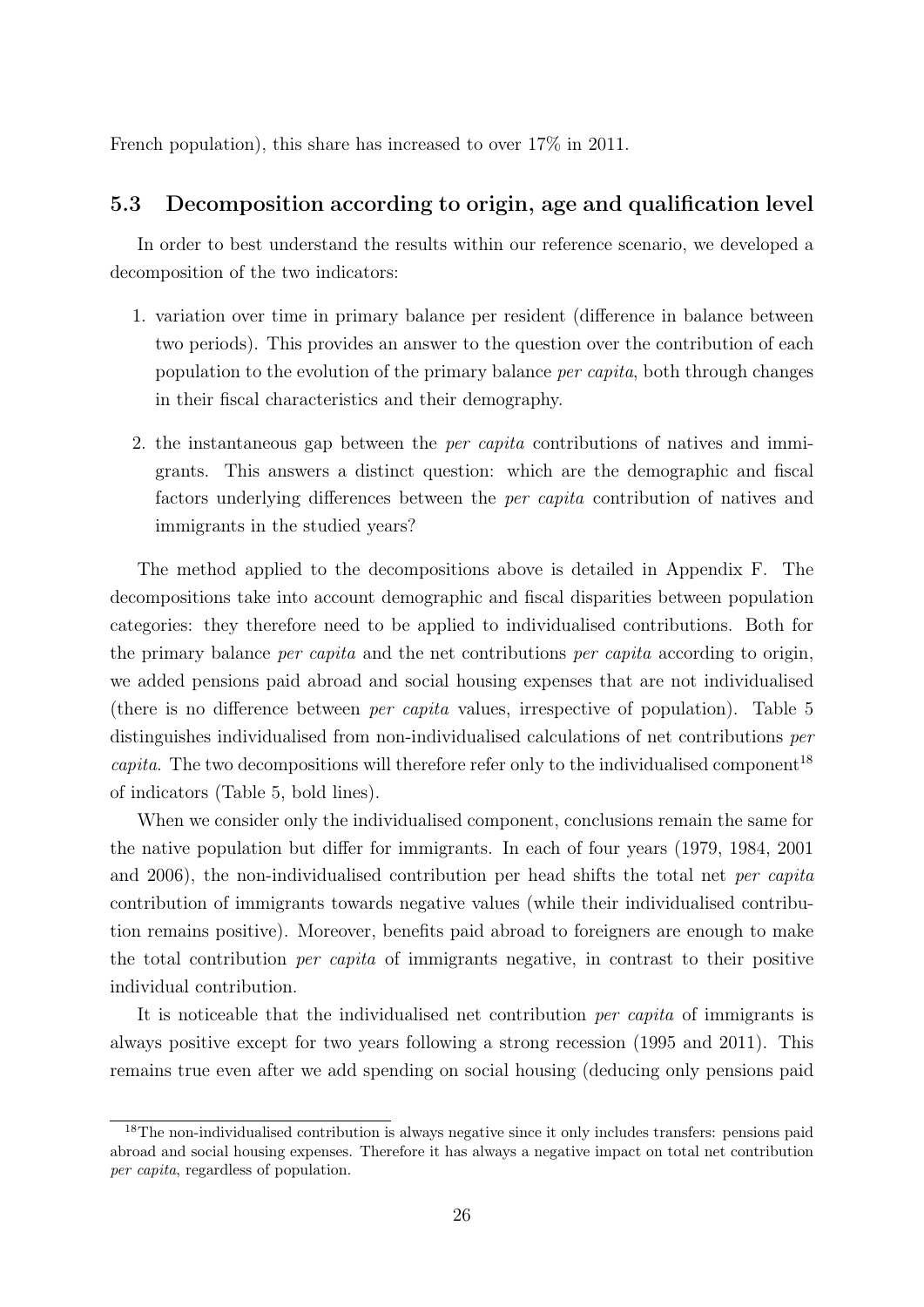French population), this share has increased to over 17% in 2011.

### 5.3 Decomposition according to origin, age and qualification level

In order to best understand the results within our reference scenario, we developed a decomposition of the two indicators:

1. variation over time in primary balance per resident (difference in balance between two periods). This provides an answer to the question over the contribution of each population to the evolution of the primary balance *per capita*, both through changes in their fiscal characteristics and their demography.
2. the instantaneous gap between the *per capita* contributions of natives and immigrants. This answers a distinct question: which are the demographic and fiscal factors underlying differences between the *per capita* contribution of natives and immigrants in the studied years?

The method applied to the decompositions above is detailed in Appendix F. The decompositions take into account demographic and fiscal disparities between population categories: they therefore need to be applied to individualised contributions. Both for the primary balance *per capita* and the net contributions *per capita* according to origin, we added pensions paid abroad and social housing expenses that are not individualised (there is no difference between *per capita* values, irrespective of population). Table 5 distinguishes individualised from non-individualised calculations of net contributions *per capita*. The two decompositions will therefore refer only to the individualised component[18] of indicators (Table 5, bold lines).

When we consider only the individualised component, conclusions remain the same for the native population but differ for immigrants. In each of four years (1979, 1984, 2001 and 2006), the non-individualised contribution per head shifts the total net *per capita* contribution of immigrants towards negative values (while their individualised contribution remains positive). Moreover, benefits paid abroad to foreigners are enough to make the total contribution *per capita* of immigrants negative, in contrast to their positive individual contribution.

It is noticeable that the individualised net contribution *per capita* of immigrants is always positive except for two years following a strong recession (1995 and 2011). This remains true even after we add spending on social housing (deducing only pensions paid

[18] The non-individualised contribution is always negative since it only includes transfers: pensions paid abroad and social housing expenses. Therefore it has always a negative impact on total net contribution *per capita*, regardless of population.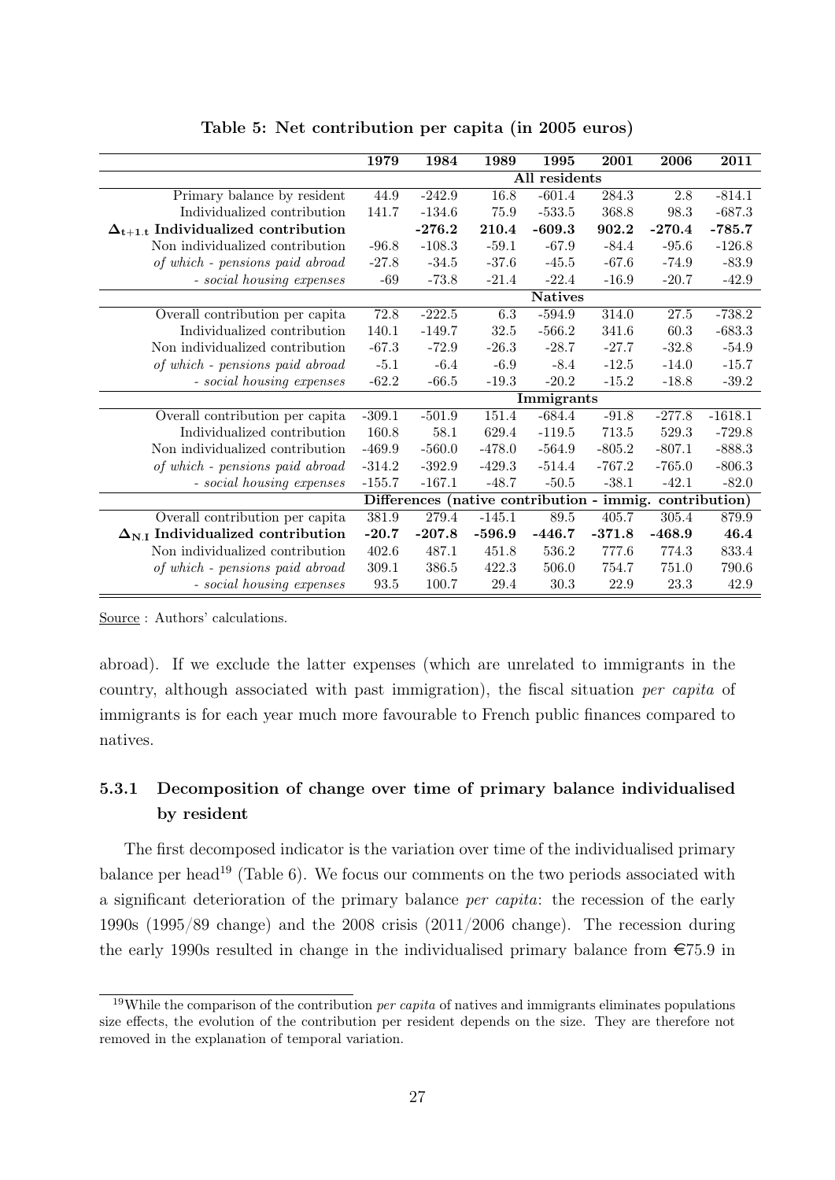**Table 5: Net contribution per capita (in 2005 euros)**

| | 1979 | 1984 | 1989 | 1995 | 2001 | 2006 | 2011 |
|---|---|---|---|---|---|---|---|
| | **All residents** | | | | | | |
| Primary balance by resident | 44.9 | -242.9 | 16.8 | -601.4 | 284.3 | 2.8 | -814.1 |
| Individualized contribution | 141.7 | -134.6 | 75.9 | -533.5 | 368.8 | 98.3 | -687.3 |
| $\mathbf{\Delta_{t+1.t}}$ **Individualized contribution** | | **-276.2** | **210.4** | **-609.3** | **902.2** | **-270.4** | **-785.7** |
| Non individualized contribution | -96.8 | -108.3 | -59.1 | -67.9 | -84.4 | -95.6 | -126.8 |
| *of which - pensions paid abroad* | -27.8 | -34.5 | -37.6 | -45.5 | -67.6 | -74.9 | -83.9 |
| *- social housing expenses* | -69 | -73.8 | -21.4 | -22.4 | -16.9 | -20.7 | -42.9 |
| | **Natives** | | | | | | |
| Overall contribution per capita | 72.8 | -222.5 | 6.3 | -594.9 | 314.0 | 27.5 | -738.2 |
| Individualized contribution | 140.1 | -149.7 | 32.5 | -566.2 | 341.6 | 60.3 | -683.3 |
| Non individualized contribution | -67.3 | -72.9 | -26.3 | -28.7 | -27.7 | -32.8 | -54.9 |
| *of which - pensions paid abroad* | -5.1 | -6.4 | -6.9 | -8.4 | -12.5 | -14.0 | -15.7 |
| *- social housing expenses* | -62.2 | -66.5 | -19.3 | -20.2 | -15.2 | -18.8 | -39.2 |
| | **Immigrants** | | | | | | |
| Overall contribution per capita | -309.1 | -501.9 | 151.4 | -684.4 | -91.8 | -277.8 | -1618.1 |
| Individualized contribution | 160.8 | 58.1 | 629.4 | -119.5 | 713.5 | 529.3 | -729.8 |
| Non individualized contribution | -469.9 | -560.0 | -478.0 | -564.9 | -805.2 | -807.1 | -888.3 |
| *of which - pensions paid abroad* | -314.2 | -392.9 | -429.3 | -514.4 | -767.2 | -765.0 | -806.3 |
| *- social housing expenses* | -155.7 | -167.1 | -48.7 | -50.5 | -38.1 | -42.1 | -82.0 |
| | **Differences (native contribution - immig. contribution)** | | | | | | |
| Overall contribution per capita | 381.9 | 279.4 | -145.1 | 89.5 | 405.7 | 305.4 | 879.9 |
| $\mathbf{\Delta_{N.I}}$ **Individualized contribution** | **-20.7** | **-207.8** | **-596.9** | **-446.7** | **-371.8** | **-468.9** | **46.4** |
| Non individualized contribution | 402.6 | 487.1 | 451.8 | 536.2 | 777.6 | 774.3 | 833.4 |
| *of which - pensions paid abroad* | 309.1 | 386.5 | 422.3 | 506.0 | 754.7 | 751.0 | 790.6 |
| *- social housing expenses* | 93.5 | 100.7 | 29.4 | 30.3 | 22.9 | 23.3 | 42.9 |

Source : Authors' calculations.

abroad). If we exclude the latter expenses (which are unrelated to immigrants in the country, although associated with past immigration), the fiscal situation *per capita* of immigrants is for each year much more favourable to French public finances compared to natives.

### 5.3.1 Decomposition of change over time of primary balance individualised by resident

The first decomposed indicator is the variation over time of the individualised primary balance per head[19] (Table 6). We focus our comments on the two periods associated with a significant deterioration of the primary balance *per capita*: the recession of the early 1990s (1995/89 change) and the 2008 crisis (2011/2006 change). The recession during the early 1990s resulted in change in the individualised primary balance from €75.9 in

[19] While the comparison of the contribution *per capita* of natives and immigrants eliminates populations size effects, the evolution of the contribution per resident depends on the size. They are therefore not removed in the explanation of temporal variation.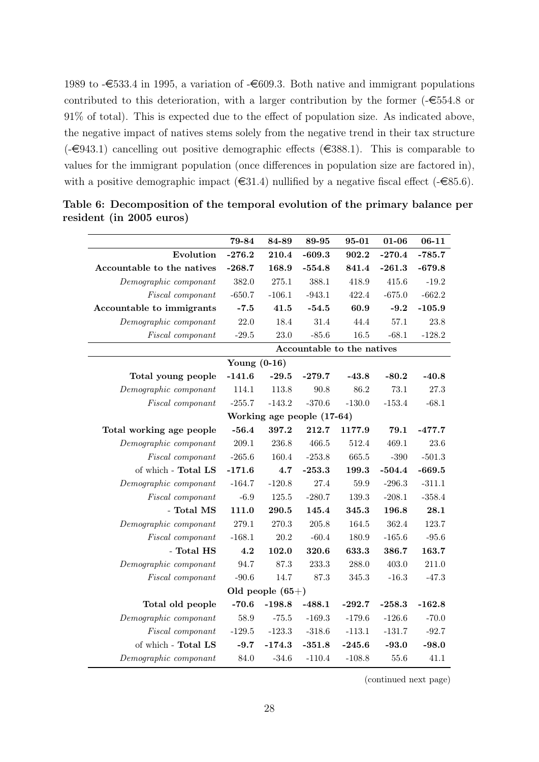1989 to -€533.4 in 1995, a variation of -€609.3. Both native and immigrant populations contributed to this deterioration, with a larger contribution by the former (-€554.8 or 91% of total). This is expected due to the effect of population size. As indicated above, the negative impact of natives stems solely from the negative trend in their tax structure (-€943.1) cancelling out positive demographic effects (€388.1). This is comparable to values for the immigrant population (once differences in population size are factored in), with a positive demographic impact (€31.4) nullified by a negative fiscal effect (-€85.6).

**Table 6: Decomposition of the temporal evolution of the primary balance per resident (in 2005 euros)**

| | 79-84 | 84-89 | 89-95 | 95-01 | 01-06 | 06-11 |
|---|---|---|---|---|---|---|
| **Evolution** | **-276.2** | **210.4** | **-609.3** | **902.2** | **-270.4** | **-785.7** |
| **Accountable to the natives** | **-268.7** | **168.9** | **-554.8** | **841.4** | **-261.3** | **-679.8** |
| *Demographic componant* | 382.0 | 275.1 | 388.1 | 418.9 | 415.6 | -19.2 |
| *Fiscal componant* | -650.7 | -106.1 | -943.1 | 422.4 | -675.0 | -662.2 |
| **Accountable to immigrants** | **-7.5** | **41.5** | **-54.5** | **60.9** | **-9.2** | **-105.9** |
| *Demographic componant* | 22.0 | 18.4 | 31.4 | 44.4 | 57.1 | 23.8 |
| *Fiscal componant* | -29.5 | 23.0 | -85.6 | 16.5 | -68.1 | -128.2 |
| | | | Accountable to the natives | | | |
| | Young (0-16) | | | | | |
| **Total young people** | **-141.6** | **-29.5** | **-279.7** | **-43.8** | **-80.2** | **-40.8** |
| *Demographic componant* | 114.1 | 113.8 | 90.8 | 86.2 | 73.1 | 27.3 |
| *Fiscal componant* | -255.7 | -143.2 | -370.6 | -130.0 | -153.4 | -68.1 |
| | Working age people (17-64) | | | | | |
| **Total working age people** | **-56.4** | **397.2** | **212.7** | **1177.9** | **79.1** | **-477.7** |
| *Demographic componant* | 209.1 | 236.8 | 466.5 | 512.4 | 469.1 | 23.6 |
| *Fiscal componant* | -265.6 | 160.4 | -253.8 | 665.5 | -390 | -501.3 |
| of which - **Total LS** | **-171.6** | **4.7** | **-253.3** | **199.3** | **-504.4** | **-669.5** |
| *Demographic componant* | -164.7 | -120.8 | 27.4 | 59.9 | -296.3 | -311.1 |
| *Fiscal componant* | -6.9 | 125.5 | -280.7 | 139.3 | -208.1 | -358.4 |
| - **Total MS** | **111.0** | **290.5** | **145.4** | **345.3** | **196.8** | **28.1** |
| *Demographic componant* | 279.1 | 270.3 | 205.8 | 164.5 | 362.4 | 123.7 |
| *Fiscal componant* | -168.1 | 20.2 | -60.4 | 180.9 | -165.6 | -95.6 |
| - **Total HS** | **4.2** | **102.0** | **320.6** | **633.3** | **386.7** | **163.7** |
| *Demographic componant* | 94.7 | 87.3 | 233.3 | 288.0 | 403.0 | 211.0 |
| *Fiscal componant* | -90.6 | 14.7 | 87.3 | 345.3 | -16.3 | -47.3 |
| | Old people (65+) | | | | | |
| **Total old people** | **-70.6** | **-198.8** | **-488.1** | **-292.7** | **-258.3** | **-162.8** |
| *Demographic componant* | 58.9 | -75.5 | -169.3 | -179.6 | -126.6 | -70.0 |
| *Fiscal componant* | -129.5 | -123.3 | -318.6 | -113.1 | -131.7 | -92.7 |
| of which - **Total LS** | **-9.7** | **-174.3** | **-351.8** | **-245.6** | **-93.0** | **-98.0** |
| *Demographic componant* | 84.0 | -34.6 | -110.4 | -108.8 | 55.6 | 41.1 |

(continued next page)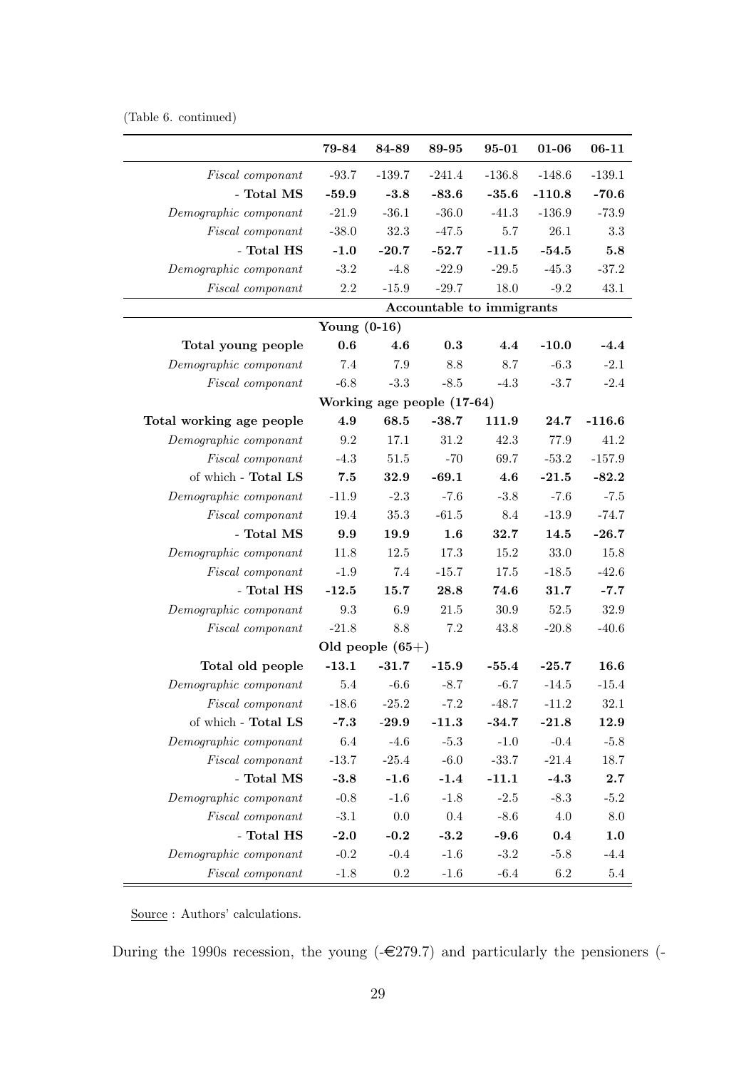(Table 6. continued)

| | 79-84 | 84-89 | 89-95 | 95-01 | 01-06 | 06-11 |
|---|---|---|---|---|---|---|
| *Fiscal componant* | -93.7 | -139.7 | -241.4 | -136.8 | -148.6 | -139.1 |
| - **Total MS** | **-59.9** | **-3.8** | **-83.6** | **-35.6** | **-110.8** | **-70.6** |
| *Demographic componant* | -21.9 | -36.1 | -36.0 | -41.3 | -136.9 | -73.9 |
| *Fiscal componant* | -38.0 | 32.3 | -47.5 | 5.7 | 26.1 | 3.3 |
| - **Total HS** | **-1.0** | **-20.7** | **-52.7** | **-11.5** | **-54.5** | **5.8** |
| *Demographic componant* | -3.2 | -4.8 | -22.9 | -29.5 | -45.3 | -37.2 |
| *Fiscal componant* | 2.2 | -15.9 | -29.7 | 18.0 | -9.2 | 43.1 |
| | **Accountable to immigrants** | | | | | |
| | **Young (0-16)** | | | | | |
| **Total young people** | **0.6** | **4.6** | **0.3** | **4.4** | **-10.0** | **-4.4** |
| *Demographic componant* | 7.4 | 7.9 | 8.8 | 8.7 | -6.3 | -2.1 |
| *Fiscal componant* | -6.8 | -3.3 | -8.5 | -4.3 | -3.7 | -2.4 |
| | **Working age people (17-64)** | | | | | |
| **Total working age people** | **4.9** | **68.5** | **-38.7** | **111.9** | **24.7** | **-116.6** |
| *Demographic componant* | 9.2 | 17.1 | 31.2 | 42.3 | 77.9 | 41.2 |
| *Fiscal componant* | -4.3 | 51.5 | -70 | 69.7 | -53.2 | -157.9 |
| of which - **Total LS** | **7.5** | **32.9** | **-69.1** | **4.6** | **-21.5** | **-82.2** |
| *Demographic componant* | -11.9 | -2.3 | -7.6 | -3.8 | -7.6 | -7.5 |
| *Fiscal componant* | 19.4 | 35.3 | -61.5 | 8.4 | -13.9 | -74.7 |
| - **Total MS** | **9.9** | **19.9** | **1.6** | **32.7** | **14.5** | **-26.7** |
| *Demographic componant* | 11.8 | 12.5 | 17.3 | 15.2 | 33.0 | 15.8 |
| *Fiscal componant* | -1.9 | 7.4 | -15.7 | 17.5 | -18.5 | -42.6 |
| - **Total HS** | **-12.5** | **15.7** | **28.8** | **74.6** | **31.7** | **-7.7** |
| *Demographic componant* | 9.3 | 6.9 | 21.5 | 30.9 | 52.5 | 32.9 |
| *Fiscal componant* | -21.8 | 8.8 | 7.2 | 43.8 | -20.8 | -40.6 |
| | **Old people (65+)** | | | | | |
| **Total old people** | **-13.1** | **-31.7** | **-15.9** | **-55.4** | **-25.7** | **16.6** |
| *Demographic componant* | 5.4 | -6.6 | -8.7 | -6.7 | -14.5 | -15.4 |
| *Fiscal componant* | -18.6 | -25.2 | -7.2 | -48.7 | -11.2 | 32.1 |
| of which - **Total LS** | **-7.3** | **-29.9** | **-11.3** | **-34.7** | **-21.8** | **12.9** |
| *Demographic componant* | 6.4 | -4.6 | -5.3 | -1.0 | -0.4 | -5.8 |
| *Fiscal componant* | -13.7 | -25.4 | -6.0 | -33.7 | -21.4 | 18.7 |
| - **Total MS** | **-3.8** | **-1.6** | **-1.4** | **-11.1** | **-4.3** | **2.7** |
| *Demographic componant* | -0.8 | -1.6 | -1.8 | -2.5 | -8.3 | -5.2 |
| *Fiscal componant* | -3.1 | 0.0 | 0.4 | -8.6 | 4.0 | 8.0 |
| - **Total HS** | **-2.0** | **-0.2** | **-3.2** | **-9.6** | **0.4** | **1.0** |
| *Demographic componant* | -0.2 | -0.4 | -1.6 | -3.2 | -5.8 | -4.4 |
| *Fiscal componant* | -1.8 | 0.2 | -1.6 | -6.4 | 6.2 | 5.4 |

Source : Authors' calculations.

During the 1990s recession, the young (-€279.7) and particularly the pensioners (-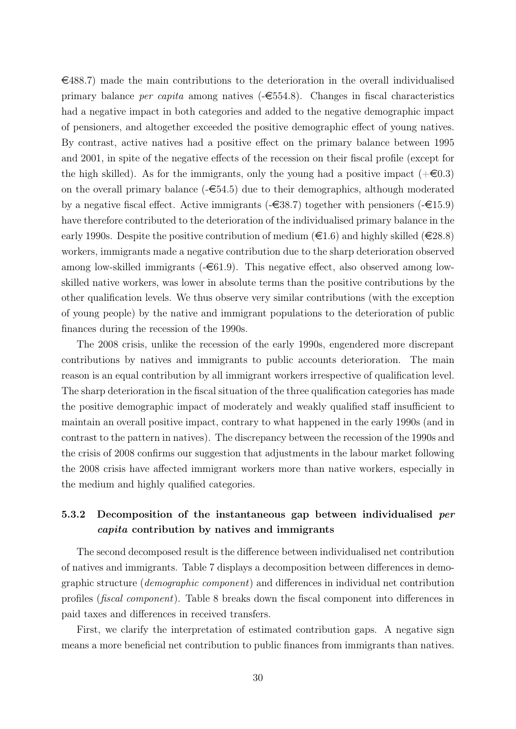€488.7) made the main contributions to the deterioration in the overall individualised primary balance *per capita* among natives (-€554.8). Changes in fiscal characteristics had a negative impact in both categories and added to the negative demographic impact of pensioners, and altogether exceeded the positive demographic effect of young natives. By contrast, active natives had a positive effect on the primary balance between 1995 and 2001, in spite of the negative effects of the recession on their fiscal profile (except for the high skilled). As for the immigrants, only the young had a positive impact (+€0.3) on the overall primary balance (-€54.5) due to their demographics, although moderated by a negative fiscal effect. Active immigrants (-€38.7) together with pensioners (-€15.9) have therefore contributed to the deterioration of the individualised primary balance in the early 1990s. Despite the positive contribution of medium (€1.6) and highly skilled (€28.8) workers, immigrants made a negative contribution due to the sharp deterioration observed among low-skilled immigrants (-€61.9). This negative effect, also observed among low-skilled native workers, was lower in absolute terms than the positive contributions by the other qualification levels. We thus observe very similar contributions (with the exception of young people) by the native and immigrant populations to the deterioration of public finances during the recession of the 1990s.

The 2008 crisis, unlike the recession of the early 1990s, engendered more discrepant contributions by natives and immigrants to public accounts deterioration. The main reason is an equal contribution by all immigrant workers irrespective of qualification level. The sharp deterioration in the fiscal situation of the three qualification categories has made the positive demographic impact of moderately and weakly qualified staff insufficient to maintain an overall positive impact, contrary to what happened in the early 1990s (and in contrast to the pattern in natives). The discrepancy between the recession of the 1990s and the crisis of 2008 confirms our suggestion that adjustments in the labour market following the 2008 crisis have affected immigrant workers more than native workers, especially in the medium and highly qualified categories.

### 5.3.2 Decomposition of the instantaneous gap between individualised *per capita* contribution by natives and immigrants

The second decomposed result is the difference between individualised net contribution of natives and immigrants. Table 7 displays a decomposition between differences in demographic structure (*demographic component*) and differences in individual net contribution profiles (*fiscal component*). Table 8 breaks down the fiscal component into differences in paid taxes and differences in received transfers.

First, we clarify the interpretation of estimated contribution gaps. A negative sign means a more beneficial net contribution to public finances from immigrants than natives.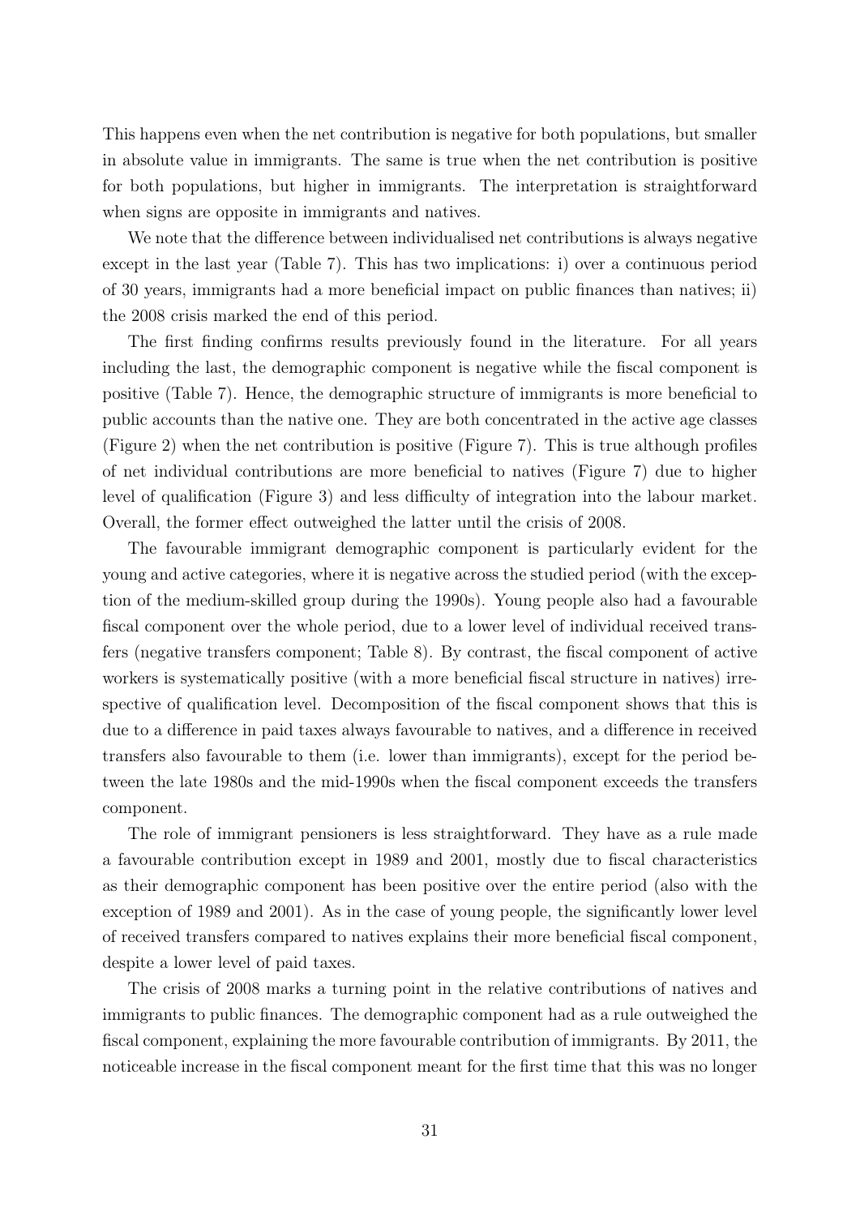This happens even when the net contribution is negative for both populations, but smaller in absolute value in immigrants. The same is true when the net contribution is positive for both populations, but higher in immigrants. The interpretation is straightforward when signs are opposite in immigrants and natives.

We note that the difference between individualised net contributions is always negative except in the last year (Table 7). This has two implications: i) over a continuous period of 30 years, immigrants had a more beneficial impact on public finances than natives; ii) the 2008 crisis marked the end of this period.

The first finding confirms results previously found in the literature. For all years including the last, the demographic component is negative while the fiscal component is positive (Table 7). Hence, the demographic structure of immigrants is more beneficial to public accounts than the native one. They are both concentrated in the active age classes (Figure 2) when the net contribution is positive (Figure 7). This is true although profiles of net individual contributions are more beneficial to natives (Figure 7) due to higher level of qualification (Figure 3) and less difficulty of integration into the labour market. Overall, the former effect outweighed the latter until the crisis of 2008.

The favourable immigrant demographic component is particularly evident for the young and active categories, where it is negative across the studied period (with the exception of the medium-skilled group during the 1990s). Young people also had a favourable fiscal component over the whole period, due to a lower level of individual received transfers (negative transfers component; Table 8). By contrast, the fiscal component of active workers is systematically positive (with a more beneficial fiscal structure in natives) irrespective of qualification level. Decomposition of the fiscal component shows that this is due to a difference in paid taxes always favourable to natives, and a difference in received transfers also favourable to them (i.e. lower than immigrants), except for the period between the late 1980s and the mid-1990s when the fiscal component exceeds the transfers component.

The role of immigrant pensioners is less straightforward. They have as a rule made a favourable contribution except in 1989 and 2001, mostly due to fiscal characteristics as their demographic component has been positive over the entire period (also with the exception of 1989 and 2001). As in the case of young people, the significantly lower level of received transfers compared to natives explains their more beneficial fiscal component, despite a lower level of paid taxes.

The crisis of 2008 marks a turning point in the relative contributions of natives and immigrants to public finances. The demographic component had as a rule outweighed the fiscal component, explaining the more favourable contribution of immigrants. By 2011, the noticeable increase in the fiscal component meant for the first time that this was no longer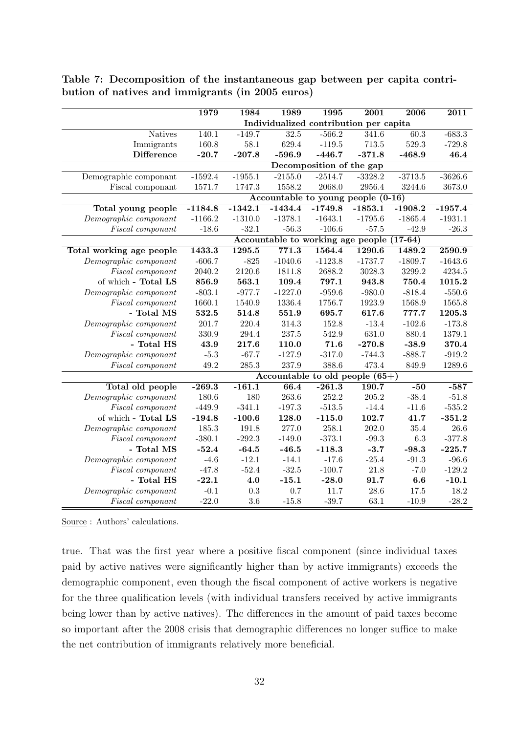**Table 7: Decomposition of the instantaneous gap between per capita contribution of natives and immigrants (in 2005 euros)**

| | 1979 | 1984 | 1989 | 1995 | 2001 | 2006 | 2011 |
|---|---|---|---|---|---|---|---|
| | Individualized contribution per capita | | | | | | |
| Natives | 140.1 | -149.7 | 32.5 | -566.2 | 341.6 | 60.3 | -683.3 |
| Immigrants | 160.8 | 58.1 | 629.4 | -119.5 | 713.5 | 529.3 | -729.8 |
| **Difference** | **-20.7** | **-207.8** | **-596.9** | **-446.7** | **-371.8** | **-468.9** | **46.4** |
| | Decomposition of the gap | | | | | | |
| Demographic componant | -1592.4 | -1955.1 | -2155.0 | -2514.7 | -3328.2 | -3713.5 | -3626.6 |
| Fiscal componant | 1571.7 | 1747.3 | 1558.2 | 2068.0 | 2956.4 | 3244.6 | 3673.0 |
| | Accountable to young people (0-16) | | | | | | |
| **Total young people** | **-1184.8** | **-1342.1** | **-1434.4** | **-1749.8** | **-1853.1** | **-1908.2** | **-1957.4** |
| *Demographic componant* | -1166.2 | -1310.0 | -1378.1 | -1643.1 | -1795.6 | -1865.4 | -1931.1 |
| *Fiscal componant* | -18.6 | -32.1 | -56.3 | -106.6 | -57.5 | -42.9 | -26.3 |
| | Accountable to working age people (17-64) | | | | | | |
| **Total working age people** | **1433.3** | **1295.5** | **771.3** | **1564.4** | **1290.6** | **1489.2** | **2590.9** |
| *Demographic componant* | -606.7 | -825 | -1040.6 | -1123.8 | -1737.7 | -1809.7 | -1643.6 |
| *Fiscal componant* | 2040.2 | 2120.6 | 1811.8 | 2688.2 | 3028.3 | 3299.2 | 4234.5 |
| of which **- Total LS** | **856.9** | **563.1** | **109.4** | **797.1** | **943.8** | **750.4** | **1015.2** |
| *Demographic componant* | -803.1 | -977.7 | -1227.0 | -959.6 | -980.0 | -818.4 | -550.6 |
| *Fiscal componant* | 1660.1 | 1540.9 | 1336.4 | 1756.7 | 1923.9 | 1568.9 | 1565.8 |
| **- Total MS** | **532.5** | **514.8** | **551.9** | **695.7** | **617.6** | **777.7** | **1205.3** |
| *Demographic componant* | 201.7 | 220.4 | 314.3 | 152.8 | -13.4 | -102.6 | -173.8 |
| *Fiscal componant* | 330.9 | 294.4 | 237.5 | 542.9 | 631.0 | 880.4 | 1379.1 |
| **- Total HS** | **43.9** | **217.6** | **110.0** | **71.6** | **-270.8** | **-38.9** | **370.4** |
| *Demographic componant* | -5.3 | -67.7 | -127.9 | -317.0 | -744.3 | -888.7 | -919.2 |
| *Fiscal componant* | 49.2 | 285.3 | 237.9 | 388.6 | 473.4 | 849.9 | 1289.6 |
| | Accountable to old people (65+) | | | | | | |
| **Total old people** | **-269.3** | **-161.1** | **66.4** | **-261.3** | **190.7** | **-50** | **-587** |
| *Demographic componant* | 180.6 | 180 | 263.6 | 252.2 | 205.2 | -38.4 | -51.8 |
| *Fiscal componant* | -449.9 | -341.1 | -197.3 | -513.5 | -14.4 | -11.6 | -535.2 |
| of which **- Total LS** | **-194.8** | **-100.6** | **128.0** | **-115.0** | **102.7** | **41.7** | **-351.2** |
| *Demographic componant* | 185.3 | 191.8 | 277.0 | 258.1 | 202.0 | 35.4 | 26.6 |
| *Fiscal componant* | -380.1 | -292.3 | -149.0 | -373.1 | -99.3 | 6.3 | -377.8 |
| **- Total MS** | **-52.4** | **-64.5** | **-46.5** | **-118.3** | **-3.7** | **-98.3** | **-225.7** |
| *Demographic componant* | -4.6 | -12.1 | -14.1 | -17.6 | -25.4 | -91.3 | -96.6 |
| *Fiscal componant* | -47.8 | -52.4 | -32.5 | -100.7 | 21.8 | -7.0 | -129.2 |
| **- Total HS** | **-22.1** | **4.0** | **-15.1** | **-28.0** | **91.7** | **6.6** | **-10.1** |
| *Demographic componant* | -0.1 | 0.3 | 0.7 | 11.7 | 28.6 | 17.5 | 18.2 |
| *Fiscal componant* | -22.0 | 3.6 | -15.8 | -39.7 | 63.1 | -10.9 | -28.2 |

Source : Authors' calculations.

true. That was the first year where a positive fiscal component (since individual taxes paid by active natives were significantly higher than by active immigrants) exceeds the demographic component, even though the fiscal component of active workers is negative for the three qualification levels (with individual transfers received by active immigrants being lower than by active natives). The differences in the amount of paid taxes become so important after the 2008 crisis that demographic differences no longer suffice to make the net contribution of immigrants relatively more beneficial.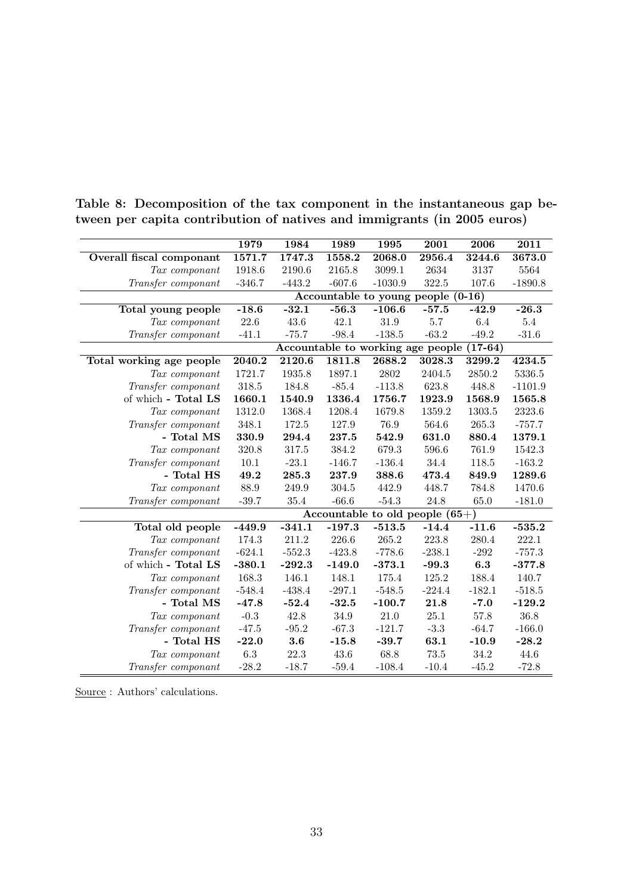**Table 8: Decomposition of the tax component in the instantaneous gap between per capita contribution of natives and immigrants (in 2005 euros)**

| | 1979 | 1984 | 1989 | 1995 | 2001 | 2006 | 2011 |
|---|---|---|---|---|---|---|---|
| **Overall fiscal componant** | **1571.7** | **1747.3** | **1558.2** | **2068.0** | **2956.4** | **3244.6** | **3673.0** |
| *Tax componant* | 1918.6 | 2190.6 | 2165.8 | 3099.1 | 2634 | 3137 | 5564 |
| *Transfer componant* | -346.7 | -443.2 | -607.6 | -1030.9 | 322.5 | 107.6 | -1890.8 |
| | **Accountable to young people (0-16)** | | | | | | |
| **Total young people** | **-18.6** | **-32.1** | **-56.3** | **-106.6** | **-57.5** | **-42.9** | **-26.3** |
| *Tax componant* | 22.6 | 43.6 | 42.1 | 31.9 | 5.7 | 6.4 | 5.4 |
| *Transfer componant* | -41.1 | -75.7 | -98.4 | -138.5 | -63.2 | -49.2 | -31.6 |
| | **Accountable to working age people (17-64)** | | | | | | |
| **Total working age people** | **2040.2** | **2120.6** | **1811.8** | **2688.2** | **3028.3** | **3299.2** | **4234.5** |
| *Tax componant* | 1721.7 | 1935.8 | 1897.1 | 2802 | 2404.5 | 2850.2 | 5336.5 |
| *Transfer componant* | 318.5 | 184.8 | -85.4 | -113.8 | 623.8 | 448.8 | -1101.9 |
| of which **- Total LS** | **1660.1** | **1540.9** | **1336.4** | **1756.7** | **1923.9** | **1568.9** | **1565.8** |
| *Tax componant* | 1312.0 | 1368.4 | 1208.4 | 1679.8 | 1359.2 | 1303.5 | 2323.6 |
| *Transfer componant* | 348.1 | 172.5 | 127.9 | 76.9 | 564.6 | 265.3 | -757.7 |
| **- Total MS** | **330.9** | **294.4** | **237.5** | **542.9** | **631.0** | **880.4** | **1379.1** |
| *Tax componant* | 320.8 | 317.5 | 384.2 | 679.3 | 596.6 | 761.9 | 1542.3 |
| *Transfer componant* | 10.1 | -23.1 | -146.7 | -136.4 | 34.4 | 118.5 | -163.2 |
| **- Total HS** | **49.2** | **285.3** | **237.9** | **388.6** | **473.4** | **849.9** | **1289.6** |
| *Tax componant* | 88.9 | 249.9 | 304.5 | 442.9 | 448.7 | 784.8 | 1470.6 |
| *Transfer componant* | -39.7 | 35.4 | -66.6 | -54.3 | 24.8 | 65.0 | -181.0 |
| | **Accountable to old people (65+)** | | | | | | |
| **Total old people** | **-449.9** | **-341.1** | **-197.3** | **-513.5** | **-14.4** | **-11.6** | **-535.2** |
| *Tax componant* | 174.3 | 211.2 | 226.6 | 265.2 | 223.8 | 280.4 | 222.1 |
| *Transfer componant* | -624.1 | -552.3 | -423.8 | -778.6 | -238.1 | -292 | -757.3 |
| of which **- Total LS** | **-380.1** | **-292.3** | **-149.0** | **-373.1** | **-99.3** | **6.3** | **-377.8** |
| *Tax componant* | 168.3 | 146.1 | 148.1 | 175.4 | 125.2 | 188.4 | 140.7 |
| *Transfer componant* | -548.4 | -438.4 | -297.1 | -548.5 | -224.4 | -182.1 | -518.5 |
| **- Total MS** | **-47.8** | **-52.4** | **-32.5** | **-100.7** | **21.8** | **-7.0** | **-129.2** |
| *Tax componant* | -0.3 | 42.8 | 34.9 | 21.0 | 25.1 | 57.8 | 36.8 |
| *Transfer componant* | -47.5 | -95.2 | -67.3 | -121.7 | -3.3 | -64.7 | -166.0 |
| **- Total HS** | **-22.0** | **3.6** | **-15.8** | **-39.7** | **63.1** | **-10.9** | **-28.2** |
| *Tax componant* | 6.3 | 22.3 | 43.6 | 68.8 | 73.5 | 34.2 | 44.6 |
| *Transfer componant* | -28.2 | -18.7 | -59.4 | -108.4 | -10.4 | -45.2 | -72.8 |

Source : Authors' calculations.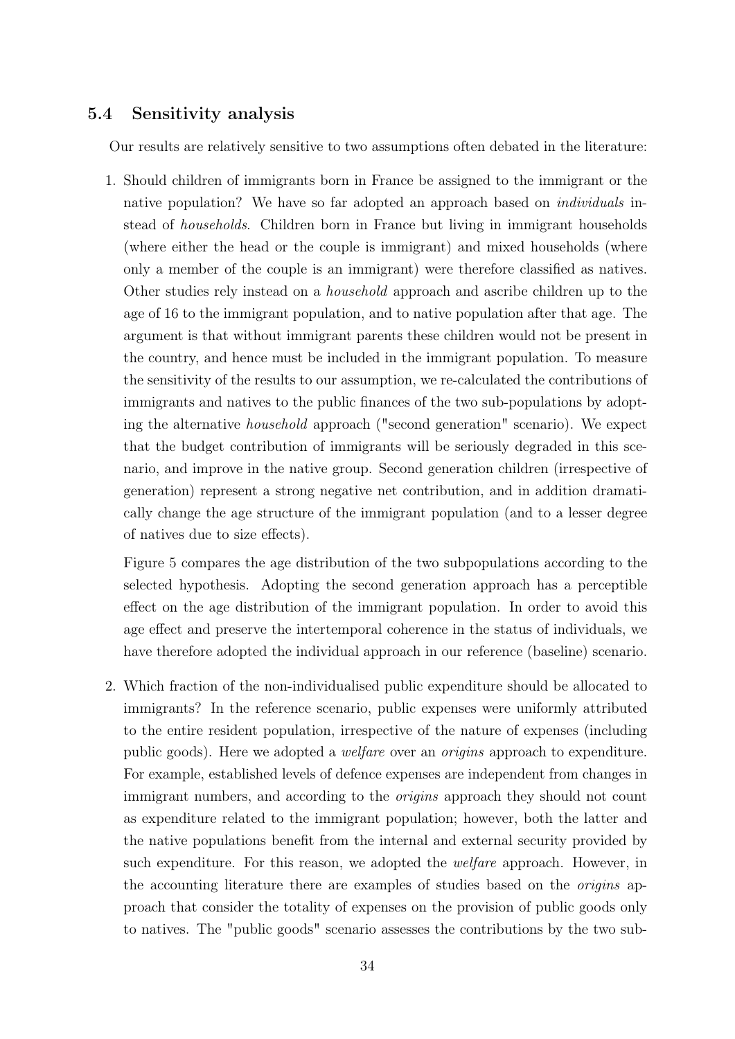### 5.4 Sensitivity analysis

Our results are relatively sensitive to two assumptions often debated in the literature:

1. Should children of immigrants born in France be assigned to the immigrant or the native population? We have so far adopted an approach based on *individuals* instead of *households*. Children born in France but living in immigrant households (where either the head or the couple is immigrant) and mixed households (where only a member of the couple is an immigrant) were therefore classified as natives. Other studies rely instead on a *household* approach and ascribe children up to the age of 16 to the immigrant population, and to native population after that age. The argument is that without immigrant parents these children would not be present in the country, and hence must be included in the immigrant population. To measure the sensitivity of the results to our assumption, we re-calculated the contributions of immigrants and natives to the public finances of the two sub-populations by adopting the alternative *household* approach ("second generation" scenario). We expect that the budget contribution of immigrants will be seriously degraded in this scenario, and improve in the native group. Second generation children (irrespective of generation) represent a strong negative net contribution, and in addition dramatically change the age structure of the immigrant population (and to a lesser degree of natives due to size effects).

   Figure 5 compares the age distribution of the two subpopulations according to the selected hypothesis. Adopting the second generation approach has a perceptible effect on the age distribution of the immigrant population. In order to avoid this age effect and preserve the intertemporal coherence in the status of individuals, we have therefore adopted the individual approach in our reference (baseline) scenario.

2. Which fraction of the non-individualised public expenditure should be allocated to immigrants? In the reference scenario, public expenses were uniformly attributed to the entire resident population, irrespective of the nature of expenses (including public goods). Here we adopted a *welfare* over an *origins* approach to expenditure. For example, established levels of defence expenses are independent from changes in immigrant numbers, and according to the *origins* approach they should not count as expenditure related to the immigrant population; however, both the latter and the native populations benefit from the internal and external security provided by such expenditure. For this reason, we adopted the *welfare* approach. However, in the accounting literature there are examples of studies based on the *origins* approach that consider the totality of expenses on the provision of public goods only to natives. The "public goods" scenario assesses the contributions by the two sub-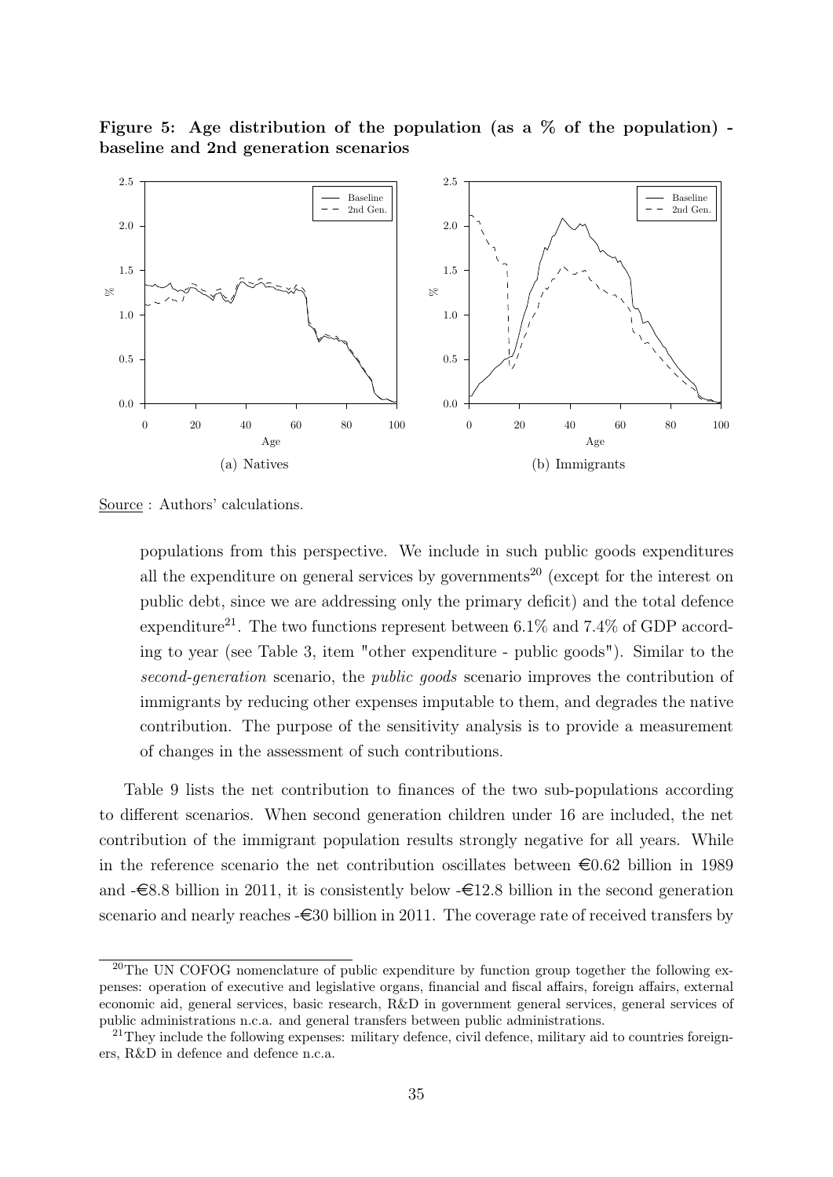**Figure 5: Age distribution of the population (as a % of the population) - baseline and 2nd generation scenarios**

(a) Natives

(b) Immigrants

Source : Authors' calculations.

populations from this perspective. We include in such public goods expenditures all the expenditure on general services by governments[20] (except for the interest on public debt, since we are addressing only the primary deficit) and the total defence expenditure[21]. The two functions represent between 6.1% and 7.4% of GDP according to year (see Table 3, item "other expenditure - public goods"). Similar to the *second-generation* scenario, the *public goods* scenario improves the contribution of immigrants by reducing other expenses imputable to them, and degrades the native contribution. The purpose of the sensitivity analysis is to provide a measurement of changes in the assessment of such contributions.

Table 9 lists the net contribution to finances of the two sub-populations according to different scenarios. When second generation children under 16 are included, the net contribution of the immigrant population results strongly negative for all years. While in the reference scenario the net contribution oscillates between €0.62 billion in 1989 and -€8.8 billion in 2011, it is consistently below -€12.8 billion in the second generation scenario and nearly reaches -€30 billion in 2011. The coverage rate of received transfers by

[20] The UN COFOG nomenclature of public expenditure by function group together the following expenses: operation of executive and legislative organs, financial and fiscal affairs, foreign affairs, external economic aid, general services, basic research, R&D in government general services, general services of public administrations n.c.a. and general transfers between public administrations.

[21] They include the following expenses: military defence, civil defence, military aid to countries foreigners, R&D in defence and defence n.c.a.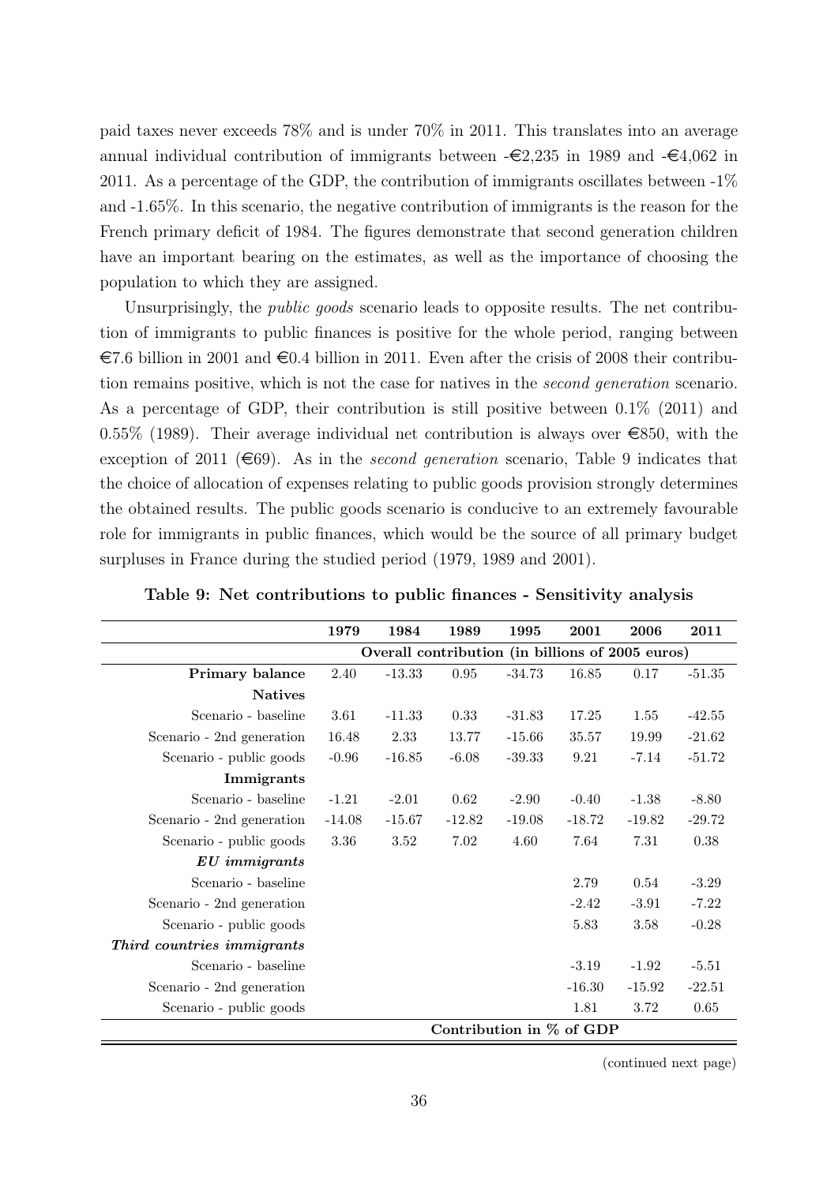paid taxes never exceeds 78% and is under 70% in 2011. This translates into an average annual individual contribution of immigrants between -€2,235 in 1989 and -€4,062 in 2011. As a percentage of the GDP, the contribution of immigrants oscillates between -1% and -1.65%. In this scenario, the negative contribution of immigrants is the reason for the French primary deficit of 1984. The figures demonstrate that second generation children have an important bearing on the estimates, as well as the importance of choosing the population to which they are assigned.

Unsurprisingly, the *public goods* scenario leads to opposite results. The net contribution of immigrants to public finances is positive for the whole period, ranging between €7.6 billion in 2001 and €0.4 billion in 2011. Even after the crisis of 2008 their contribution remains positive, which is not the case for natives in the *second generation* scenario. As a percentage of GDP, their contribution is still positive between 0.1% (2011) and 0.55% (1989). Their average individual net contribution is always over €850, with the exception of 2011 (€69). As in the *second generation* scenario, Table 9 indicates that the choice of allocation of expenses relating to public goods provision strongly determines the obtained results. The public goods scenario is conducive to an extremely favourable role for immigrants in public finances, which would be the source of all primary budget surpluses in France during the studied period (1979, 1989 and 2001).

**Table 9: Net contributions to public finances - Sensitivity analysis**

| | 1979 | 1984 | 1989 | 1995 | 2001 | 2006 | 2011 |
|---|---|---|---|---|---|---|---|
| | Overall contribution (in billions of 2005 euros) | | | | | | |
| **Primary balance** | 2.40 | -13.33 | 0.95 | -34.73 | 16.85 | 0.17 | -51.35 |
| **Natives** | | | | | | | |
| Scenario - baseline | 3.61 | -11.33 | 0.33 | -31.83 | 17.25 | 1.55 | -42.55 |
| Scenario - 2nd generation | 16.48 | 2.33 | 13.77 | -15.66 | 35.57 | 19.99 | -21.62 |
| Scenario - public goods | -0.96 | -16.85 | -6.08 | -39.33 | 9.21 | -7.14 | -51.72 |
| **Immigrants** | | | | | | | |
| Scenario - baseline | -1.21 | -2.01 | 0.62 | -2.90 | -0.40 | -1.38 | -8.80 |
| Scenario - 2nd generation | -14.08 | -15.67 | -12.82 | -19.08 | -18.72 | -19.82 | -29.72 |
| Scenario - public goods | 3.36 | 3.52 | 7.02 | 4.60 | 7.64 | 7.31 | 0.38 |
| ***EU immigrants*** | | | | | | | |
| Scenario - baseline | | | | | 2.79 | 0.54 | -3.29 |
| Scenario - 2nd generation | | | | | -2.42 | -3.91 | -7.22 |
| Scenario - public goods | | | | | 5.83 | 3.58 | -0.28 |
| ***Third countries immigrants*** | | | | | | | |
| Scenario - baseline | | | | | -3.19 | -1.92 | -5.51 |
| Scenario - 2nd generation | | | | | -16.30 | -15.92 | -22.51 |
| Scenario - public goods | | | | | 1.81 | 3.72 | 0.65 |
| | Contribution in % of GDP | | | | | | |

(continued next page)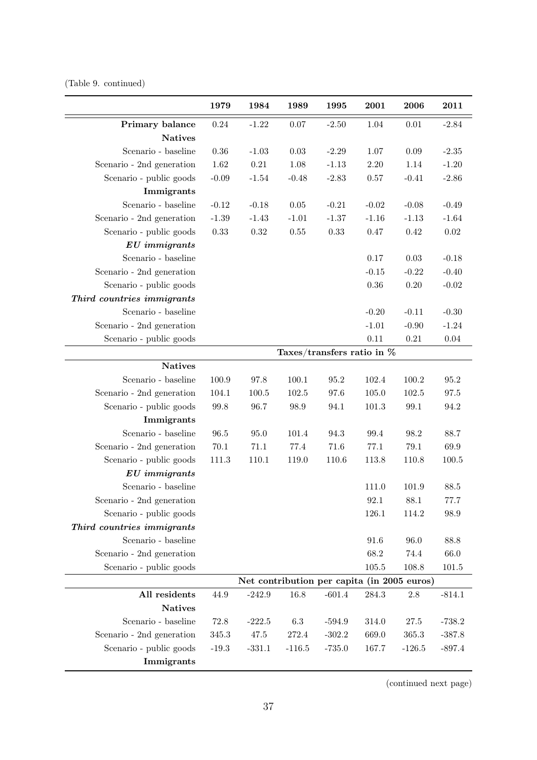(Table 9. continued)

| | 1979 | 1984 | 1989 | 1995 | 2001 | 2006 | 2011 |
|---|---|---|---|---|---|---|---|
| **Primary balance** | 0.24 | -1.22 | 0.07 | -2.50 | 1.04 | 0.01 | -2.84 |
| **Natives** | | | | | | | |
| Scenario - baseline | 0.36 | -1.03 | 0.03 | -2.29 | 1.07 | 0.09 | -2.35 |
| Scenario - 2nd generation | 1.62 | 0.21 | 1.08 | -1.13 | 2.20 | 1.14 | -1.20 |
| Scenario - public goods | -0.09 | -1.54 | -0.48 | -2.83 | 0.57 | -0.41 | -2.86 |
| **Immigrants** | | | | | | | |
| Scenario - baseline | -0.12 | -0.18 | 0.05 | -0.21 | -0.02 | -0.08 | -0.49 |
| Scenario - 2nd generation | -1.39 | -1.43 | -1.01 | -1.37 | -1.16 | -1.13 | -1.64 |
| Scenario - public goods | 0.33 | 0.32 | 0.55 | 0.33 | 0.47 | 0.42 | 0.02 |
| ***EU immigrants*** | | | | | | | |
| Scenario - baseline | | | | | 0.17 | 0.03 | -0.18 |
| Scenario - 2nd generation | | | | | -0.15 | -0.22 | -0.40 |
| Scenario - public goods | | | | | 0.36 | 0.20 | -0.02 |
| ***Third countries immigrants*** | | | | | | | |
| Scenario - baseline | | | | | -0.20 | -0.11 | -0.30 |
| Scenario - 2nd generation | | | | | -1.01 | -0.90 | -1.24 |
| Scenario - public goods | | | | | 0.11 | 0.21 | 0.04 |
| | **Taxes/transfers ratio in %** | | | | | | |
| **Natives** | | | | | | | |
| Scenario - baseline | 100.9 | 97.8 | 100.1 | 95.2 | 102.4 | 100.2 | 95.2 |
| Scenario - 2nd generation | 104.1 | 100.5 | 102.5 | 97.6 | 105.0 | 102.5 | 97.5 |
| Scenario - public goods | 99.8 | 96.7 | 98.9 | 94.1 | 101.3 | 99.1 | 94.2 |
| **Immigrants** | | | | | | | |
| Scenario - baseline | 96.5 | 95.0 | 101.4 | 94.3 | 99.4 | 98.2 | 88.7 |
| Scenario - 2nd generation | 70.1 | 71.1 | 77.4 | 71.6 | 77.1 | 79.1 | 69.9 |
| Scenario - public goods | 111.3 | 110.1 | 119.0 | 110.6 | 113.8 | 110.8 | 100.5 |
| ***EU immigrants*** | | | | | | | |
| Scenario - baseline | | | | | 111.0 | 101.9 | 88.5 |
| Scenario - 2nd generation | | | | | 92.1 | 88.1 | 77.7 |
| Scenario - public goods | | | | | 126.1 | 114.2 | 98.9 |
| ***Third countries immigrants*** | | | | | | | |
| Scenario - baseline | | | | | 91.6 | 96.0 | 88.8 |
| Scenario - 2nd generation | | | | | 68.2 | 74.4 | 66.0 |
| Scenario - public goods | | | | | 105.5 | 108.8 | 101.5 |
| | **Net contribution per capita (in 2005 euros)** | | | | | | |
| **All residents** | 44.9 | -242.9 | 16.8 | -601.4 | 284.3 | 2.8 | -814.1 |
| **Natives** | | | | | | | |
| Scenario - baseline | 72.8 | -222.5 | 6.3 | -594.9 | 314.0 | 27.5 | -738.2 |
| Scenario - 2nd generation | 345.3 | 47.5 | 272.4 | -302.2 | 669.0 | 365.3 | -387.8 |
| Scenario - public goods | -19.3 | -331.1 | -116.5 | -735.0 | 167.7 | -126.5 | -897.4 |
| **Immigrants** | | | | | | | |

(continued next page)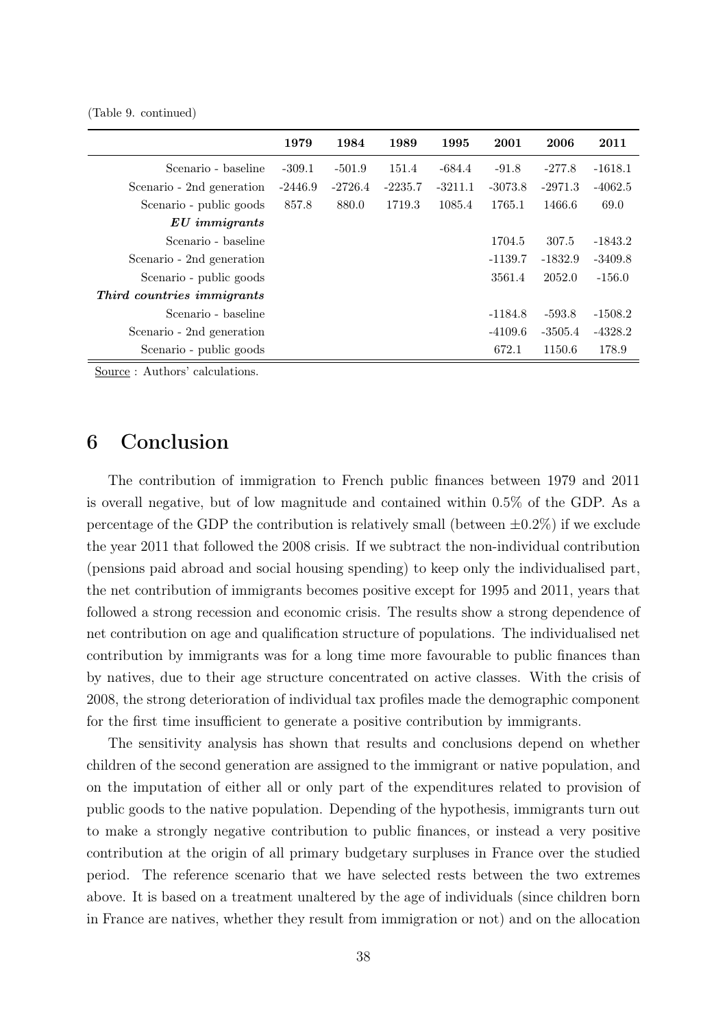(Table 9. continued)

| | 1979 | 1984 | 1989 | 1995 | 2001 | 2006 | 2011 |
|---|---|---|---|---|---|---|---|
| Scenario - baseline | -309.1 | -501.9 | 151.4 | -684.4 | -91.8 | -277.8 | -1618.1 |
| Scenario - 2nd generation | -2446.9 | -2726.4 | -2235.7 | -3211.1 | -3073.8 | -2971.3 | -4062.5 |
| Scenario - public goods | 857.8 | 880.0 | 1719.3 | 1085.4 | 1765.1 | 1466.6 | 69.0 |
| ***EU immigrants*** | | | | | | | |
| Scenario - baseline | | | | | 1704.5 | 307.5 | -1843.2 |
| Scenario - 2nd generation | | | | | -1139.7 | -1832.9 | -3409.8 |
| Scenario - public goods | | | | | 3561.4 | 2052.0 | -156.0 |
| ***Third countries immigrants*** | | | | | | | |
| Scenario - baseline | | | | | -1184.8 | -593.8 | -1508.2 |
| Scenario - 2nd generation | | | | | -4109.6 | -3505.4 | -4328.2 |
| Scenario - public goods | | | | | 672.1 | 1150.6 | 178.9 |

Source : Authors' calculations.

# 6 Conclusion

The contribution of immigration to French public finances between 1979 and 2011 is overall negative, but of low magnitude and contained within 0.5% of the GDP. As a percentage of the GDP the contribution is relatively small (between $\pm 0.2\%$) if we exclude the year 2011 that followed the 2008 crisis. If we subtract the non-individual contribution (pensions paid abroad and social housing spending) to keep only the individualised part, the net contribution of immigrants becomes positive except for 1995 and 2011, years that followed a strong recession and economic crisis. The results show a strong dependence of net contribution on age and qualification structure of populations. The individualised net contribution by immigrants was for a long time more favourable to public finances than by natives, due to their age structure concentrated on active classes. With the crisis of 2008, the strong deterioration of individual tax profiles made the demographic component for the first time insufficient to generate a positive contribution by immigrants.

The sensitivity analysis has shown that results and conclusions depend on whether children of the second generation are assigned to the immigrant or native population, and on the imputation of either all or only part of the expenditures related to provision of public goods to the native population. Depending of the hypothesis, immigrants turn out to make a strongly negative contribution to public finances, or instead a very positive contribution at the origin of all primary budgetary surpluses in France over the studied period. The reference scenario that we have selected rests between the two extremes above. It is based on a treatment unaltered by the age of individuals (since children born in France are natives, whether they result from immigration or not) and on the allocation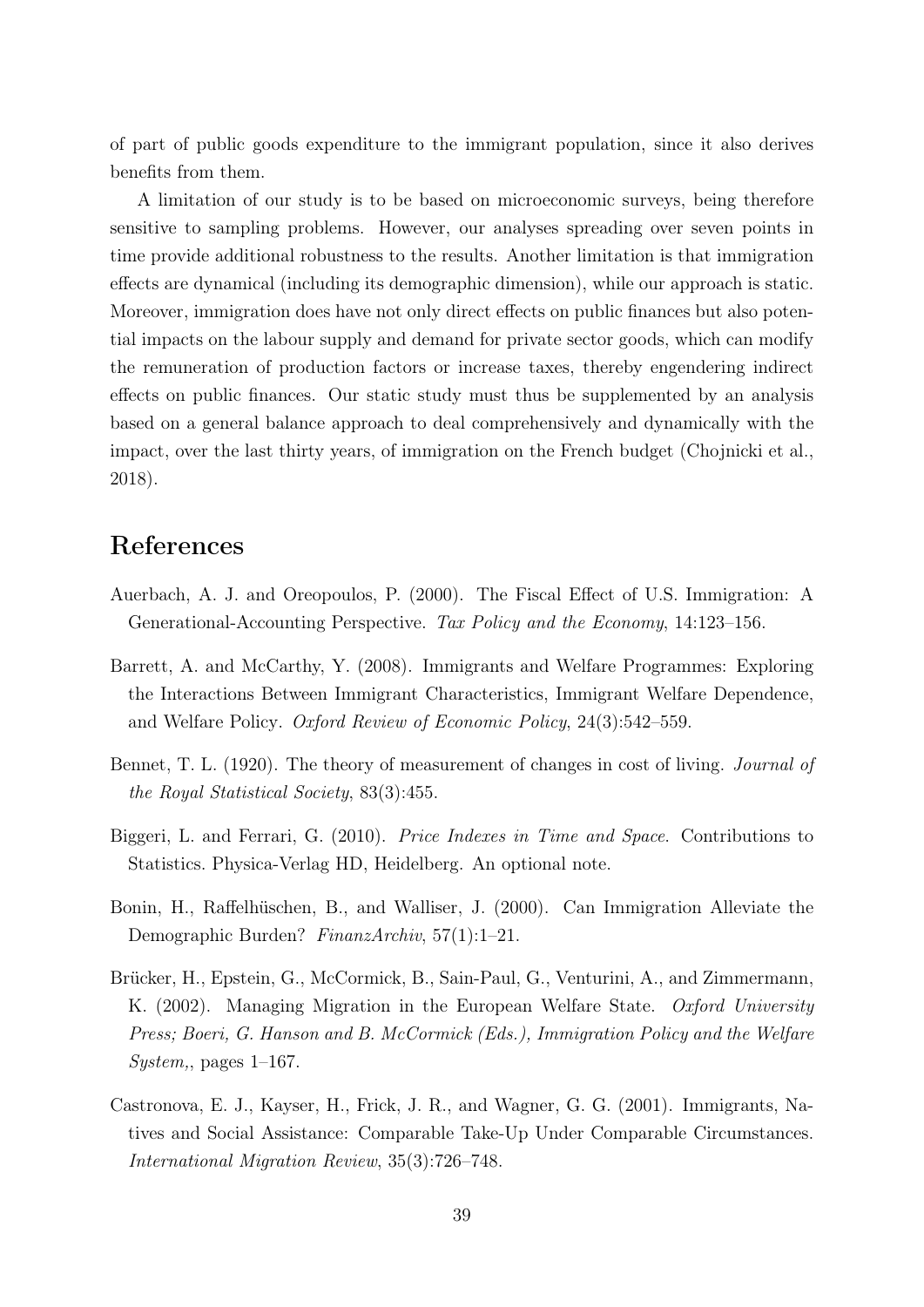of part of public goods expenditure to the immigrant population, since it also derives benefits from them.

A limitation of our study is to be based on microeconomic surveys, being therefore sensitive to sampling problems. However, our analyses spreading over seven points in time provide additional robustness to the results. Another limitation is that immigration effects are dynamical (including its demographic dimension), while our approach is static. Moreover, immigration does have not only direct effects on public finances but also potential impacts on the labour supply and demand for private sector goods, which can modify the remuneration of production factors or increase taxes, thereby engendering indirect effects on public finances. Our static study must thus be supplemented by an analysis based on a general balance approach to deal comprehensively and dynamically with the impact, over the last thirty years, of immigration on the French budget (Chojnicki et al., 2018).

# References

Auerbach, A. J. and Oreopoulos, P. (2000). The Fiscal Effect of U.S. Immigration: A Generational-Accounting Perspective. *Tax Policy and the Economy*, 14:123–156.

Barrett, A. and McCarthy, Y. (2008). Immigrants and Welfare Programmes: Exploring the Interactions Between Immigrant Characteristics, Immigrant Welfare Dependence, and Welfare Policy. *Oxford Review of Economic Policy*, 24(3):542–559.

Bennet, T. L. (1920). The theory of measurement of changes in cost of living. *Journal of the Royal Statistical Society*, 83(3):455.

Biggeri, L. and Ferrari, G. (2010). *Price Indexes in Time and Space*. Contributions to Statistics. Physica-Verlag HD, Heidelberg. An optional note.

Bonin, H., Raffelhüschen, B., and Walliser, J. (2000). Can Immigration Alleviate the Demographic Burden? *FinanzArchiv*, 57(1):1–21.

Brücker, H., Epstein, G., McCormick, B., Sain-Paul, G., Venturini, A., and Zimmermann, K. (2002). Managing Migration in the European Welfare State. *Oxford University Press; Boeri, G. Hanson and B. McCormick (Eds.), Immigration Policy and the Welfare System,*, pages 1–167.

Castronova, E. J., Kayser, H., Frick, J. R., and Wagner, G. G. (2001). Immigrants, Natives and Social Assistance: Comparable Take-Up Under Comparable Circumstances. *International Migration Review*, 35(3):726–748.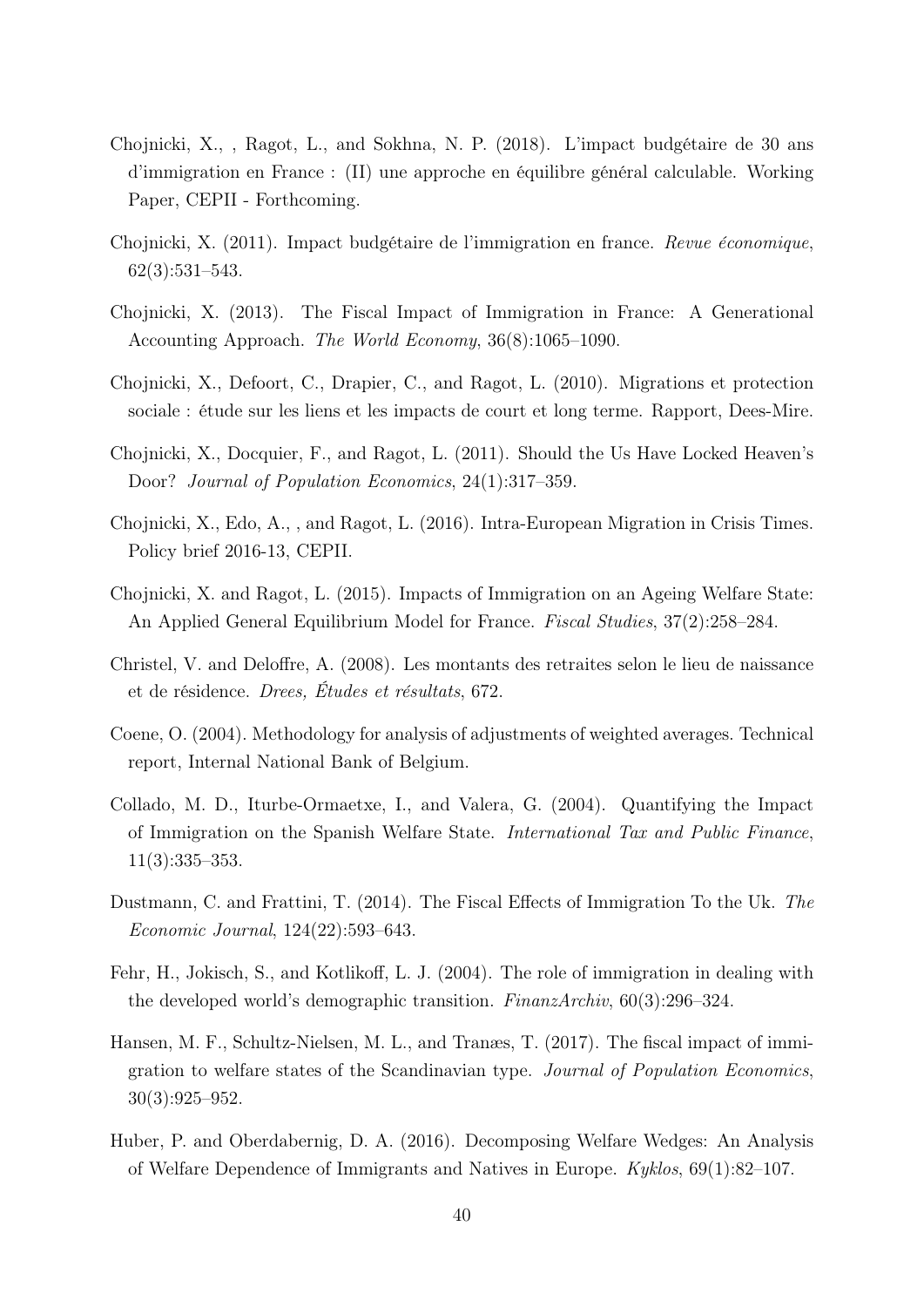Chojnicki, X., , Ragot, L., and Sokhna, N. P. (2018). L'impact budgétaire de 30 ans d'immigration en France : (II) une approche en équilibre général calculable. Working Paper, CEPII - Forthcoming.

Chojnicki, X. (2011). Impact budgétaire de l'immigration en france. *Revue économique*, 62(3):531–543.

Chojnicki, X. (2013). The Fiscal Impact of Immigration in France: A Generational Accounting Approach. *The World Economy*, 36(8):1065–1090.

Chojnicki, X., Defoort, C., Drapier, C., and Ragot, L. (2010). Migrations et protection sociale : étude sur les liens et les impacts de court et long terme. Rapport, Dees-Mire.

Chojnicki, X., Docquier, F., and Ragot, L. (2011). Should the Us Have Locked Heaven's Door? *Journal of Population Economics*, 24(1):317–359.

Chojnicki, X., Edo, A., , and Ragot, L. (2016). Intra-European Migration in Crisis Times. Policy brief 2016-13, CEPII.

Chojnicki, X. and Ragot, L. (2015). Impacts of Immigration on an Ageing Welfare State: An Applied General Equilibrium Model for France. *Fiscal Studies*, 37(2):258–284.

Christel, V. and Deloffre, A. (2008). Les montants des retraites selon le lieu de naissance et de résidence. *Drees, Études et résultats*, 672.

Coene, O. (2004). Methodology for analysis of adjustments of weighted averages. Technical report, Internal National Bank of Belgium.

Collado, M. D., Iturbe-Ormaetxe, I., and Valera, G. (2004). Quantifying the Impact of Immigration on the Spanish Welfare State. *International Tax and Public Finance*, 11(3):335–353.

Dustmann, C. and Frattini, T. (2014). The Fiscal Effects of Immigration To the Uk. *The Economic Journal*, 124(22):593–643.

Fehr, H., Jokisch, S., and Kotlikoff, L. J. (2004). The role of immigration in dealing with the developed world's demographic transition. *FinanzArchiv*, 60(3):296–324.

Hansen, M. F., Schultz-Nielsen, M. L., and Tranæs, T. (2017). The fiscal impact of immigration to welfare states of the Scandinavian type. *Journal of Population Economics*, 30(3):925–952.

Huber, P. and Oberdabernig, D. A. (2016). Decomposing Welfare Wedges: An Analysis of Welfare Dependence of Immigrants and Natives in Europe. *Kyklos*, 69(1):82–107.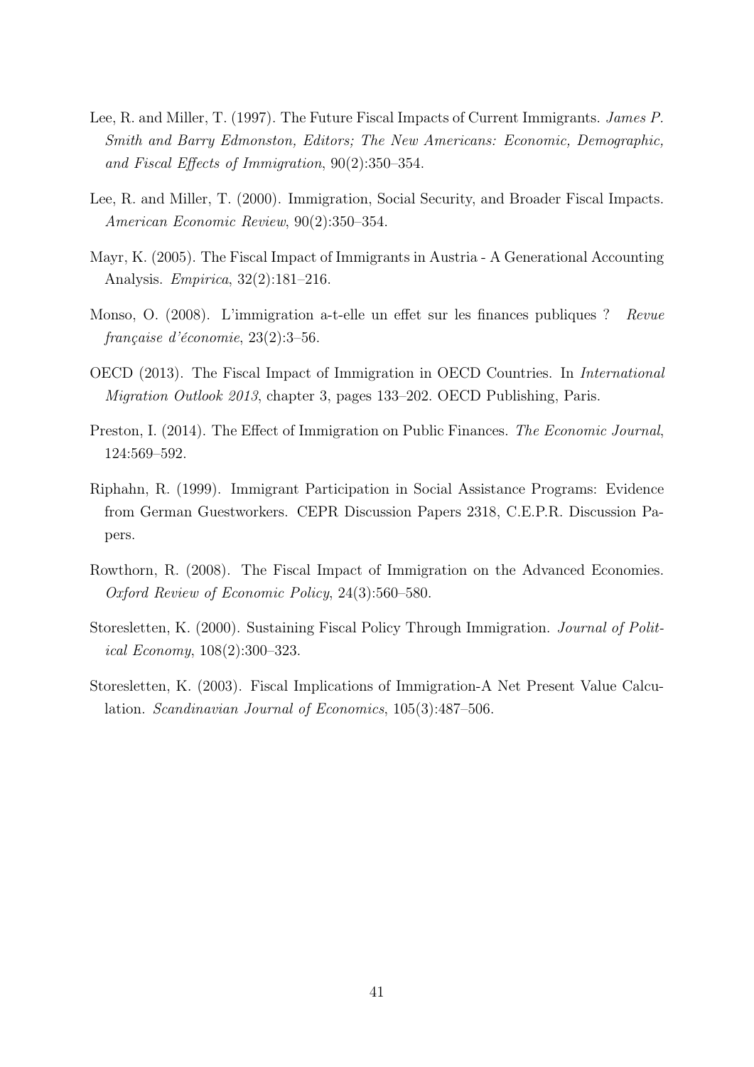Lee, R. and Miller, T. (1997). The Future Fiscal Impacts of Current Immigrants. *James P. Smith and Barry Edmonston, Editors; The New Americans: Economic, Demographic, and Fiscal Effects of Immigration*, 90(2):350–354.

Lee, R. and Miller, T. (2000). Immigration, Social Security, and Broader Fiscal Impacts. *American Economic Review*, 90(2):350–354.

Mayr, K. (2005). The Fiscal Impact of Immigrants in Austria - A Generational Accounting Analysis. *Empirica*, 32(2):181–216.

Monso, O. (2008). L'immigration a-t-elle un effet sur les finances publiques ? *Revue française d'économie*, 23(2):3–56.

OECD (2013). The Fiscal Impact of Immigration in OECD Countries. In *International Migration Outlook 2013*, chapter 3, pages 133–202. OECD Publishing, Paris.

Preston, I. (2014). The Effect of Immigration on Public Finances. *The Economic Journal*, 124:569–592.

Riphahn, R. (1999). Immigrant Participation in Social Assistance Programs: Evidence from German Guestworkers. CEPR Discussion Papers 2318, C.E.P.R. Discussion Papers.

Rowthorn, R. (2008). The Fiscal Impact of Immigration on the Advanced Economies. *Oxford Review of Economic Policy*, 24(3):560–580.

Storesletten, K. (2000). Sustaining Fiscal Policy Through Immigration. *Journal of Political Economy*, 108(2):300–323.

Storesletten, K. (2003). Fiscal Implications of Immigration-A Net Present Value Calculation. *Scandinavian Journal of Economics*, 105(3):487–506.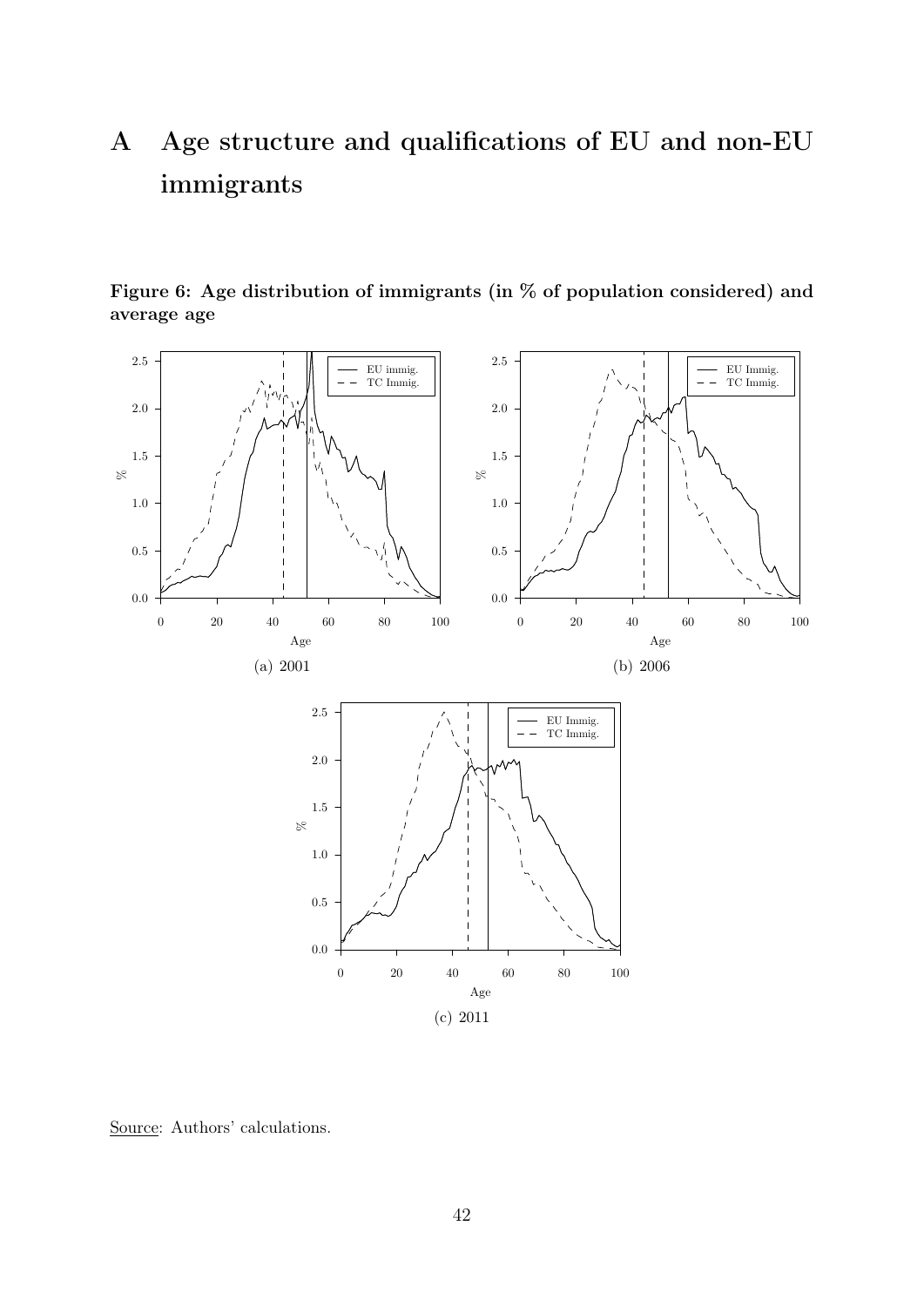# A Age structure and qualifications of EU and non-EU immigrants

**Figure 6: Age distribution of immigrants (in % of population considered) and average age**

(a) 2001

(b) 2006

(c) 2011

Source: Authors' calculations.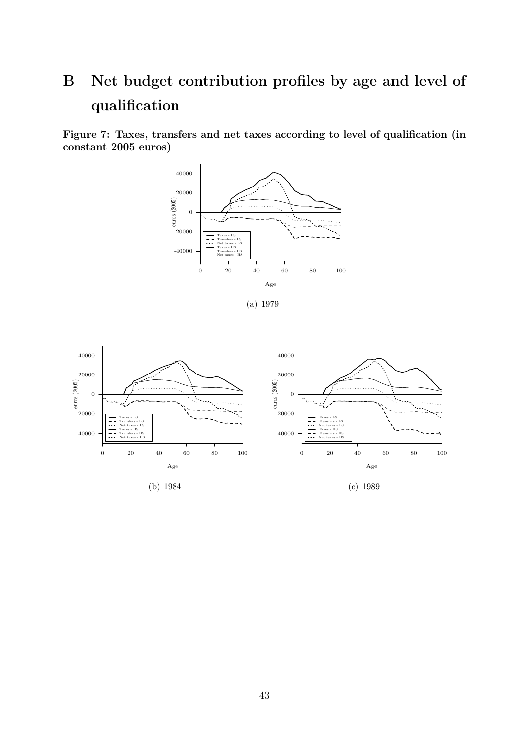# B Net budget contribution profiles by age and level of qualification

**Figure 7: Taxes, transfers and net taxes according to level of qualification (in constant 2005 euros)**

(a) 1979

(b) 1984

(c) 1989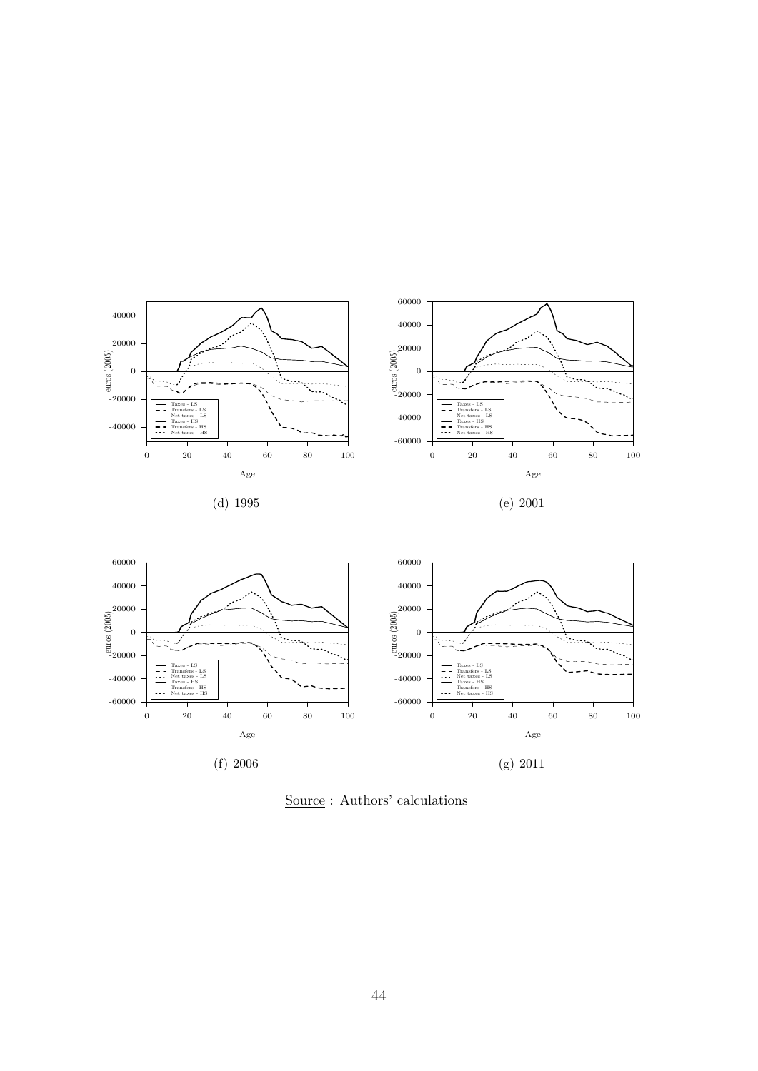(d) 1995

(e) 2001

(f) 2006

(g) 2011

Source : Authors' calculations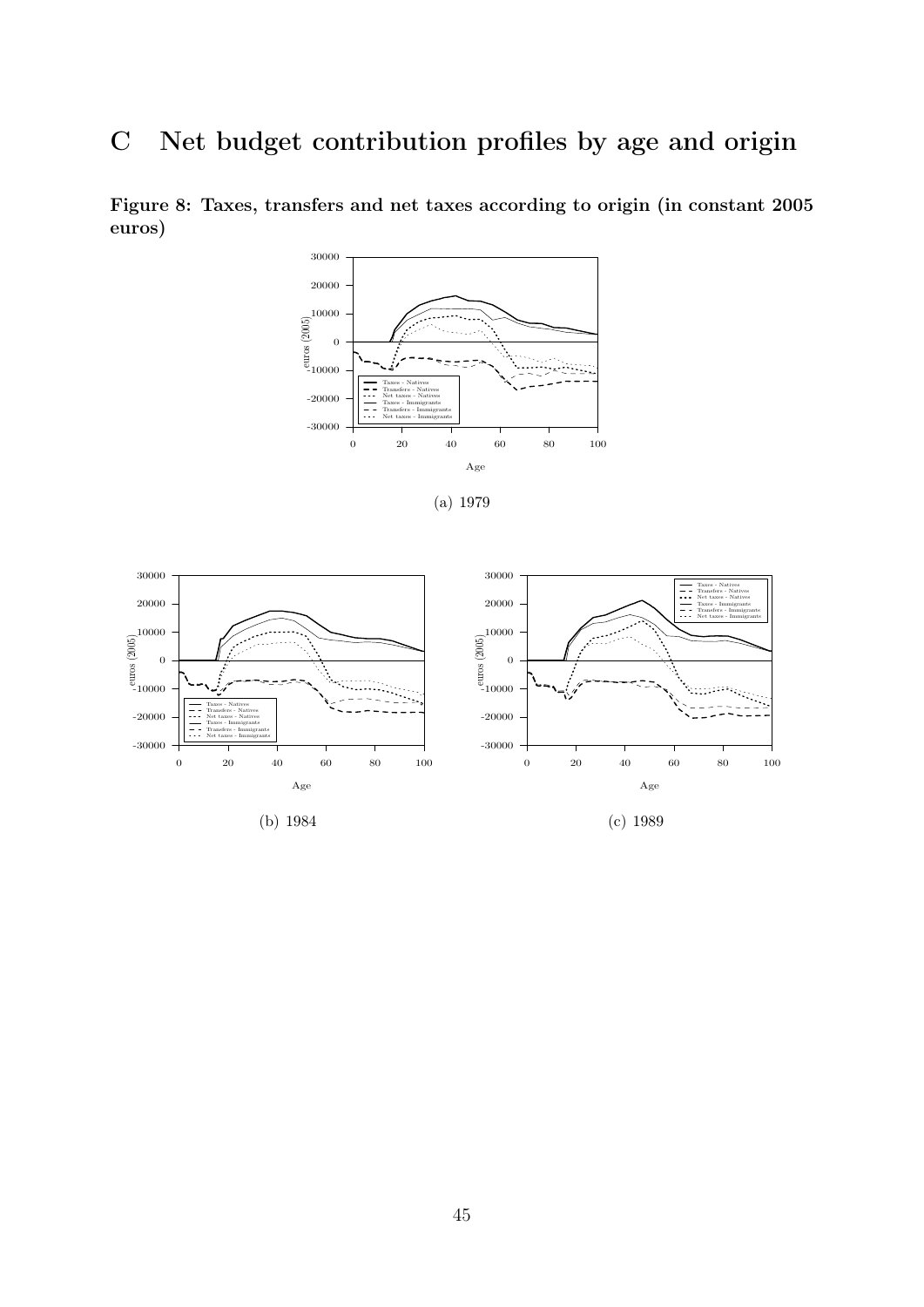# C Net budget contribution profiles by age and origin

**Figure 8: Taxes, transfers and net taxes according to origin (in constant 2005 euros)**

(a) 1979

(b) 1984

(c) 1989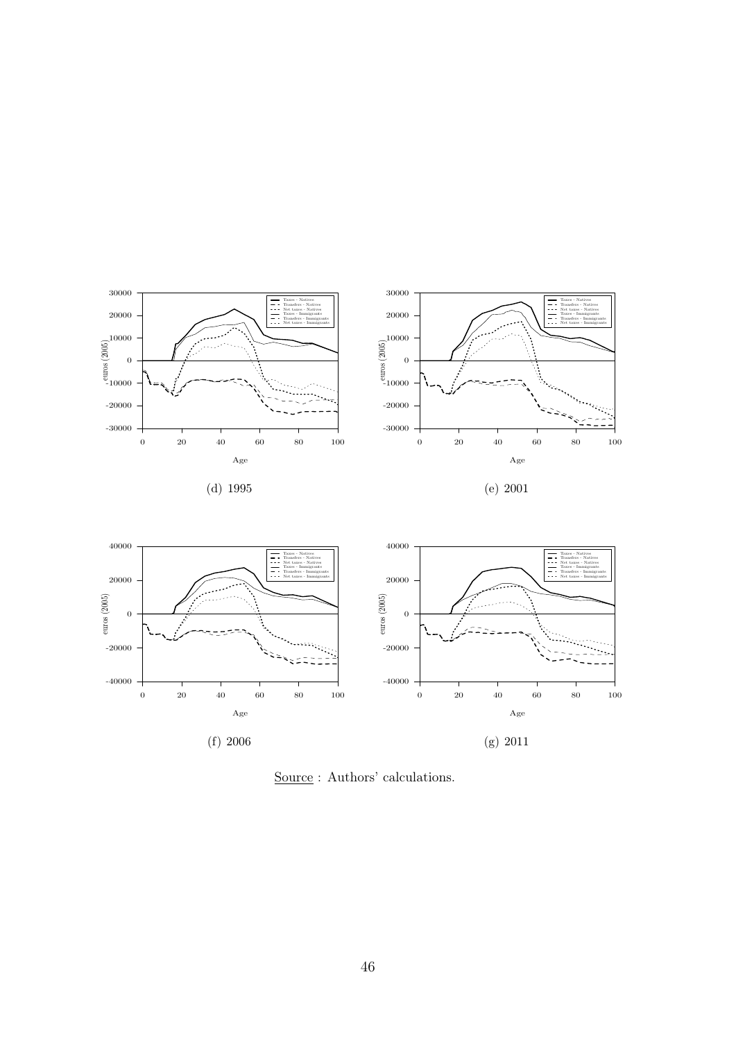(d) 1995

(e) 2001

(f) 2006

(g) 2011

Source : Authors' calculations.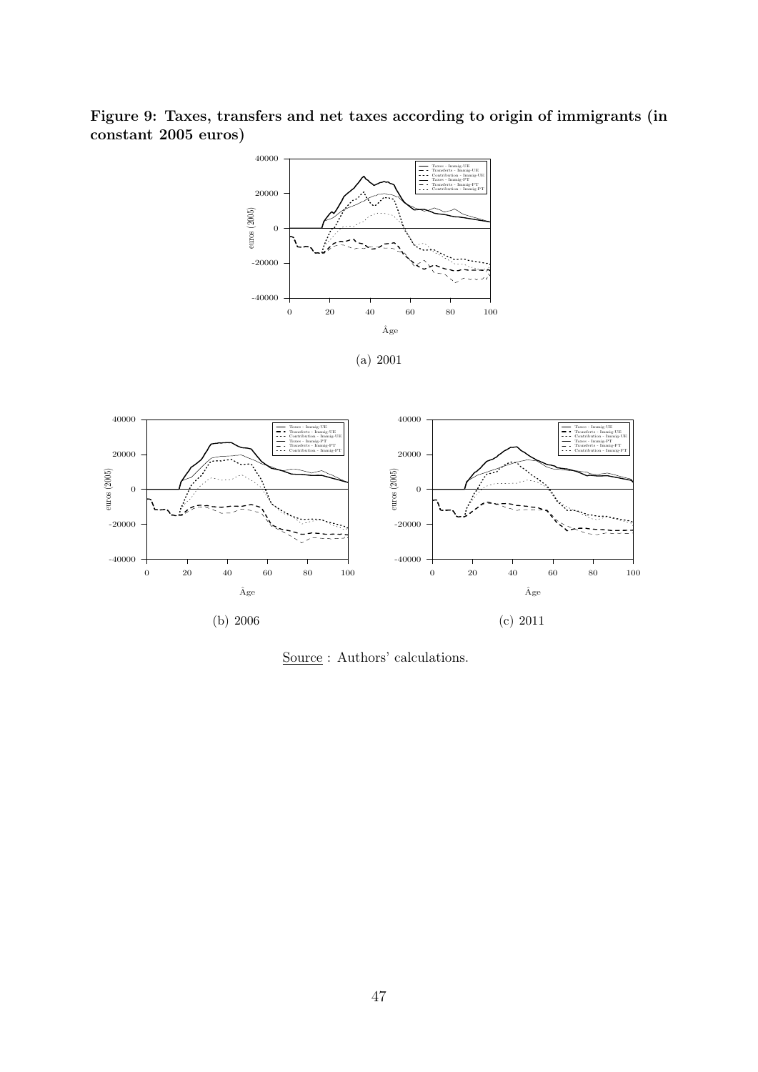**Figure 9: Taxes, transfers and net taxes according to origin of immigrants (in constant 2005 euros)**

(a) 2001

(b) 2006

(c) 2011

Source : Authors' calculations.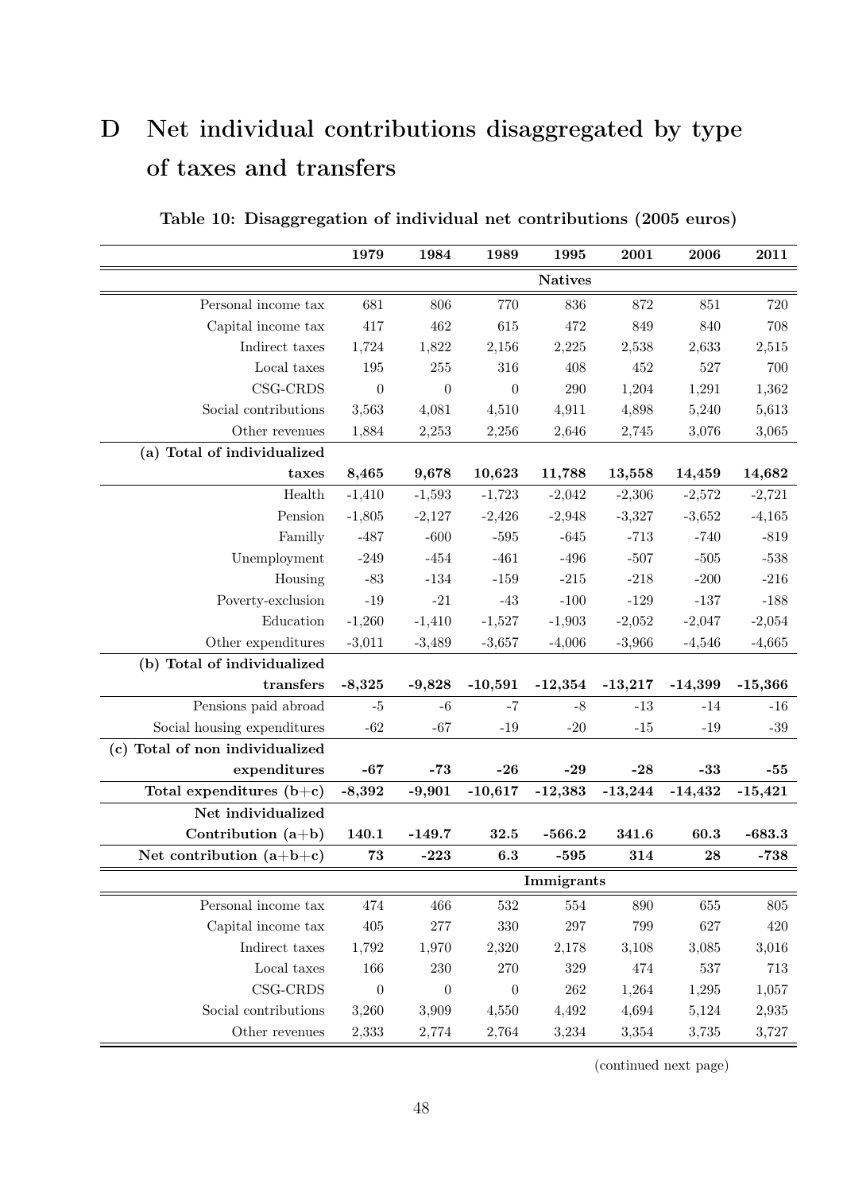# D Net individual contributions disaggregated by type of taxes and transfers

**Table 10: Disaggregation of individual net contributions (2005 euros)**

| | 1979 | 1984 | 1989 | 1995 | 2001 | 2006 | 2011 |
|---|---|---|---|---|---|---|---|
| | | | | **Natives** | | | |
| Personal income tax | 681 | 806 | 770 | 836 | 872 | 851 | 720 |
| Capital income tax | 417 | 462 | 615 | 472 | 849 | 840 | 708 |
| Indirect taxes | 1,724 | 1,822 | 2,156 | 2,225 | 2,538 | 2,633 | 2,515 |
| Local taxes | 195 | 255 | 316 | 408 | 452 | 527 | 700 |
| CSG-CRDS | 0 | 0 | 0 | 290 | 1,204 | 1,291 | 1,362 |
| Social contributions | 3,563 | 4,081 | 4,510 | 4,911 | 4,898 | 5,240 | 5,613 |
| Other revenues | 1,884 | 2,253 | 2,256 | 2,646 | 2,745 | 3,076 | 3,065 |
| **(a) Total of individualized taxes** | **8,465** | **9,678** | **10,623** | **11,788** | **13,558** | **14,459** | **14,682** |
| Health | -1,410 | -1,593 | -1,723 | -2,042 | -2,306 | -2,572 | -2,721 |
| Pension | -1,805 | -2,127 | -2,426 | -2,948 | -3,327 | -3,652 | -4,165 |
| Familly | -487 | -600 | -595 | -645 | -713 | -740 | -819 |
| Unemployment | -249 | -454 | -461 | -496 | -507 | -505 | -538 |
| Housing | -83 | -134 | -159 | -215 | -218 | -200 | -216 |
| Poverty-exclusion | -19 | -21 | -43 | -100 | -129 | -137 | -188 |
| Education | -1,260 | -1,410 | -1,527 | -1,903 | -2,052 | -2,047 | -2,054 |
| Other expenditures | -3,011 | -3,489 | -3,657 | -4,006 | -3,966 | -4,546 | -4,665 |
| **(b) Total of individualized transfers** | **-8,325** | **-9,828** | **-10,591** | **-12,354** | **-13,217** | **-14,399** | **-15,366** |
| Pensions paid abroad | -5 | -6 | -7 | -8 | -13 | -14 | -16 |
| Social housing expenditures | -62 | -67 | -19 | -20 | -15 | -19 | -39 |
| **(c) Total of non individualized expenditures** | **-67** | **-73** | **-26** | **-29** | **-28** | **-33** | **-55** |
| **Total expenditures (b+c)** | **-8,392** | **-9,901** | **-10,617** | **-12,383** | **-13,244** | **-14,432** | **-15,421** |
| **Net individualized Contribution (a+b)** | **140.1** | **-149.7** | **32.5** | **-566.2** | **341.6** | **60.3** | **-683.3** |
| **Net contribution (a+b+c)** | **73** | **-223** | **6.3** | **-595** | **314** | **28** | **-738** |
| | | | | **Immigrants** | | | |
| Personal income tax | 474 | 466 | 532 | 554 | 890 | 655 | 805 |
| Capital income tax | 405 | 277 | 330 | 297 | 799 | 627 | 420 |
| Indirect taxes | 1,792 | 1,970 | 2,320 | 2,178 | 3,108 | 3,085 | 3,016 |
| Local taxes | 166 | 230 | 270 | 329 | 474 | 537 | 713 |
| CSG-CRDS | 0 | 0 | 0 | 262 | 1,264 | 1,295 | 1,057 |
| Social contributions | 3,260 | 3,909 | 4,550 | 4,492 | 4,694 | 5,124 | 2,935 |
| Other revenues | 2,333 | 2,774 | 2,764 | 3,234 | 3,354 | 3,735 | 3,727 |

(continued next page)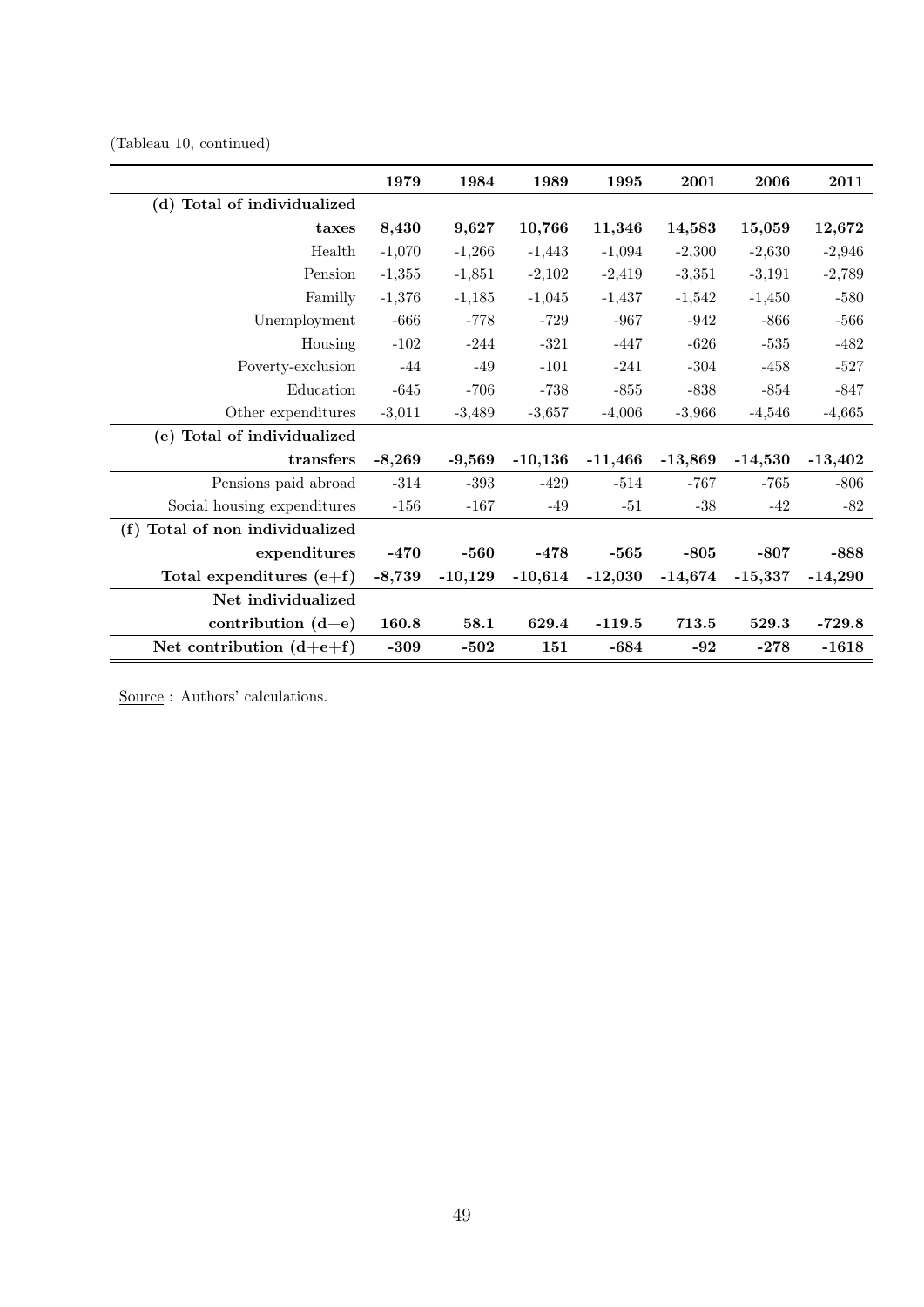(Tableau 10, continued)

| | 1979 | 1984 | 1989 | 1995 | 2001 | 2006 | 2011 |
|---|---|---|---|---|---|---|---|
| **(d) Total of individualized taxes** | **8,430** | **9,627** | **10,766** | **11,346** | **14,583** | **15,059** | **12,672** |
| Health | -1,070 | -1,266 | -1,443 | -1,094 | -2,300 | -2,630 | -2,946 |
| Pension | -1,355 | -1,851 | -2,102 | -2,419 | -3,351 | -3,191 | -2,789 |
| Familly | -1,376 | -1,185 | -1,045 | -1,437 | -1,542 | -1,450 | -580 |
| Unemployment | -666 | -778 | -729 | -967 | -942 | -866 | -566 |
| Housing | -102 | -244 | -321 | -447 | -626 | -535 | -482 |
| Poverty-exclusion | -44 | -49 | -101 | -241 | -304 | -458 | -527 |
| Education | -645 | -706 | -738 | -855 | -838 | -854 | -847 |
| Other expenditures | -3,011 | -3,489 | -3,657 | -4,006 | -3,966 | -4,546 | -4,665 |
| **(e) Total of individualized transfers** | **-8,269** | **-9,569** | **-10,136** | **-11,466** | **-13,869** | **-14,530** | **-13,402** |
| Pensions paid abroad | -314 | -393 | -429 | -514 | -767 | -765 | -806 |
| Social housing expenditures | -156 | -167 | -49 | -51 | -38 | -42 | -82 |
| **(f) Total of non individualized expenditures** | **-470** | **-560** | **-478** | **-565** | **-805** | **-807** | **-888** |
| **Total expenditures (e+f)** | **-8,739** | **-10,129** | **-10,614** | **-12,030** | **-14,674** | **-15,337** | **-14,290** |
| **Net individualized contribution (d+e)** | **160.8** | **58.1** | **629.4** | **-119.5** | **713.5** | **529.3** | **-729.8** |
| **Net contribution (d+e+f)** | **-309** | **-502** | **151** | **-684** | **-92** | **-278** | **-1618** |

Source : Authors' calculations.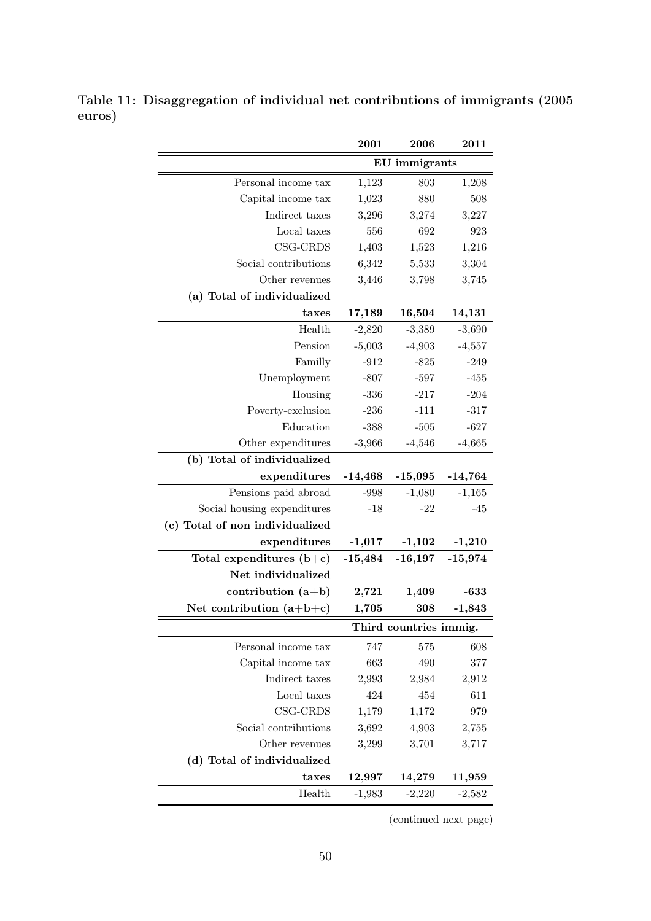**Table 11: Disaggregation of individual net contributions of immigrants (2005 euros)**

| | 2001 | 2006 | 2011 |
|---|---|---|---|
| | **EU immigrants** | | |
| Personal income tax | 1,123 | 803 | 1,208 |
| Capital income tax | 1,023 | 880 | 508 |
| Indirect taxes | 3,296 | 3,274 | 3,227 |
| Local taxes | 556 | 692 | 923 |
| CSG-CRDS | 1,403 | 1,523 | 1,216 |
| Social contributions | 6,342 | 5,533 | 3,304 |
| Other revenues | 3,446 | 3,798 | 3,745 |
| **(a) Total of individualized taxes** | **17,189** | **16,504** | **14,131** |
| Health | -2,820 | -3,389 | -3,690 |
| Pension | -5,003 | -4,903 | -4,557 |
| Familly | -912 | -825 | -249 |
| Unemployment | -807 | -597 | -455 |
| Housing | -336 | -217 | -204 |
| Poverty-exclusion | -236 | -111 | -317 |
| Education | -388 | -505 | -627 |
| Other expenditures | -3,966 | -4,546 | -4,665 |
| **(b) Total of individualized expenditures** | **-14,468** | **-15,095** | **-14,764** |
| Pensions paid abroad | -998 | -1,080 | -1,165 |
| Social housing expenditures | -18 | -22 | -45 |
| **(c) Total of non individualized expenditures** | **-1,017** | **-1,102** | **-1,210** |
| **Total expenditures (b+c)** | **-15,484** | **-16,197** | **-15,974** |
| **Net individualized contribution (a+b)** | **2,721** | **1,409** | **-633** |
| **Net contribution (a+b+c)** | **1,705** | **308** | **-1,843** |
| | **Third countries immig.** | | |
| Personal income tax | 747 | 575 | 608 |
| Capital income tax | 663 | 490 | 377 |
| Indirect taxes | 2,993 | 2,984 | 2,912 |
| Local taxes | 424 | 454 | 611 |
| CSG-CRDS | 1,179 | 1,172 | 979 |
| Social contributions | 3,692 | 4,903 | 2,755 |
| Other revenues | 3,299 | 3,701 | 3,717 |
| **(d) Total of individualized taxes** | **12,997** | **14,279** | **11,959** |
| Health | -1,983 | -2,220 | -2,582 |

(continued next page)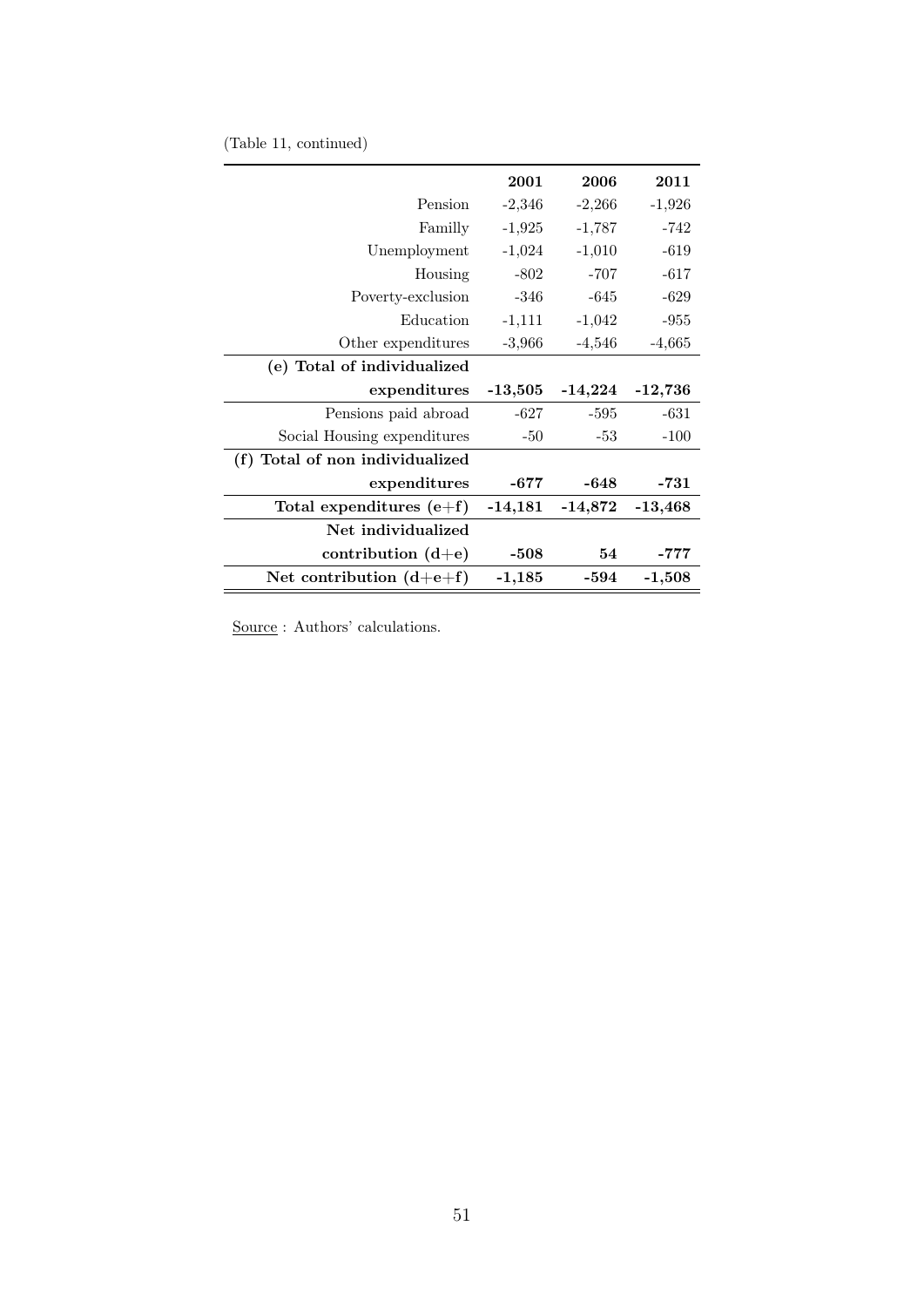(Table 11, continued)

| | 2001 | 2006 | 2011 |
|---|---|---|---|
| Pension | -2,346 | -2,266 | -1,926 |
| Familly | -1,925 | -1,787 | -742 |
| Unemployment | -1,024 | -1,010 | -619 |
| Housing | -802 | -707 | -617 |
| Poverty-exclusion | -346 | -645 | -629 |
| Education | -1,111 | -1,042 | -955 |
| Other expenditures | -3,966 | -4,546 | -4,665 |
| **(e) Total of individualized expenditures** | **-13,505** | **-14,224** | **-12,736** |
| Pensions paid abroad | -627 | -595 | -631 |
| Social Housing expenditures | -50 | -53 | -100 |
| **(f) Total of non individualized expenditures** | **-677** | **-648** | **-731** |
| **Total expenditures (e+f)** | **-14,181** | **-14,872** | **-13,468** |
| **Net individualized contribution (d+e)** | **-508** | **54** | **-777** |
| **Net contribution (d+e+f)** | **-1,185** | **-594** | **-1,508** |

Source : Authors' calculations.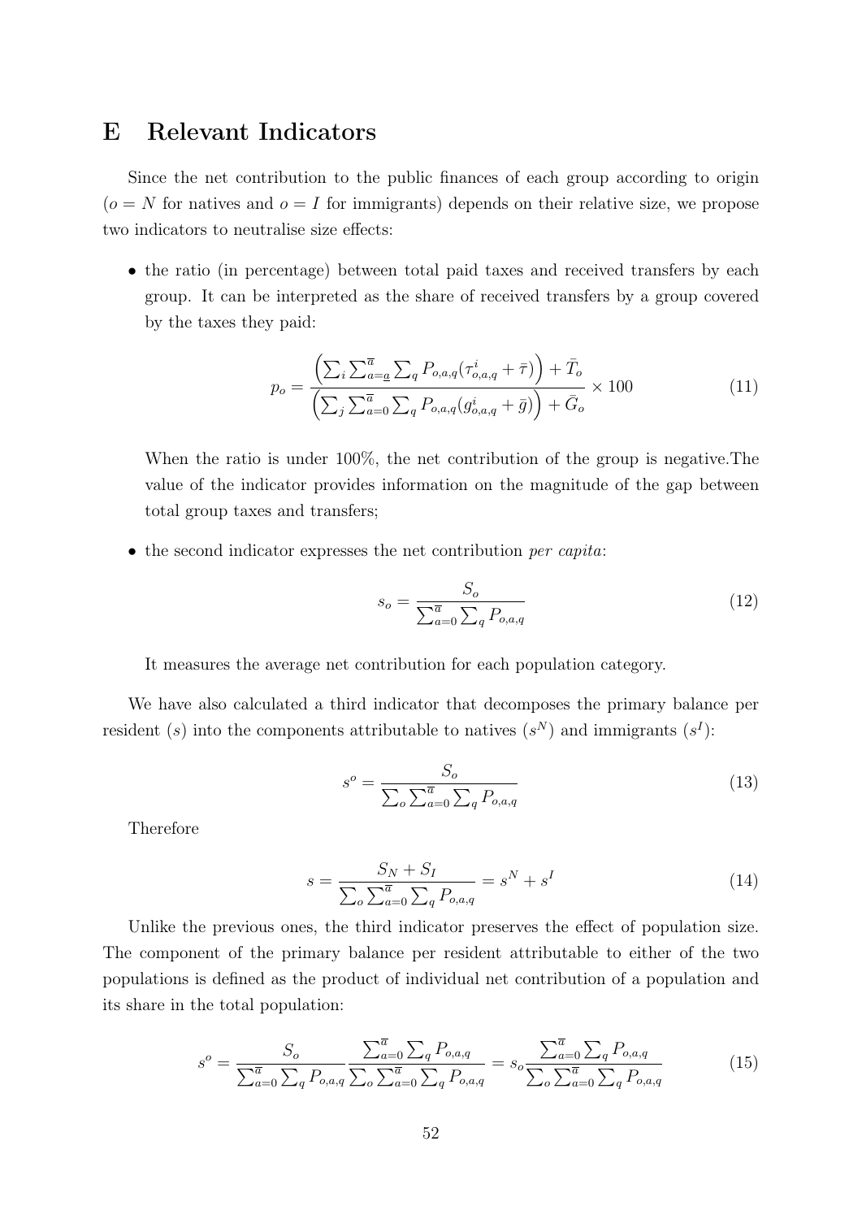# E Relevant Indicators

Since the net contribution to the public finances of each group according to origin ($o = N$ for natives and $o = I$ for immigrants) depends on their relative size, we propose two indicators to neutralise size effects:

- the ratio (in percentage) between total paid taxes and received transfers by each group. It can be interpreted as the share of received transfers by a group covered by the taxes they paid:

$$p_o = \frac{\left(\sum_i \sum_{a=\underline{a}}^{\overline{a}} \sum_q P_{o,a,q}(\tau^i_{o,a,q} + \bar{\tau})\right) + \bar{T}_o}{\left(\sum_j \sum_{a=0}^{\overline{a}} \sum_q P_{o,a,q}(g^i_{o,a,q} + \bar{g})\right) + \bar{G}_o} \times 100 \tag{11}$$

  When the ratio is under 100%, the net contribution of the group is negative.The value of the indicator provides information on the magnitude of the gap between total group taxes and transfers;

- the second indicator expresses the net contribution *per capita*:

$$s_o = \frac{S_o}{\sum_{a=0}^{\overline{a}} \sum_q P_{o,a,q}} \tag{12}$$

  It measures the average net contribution for each population category.

We have also calculated a third indicator that decomposes the primary balance per resident ($s$) into the components attributable to natives ($s^N$) and immigrants ($s^I$):

$$s^o = \frac{S_o}{\sum_o \sum_{a=0}^{\overline{a}} \sum_q P_{o,a,q}} \tag{13}$$

Therefore

$$s = \frac{S_N + S_I}{\sum_o \sum_{a=0}^{\overline{a}} \sum_q P_{o,a,q}} = s^N + s^I \tag{14}$$

Unlike the previous ones, the third indicator preserves the effect of population size. The component of the primary balance per resident attributable to either of the two populations is defined as the product of individual net contribution of a population and its share in the total population:

$$s^o = \frac{S_o}{\sum_{a=0}^{\overline{a}} \sum_q P_{o,a,q}} \frac{\sum_{a=0}^{\overline{a}} \sum_q P_{o,a,q}}{\sum_o \sum_{a=0}^{\overline{a}} \sum_q P_{o,a,q}} = s_o \frac{\sum_{a=0}^{\overline{a}} \sum_q P_{o,a,q}}{\sum_o \sum_{a=0}^{\overline{a}} \sum_q P_{o,a,q}} \tag{15}$$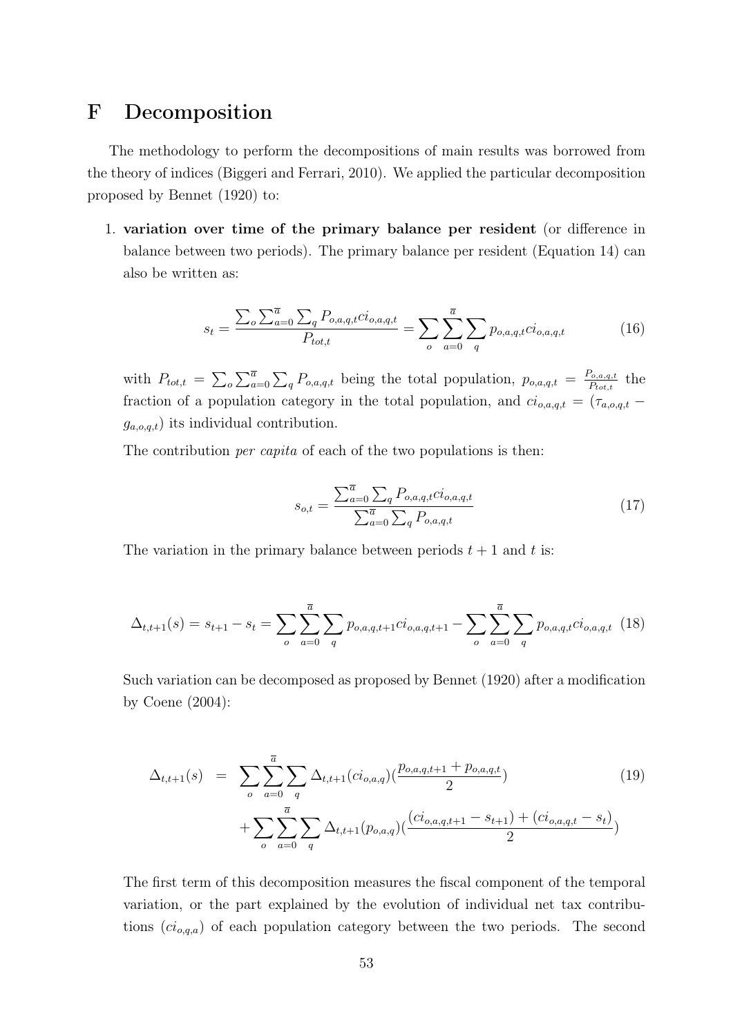# F Decomposition

The methodology to perform the decompositions of main results was borrowed from the theory of indices (Biggeri and Ferrari, 2010). We applied the particular decomposition proposed by Bennet (1920) to:

1. **variation over time of the primary balance per resident** (or difference in balance between two periods). The primary balance per resident (Equation 14) can also be written as:

$$s_t = \frac{\sum_o \sum_{a=0}^{\overline{a}} \sum_q P_{o,a,q,t} ci_{o,a,q,t}}{P_{tot,t}} = \sum_o \sum_{a=0}^{\overline{a}} \sum_q p_{o,a,q,t} ci_{o,a,q,t} \tag{16}$$

   with $P_{tot,t} = \sum_o \sum_{a=0}^{\overline{a}} \sum_q P_{o,a,q,t}$ being the total population, $p_{o,a,q,t} = \frac{P_{o,a,q,t}}{P_{tot,t}}$ the fraction of a population category in the total population, and $ci_{o,a,q,t} = (\tau_{a,o,q,t} - g_{a,o,q,t})$ its individual contribution.

   The contribution *per capita* of each of the two populations is then:

$$s_{o,t} = \frac{\sum_{a=0}^{\overline{a}} \sum_q P_{o,a,q,t} ci_{o,a,q,t}}{\sum_{a=0}^{\overline{a}} \sum_q P_{o,a,q,t}} \tag{17}$$

   The variation in the primary balance between periods $t+1$ and $t$ is:

$$\Delta_{t,t+1}(s) = s_{t+1} - s_t = \sum_o \sum_{a=0}^{\overline{a}} \sum_q p_{o,a,q,t+1} ci_{o,a,q,t+1} - \sum_o \sum_{a=0}^{\overline{a}} \sum_q p_{o,a,q,t} ci_{o,a,q,t} \tag{18}$$

   Such variation can be decomposed as proposed by Bennet (1920) after a modification by Coene (2004):

$$\begin{aligned} \Delta_{t,t+1}(s) &= \sum_o \sum_{a=0}^{\overline{a}} \sum_q \Delta_{t,t+1}(ci_{o,a,q}) \left(\frac{p_{o,a,q,t+1} + p_{o,a,q,t}}{2}\right) \\ &+ \sum_o \sum_{a=0}^{\overline{a}} \sum_q \Delta_{t,t+1}(p_{o,a,q}) \left(\frac{(ci_{o,a,q,t+1} - s_{t+1}) + (ci_{o,a,q,t} - s_t)}{2}\right) \end{aligned} \tag{19}$$

   The first term of this decomposition measures the fiscal component of the temporal variation, or the part explained by the evolution of individual net tax contributions ($ci_{o,q,a}$) of each population category between the two periods. The second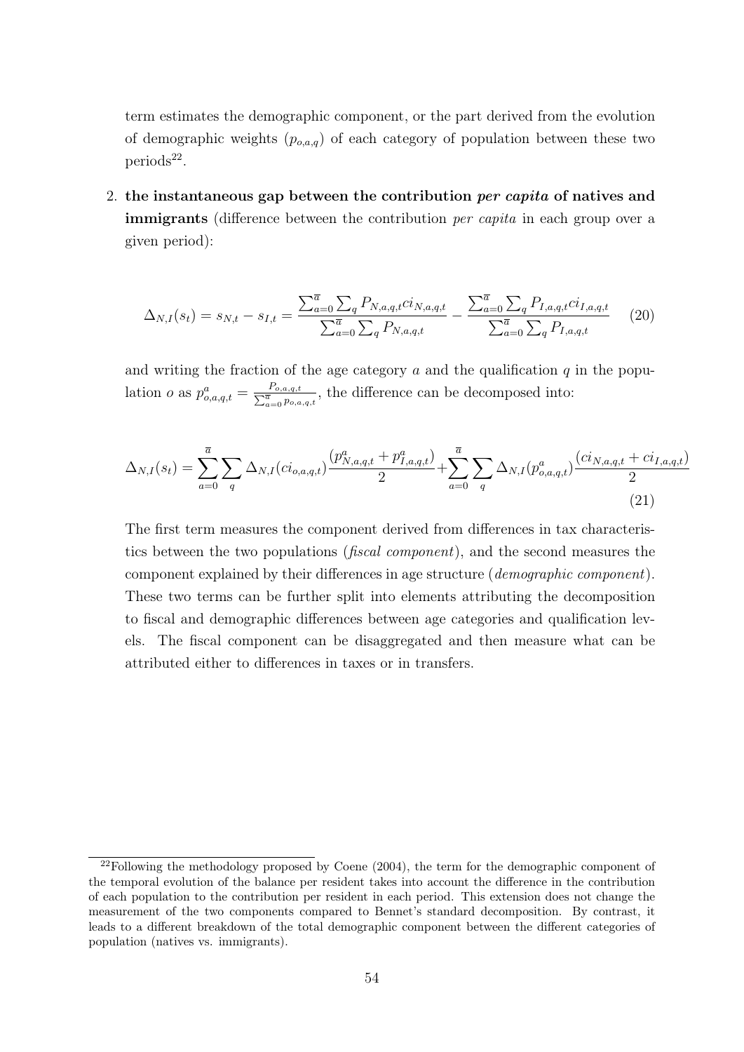term estimates the demographic component, or the part derived from the evolution of demographic weights ($p_{o,a,q}$) of each category of population between these two periods[22].

2. **the instantaneous gap between the contribution *per capita* of natives and immigrants** (difference between the contribution *per capita* in each group over a given period):

$$\Delta_{N,I}(s_t) = s_{N,t} - s_{I,t} = \frac{\sum_{a=0}^{\overline{a}} \sum_q P_{N,a,q,t} ci_{N,a,q,t}}{\sum_{a=0}^{\overline{a}} \sum_q P_{N,a,q,t}} - \frac{\sum_{a=0}^{\overline{a}} \sum_q P_{I,a,q,t} ci_{I,a,q,t}}{\sum_{a=0}^{\overline{a}} \sum_q P_{I,a,q,t}} \tag{20}$$

and writing the fraction of the age category $a$ and the qualification $q$ in the population $o$ as $p^a_{o,a,q,t} = \frac{P_{o,a,q,t}}{\sum_{a=0}^{\overline{a}} p_{o,a,q,t}}$, the difference can be decomposed into:

$$\Delta_{N,I}(s_t) = \sum_{a=0}^{\overline{a}} \sum_q \Delta_{N,I}(ci_{o,a,q,t}) \frac{(p^a_{N,a,q,t} + p^a_{I,a,q,t})}{2} + \sum_{a=0}^{\overline{a}} \sum_q \Delta_{N,I}(p^a_{o,a,q,t}) \frac{(ci_{N,a,q,t} + ci_{I,a,q,t})}{2} \tag{21}$$

The first term measures the component derived from differences in tax characteristics between the two populations (*fiscal component*), and the second measures the component explained by their differences in age structure (*demographic component*). These two terms can be further split into elements attributing the decomposition to fiscal and demographic differences between age categories and qualification levels. The fiscal component can be disaggregated and then measure what can be attributed either to differences in taxes or in transfers.

[22] Following the methodology proposed by Coene (2004), the term for the demographic component of the temporal evolution of the balance per resident takes into account the difference in the contribution of each population to the contribution per resident in each period. This extension does not change the measurement of the two components compared to Bennet's standard decomposition. By contrast, it leads to a different breakdown of the total demographic component between the different categories of population (natives vs. immigrants).